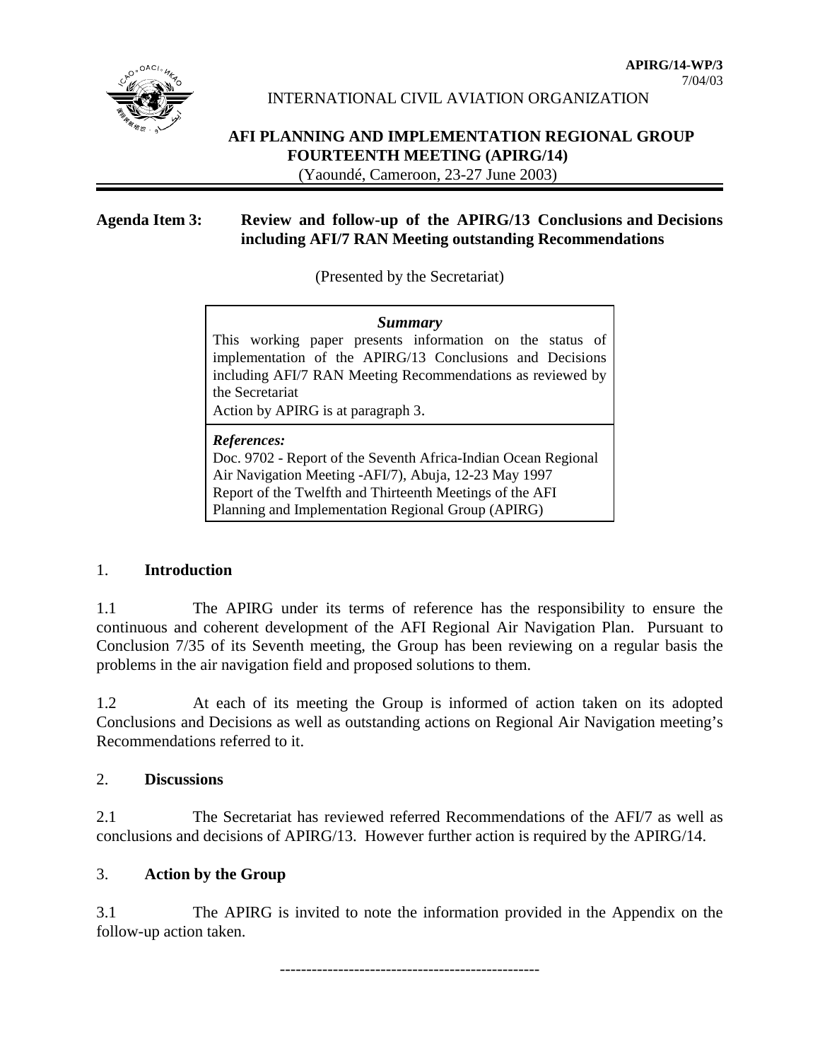**APIRG/14-WP/3**
7/04/03

INTERNATIONAL CIVIL AVIATION ORGANIZATION

# AFI PLANNING AND IMPLEMENTATION REGIONAL GROUP FOURTEENTH MEETING (APIRG/14)

(Yaoundé, Cameroon, 23-27 June 2003)

**Agenda Item 3: Review and follow-up of the APIRG/13 Conclusions and Decisions including AFI/7 RAN Meeting outstanding Recommendations**

(Presented by the Secretariat)

> ***Summary***
>
> This working paper presents information on the status of implementation of the APIRG/13 Conclusions and Decisions including AFI/7 RAN Meeting Recommendations as reviewed by the Secretariat
>
> Action by APIRG is at paragraph 3.
>
> ***References:***
>
> Doc. 9702 - Report of the Seventh Africa-Indian Ocean Regional Air Navigation Meeting -AFI/7), Abuja, 12-23 May 1997
>
> Report of the Twelfth and Thirteenth Meetings of the AFI Planning and Implementation Regional Group (APIRG)

## 1. **Introduction**

1.1 The APIRG under its terms of reference has the responsibility to ensure the continuous and coherent development of the AFI Regional Air Navigation Plan. Pursuant to Conclusion 7/35 of its Seventh meeting, the Group has been reviewing on a regular basis the problems in the air navigation field and proposed solutions to them.

1.2 At each of its meeting the Group is informed of action taken on its adopted Conclusions and Decisions as well as outstanding actions on Regional Air Navigation meeting's Recommendations referred to it.

## 2. **Discussions**

2.1 The Secretariat has reviewed referred Recommendations of the AFI/7 as well as conclusions and decisions of APIRG/13. However further action is required by the APIRG/14.

## 3. **Action by the Group**

3.1 The APIRG is invited to note the information provided in the Appendix on the follow-up action taken.

-----------------------------------------------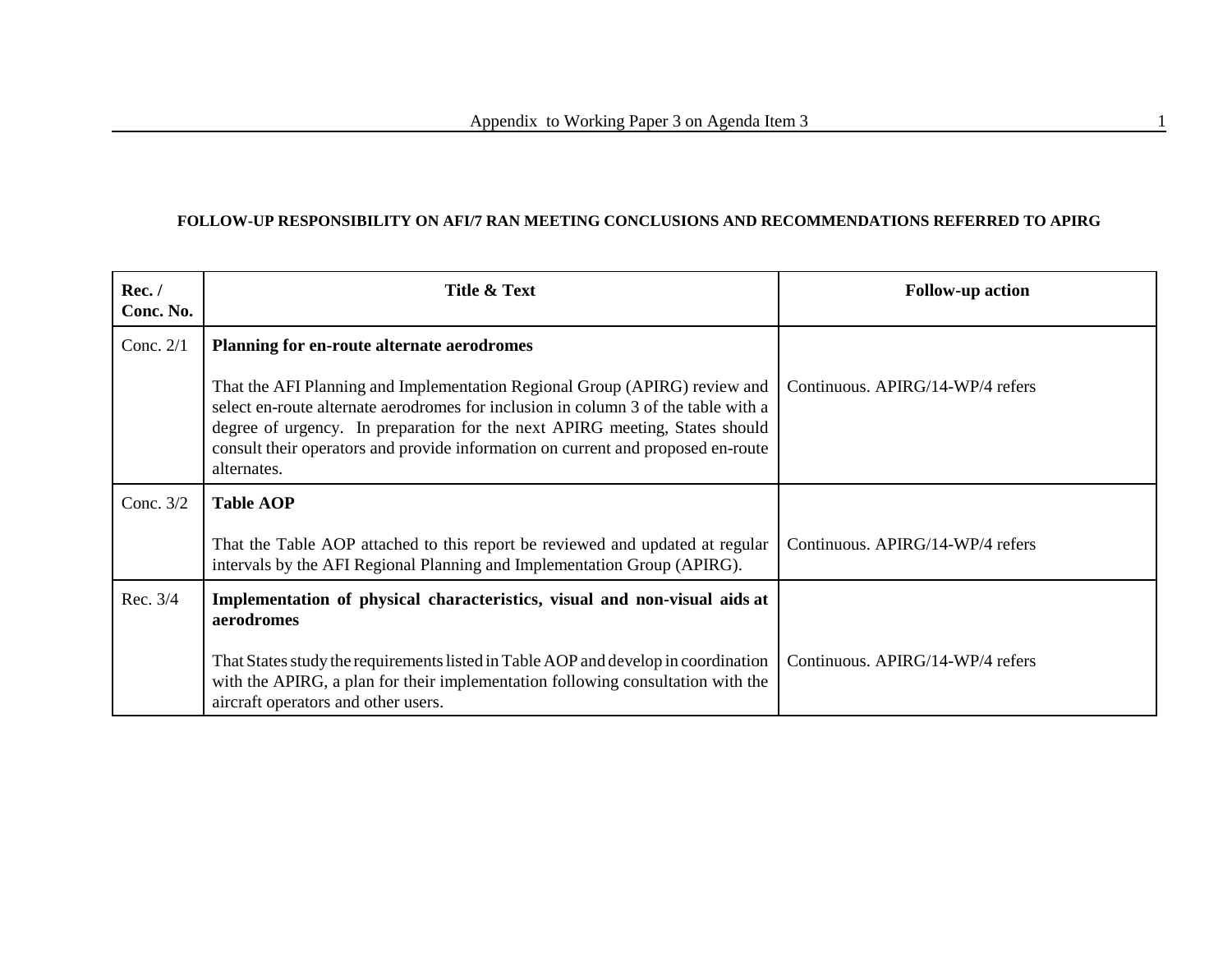**FOLLOW-UP RESPONSIBILITY ON AFI/7 RAN MEETING CONCLUSIONS AND RECOMMENDATIONS REFERRED TO APIRG**

| Rec. / Conc. No. | Title & Text | Follow-up action |
|---|---|---|
| Conc. 2/1 | **Planning for en-route alternate aerodromes**<br><br>That the AFI Planning and Implementation Regional Group (APIRG) review and select en-route alternate aerodromes for inclusion in column 3 of the table with a degree of urgency. In preparation for the next APIRG meeting, States should consult their operators and provide information on current and proposed en-route alternates. | Continuous. APIRG/14-WP/4 refers |
| Conc. 3/2 | **Table AOP**<br><br>That the Table AOP attached to this report be reviewed and updated at regular intervals by the AFI Regional Planning and Implementation Group (APIRG). | Continuous. APIRG/14-WP/4 refers |
| Rec. 3/4 | **Implementation of physical characteristics, visual and non-visual aids at aerodromes**<br><br>That States study the requirements listed in Table AOP and develop in coordination with the APIRG, a plan for their implementation following consultation with the aircraft operators and other users. | Continuous. APIRG/14-WP/4 refers |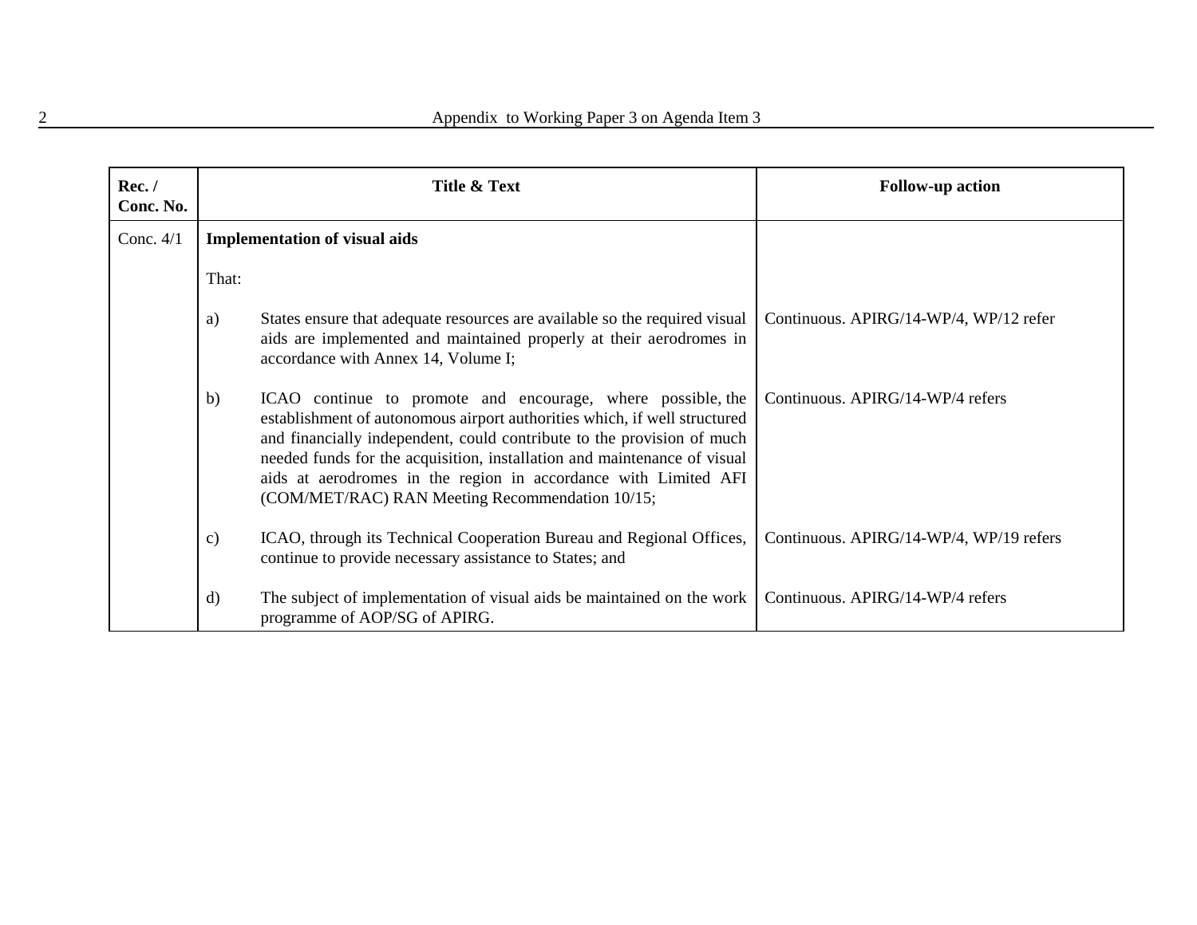| Rec. / Conc. No. | Title & Text | Follow-up action |
|---|---|---|
| Conc. 4/1 | **Implementation of visual aids** | |
| | That: | |
| | a) States ensure that adequate resources are available so the required visual aids are implemented and maintained properly at their aerodromes in accordance with Annex 14, Volume I; | Continuous. APIRG/14-WP/4, WP/12 refer |
| | b) ICAO continue to promote and encourage, where possible, the establishment of autonomous airport authorities which, if well structured and financially independent, could contribute to the provision of much needed funds for the acquisition, installation and maintenance of visual aids at aerodromes in the region in accordance with Limited AFI (COM/MET/RAC) RAN Meeting Recommendation 10/15; | Continuous. APIRG/14-WP/4 refers |
| | c) ICAO, through its Technical Cooperation Bureau and Regional Offices, continue to provide necessary assistance to States; and | Continuous. APIRG/14-WP/4, WP/19 refers |
| | d) The subject of implementation of visual aids be maintained on the work programme of AOP/SG of APIRG. | Continuous. APIRG/14-WP/4 refers |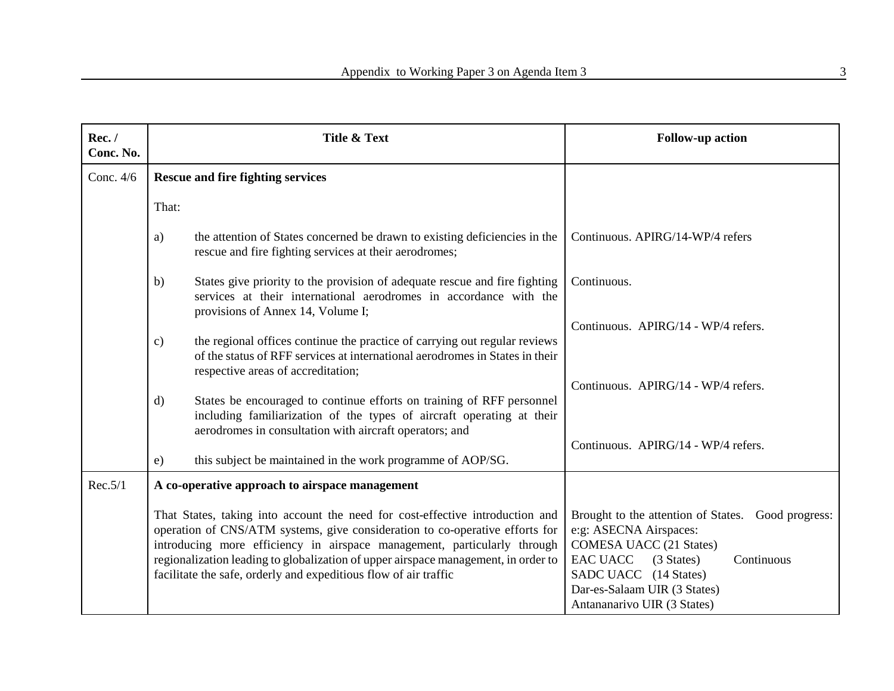| Rec. / Conc. No. | Title & Text | Follow-up action |
|---|---|---|
| Conc. 4/6 | **Rescue and fire fighting services** | |
| | That: | |
| | a) the attention of States concerned be drawn to existing deficiencies in the rescue and fire fighting services at their aerodromes; | Continuous. APIRG/14-WP/4 refers |
| | b) States give priority to the provision of adequate rescue and fire fighting services at their international aerodromes in accordance with the provisions of Annex 14, Volume I; | Continuous. |
| | c) the regional offices continue the practice of carrying out regular reviews of the status of RFF services at international aerodromes in States in their respective areas of accreditation; | Continuous. APIRG/14 - WP/4 refers. |
| | d) States be encouraged to continue efforts on training of RFF personnel including familiarization of the types of aircraft operating at their aerodromes in consultation with aircraft operators; and | Continuous. APIRG/14 - WP/4 refers. |
| | e) this subject be maintained in the work programme of AOP/SG. | Continuous. APIRG/14 - WP/4 refers. |
| Rec.5/1 | **A co-operative approach to airspace management** | |
| | That States, taking into account the need for cost-effective introduction and operation of CNS/ATM systems, give consideration to co-operative efforts for introducing more efficiency in airspace management, particularly through regionalization leading to globalization of upper airspace management, in order to facilitate the safe, orderly and expeditious flow of air traffic | Brought to the attention of States. Good progress: e:g: ASECNA Airspaces: COMESA UACC (21 States) EAC UACC (3 States) Continuous SADC UACC (14 States) Dar-es-Salaam UIR (3 States) Antananarivo UIR (3 States) |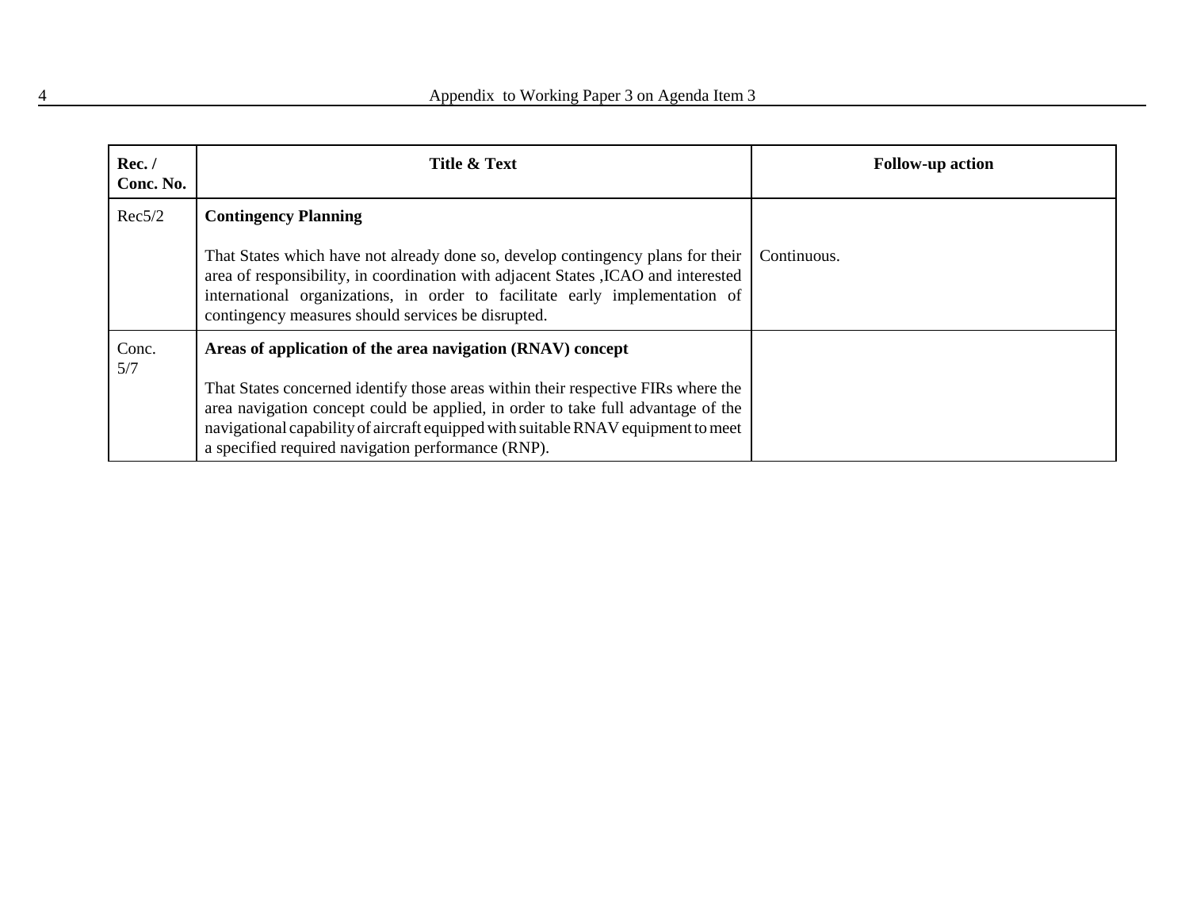| Rec. / Conc. No. | Title & Text | Follow-up action |
| --- | --- | --- |
| Rec5/2 | **Contingency Planning**<br><br>That States which have not already done so, develop contingency plans for their area of responsibility, in coordination with adjacent States ,ICAO and interested international organizations, in order to facilitate early implementation of contingency measures should services be disrupted. | Continuous. |
| Conc. 5/7 | **Areas of application of the area navigation (RNAV) concept**<br><br>That States concerned identify those areas within their respective FIRs where the area navigation concept could be applied, in order to take full advantage of the navigational capability of aircraft equipped with suitable RNAV equipment to meet a specified required navigation performance (RNP). | |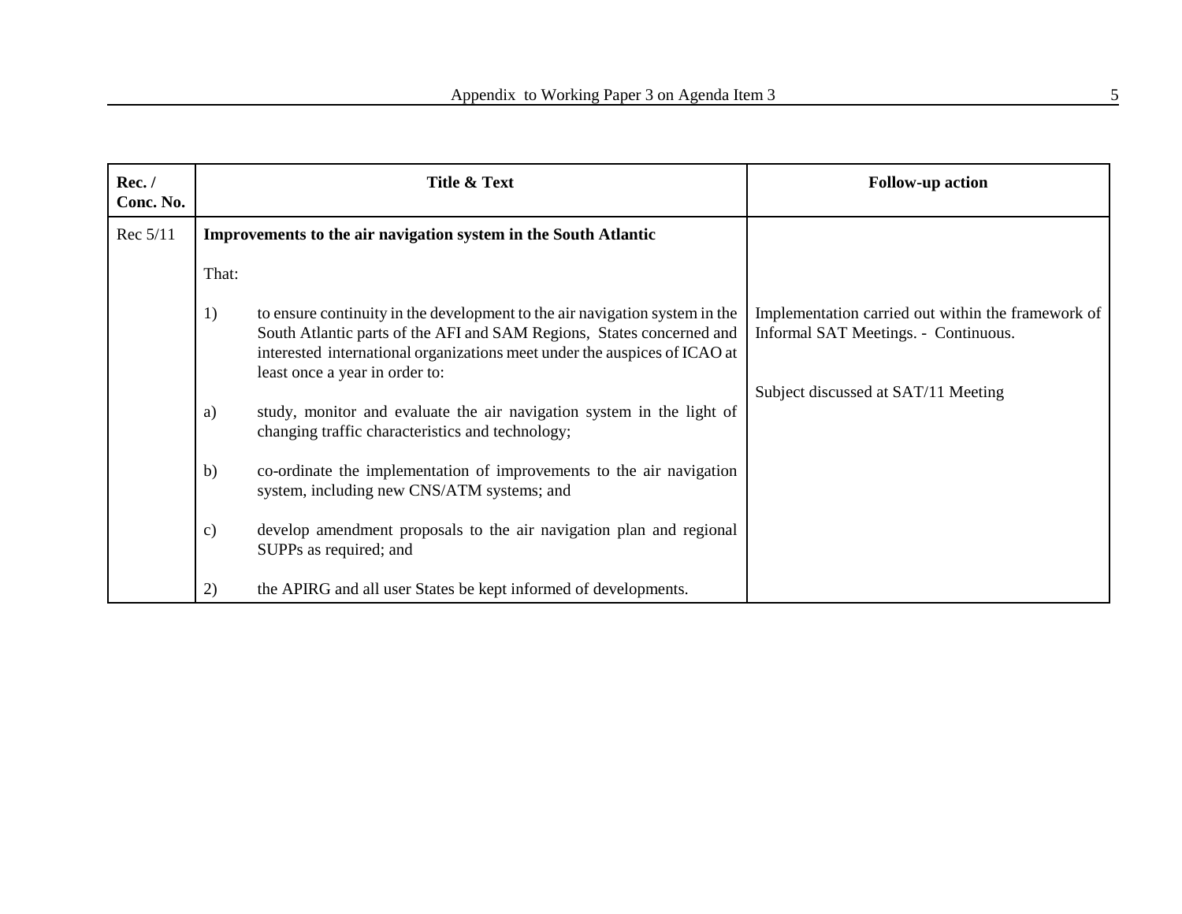| Rec. / Conc. No. | Title & Text | Follow-up action |
|---|---|---|
| Rec 5/11 | **Improvements to the air navigation system in the South Atlantic**<br><br>That:<br><br>1) to ensure continuity in the development to the air navigation system in the South Atlantic parts of the AFI and SAM Regions, States concerned and interested international organizations meet under the auspices of ICAO at least once a year in order to:<br><br>a) study, monitor and evaluate the air navigation system in the light of changing traffic characteristics and technology;<br><br>b) co-ordinate the implementation of improvements to the air navigation system, including new CNS/ATM systems; and<br><br>c) develop amendment proposals to the air navigation plan and regional SUPPs as required; and<br><br>2) the APIRG and all user States be kept informed of developments. | Implementation carried out within the framework of Informal SAT Meetings. - Continuous.<br><br>Subject discussed at SAT/11 Meeting |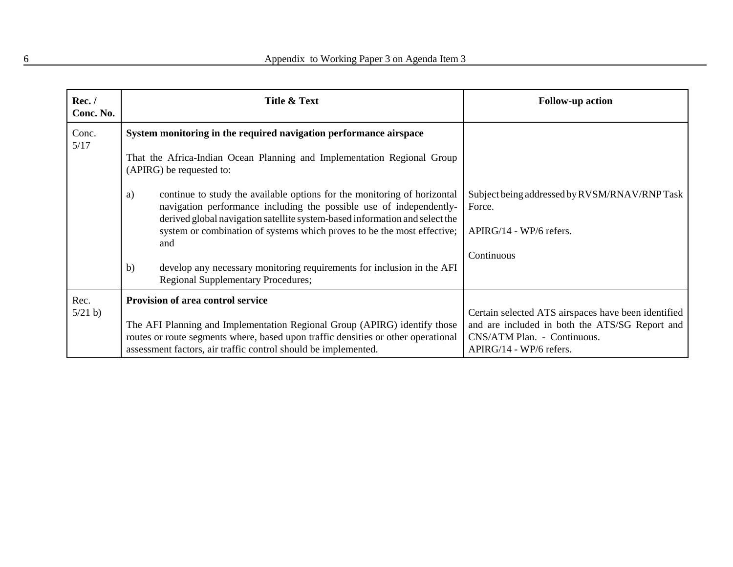| Rec. / Conc. No. | Title & Text | Follow-up action |
|---|---|---|
| Conc. 5/17 | **System monitoring in the required navigation performance airspace**<br><br>That the Africa-Indian Ocean Planning and Implementation Regional Group (APIRG) be requested to:<br><br>a) continue to study the available options for the monitoring of horizontal navigation performance including the possible use of independently-derived global navigation satellite system-based information and select the system or combination of systems which proves to be the most effective; and<br><br>b) develop any necessary monitoring requirements for inclusion in the AFI Regional Supplementary Procedures; | Subject being addressed by RVSM/RNAV/RNP Task Force.<br><br>APIRG/14 - WP/6 refers.<br><br>Continuous |
| Rec. 5/21 b) | **Provision of area control service**<br><br>The AFI Planning and Implementation Regional Group (APIRG) identify those routes or route segments where, based upon traffic densities or other operational assessment factors, air traffic control should be implemented. | Certain selected ATS airspaces have been identified and are included in both the ATS/SG Report and CNS/ATM Plan. - Continuous.<br>APIRG/14 - WP/6 refers. |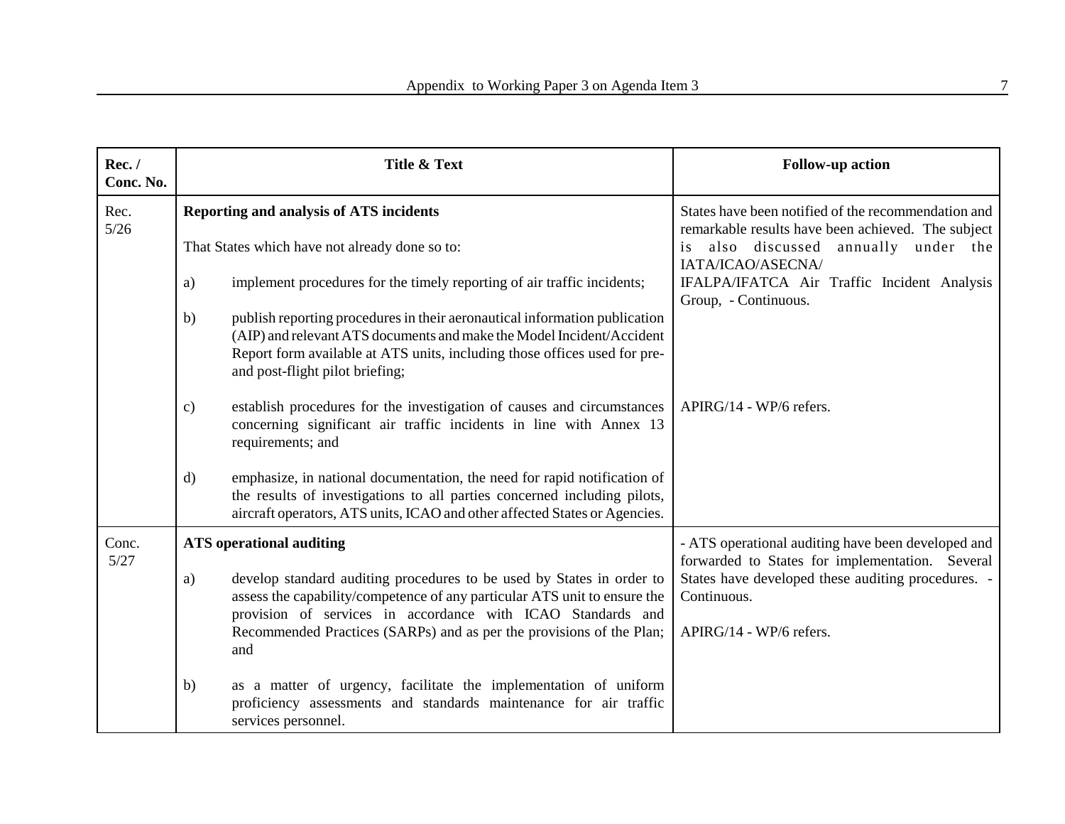| Rec. / Conc. No. | Title & Text | Follow-up action |
|---|---|---|
| Rec. 5/26 | **Reporting and analysis of ATS incidents**<br><br>That States which have not already done so to:<br><br>a) implement procedures for the timely reporting of air traffic incidents;<br><br>b) publish reporting procedures in their aeronautical information publication (AIP) and relevant ATS documents and make the Model Incident/Accident Report form available at ATS units, including those offices used for pre- and post-flight pilot briefing;<br><br>c) establish procedures for the investigation of causes and circumstances concerning significant air traffic incidents in line with Annex 13 requirements; and<br><br>d) emphasize, in national documentation, the need for rapid notification of the results of investigations to all parties concerned including pilots, aircraft operators, ATS units, ICAO and other affected States or Agencies. | States have been notified of the recommendation and remarkable results have been achieved. The subject is also discussed annually under the IATA/ICAO/ASECNA/ IFALPA/IFATCA Air Traffic Incident Analysis Group, - Continuous.<br><br>APIRG/14 - WP/6 refers. |
| Conc. 5/27 | **ATS operational auditing**<br><br>a) develop standard auditing procedures to be used by States in order to assess the capability/competence of any particular ATS unit to ensure the provision of services in accordance with ICAO Standards and Recommended Practices (SARPs) and as per the provisions of the Plan; and<br><br>b) as a matter of urgency, facilitate the implementation of uniform proficiency assessments and standards maintenance for air traffic services personnel. | - ATS operational auditing have been developed and forwarded to States for implementation. Several States have developed these auditing procedures. - Continuous.<br><br>APIRG/14 - WP/6 refers. |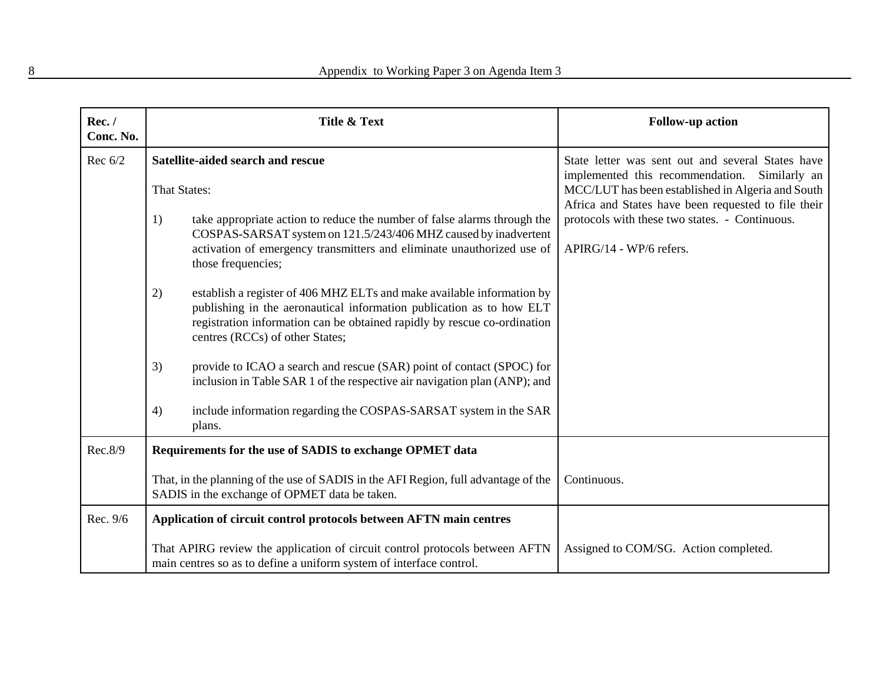| Rec. / Conc. No. | Title & Text | Follow-up action |
|---|---|---|
| Rec 6/2 | **Satellite-aided search and rescue**<br><br>That States:<br><br>1) take appropriate action to reduce the number of false alarms through the COSPAS-SARSAT system on 121.5/243/406 MHZ caused by inadvertent activation of emergency transmitters and eliminate unauthorized use of those frequencies;<br><br>2) establish a register of 406 MHZ ELTs and make available information by publishing in the aeronautical information publication as to how ELT registration information can be obtained rapidly by rescue co-ordination centres (RCCs) of other States;<br><br>3) provide to ICAO a search and rescue (SAR) point of contact (SPOC) for inclusion in Table SAR 1 of the respective air navigation plan (ANP); and<br><br>4) include information regarding the COSPAS-SARSAT system in the SAR plans. | State letter was sent out and several States have implemented this recommendation. Similarly an MCC/LUT has been established in Algeria and South Africa and States have been requested to file their protocols with these two states. - Continuous.<br><br>APIRG/14 - WP/6 refers. |
| Rec.8/9 | **Requirements for the use of SADIS to exchange OPMET data**<br><br>That, in the planning of the use of SADIS in the AFI Region, full advantage of the SADIS in the exchange of OPMET data be taken. | Continuous. |
| Rec. 9/6 | **Application of circuit control protocols between AFTN main centres**<br><br>That APIRG review the application of circuit control protocols between AFTN main centres so as to define a uniform system of interface control. | Assigned to COM/SG. Action completed. |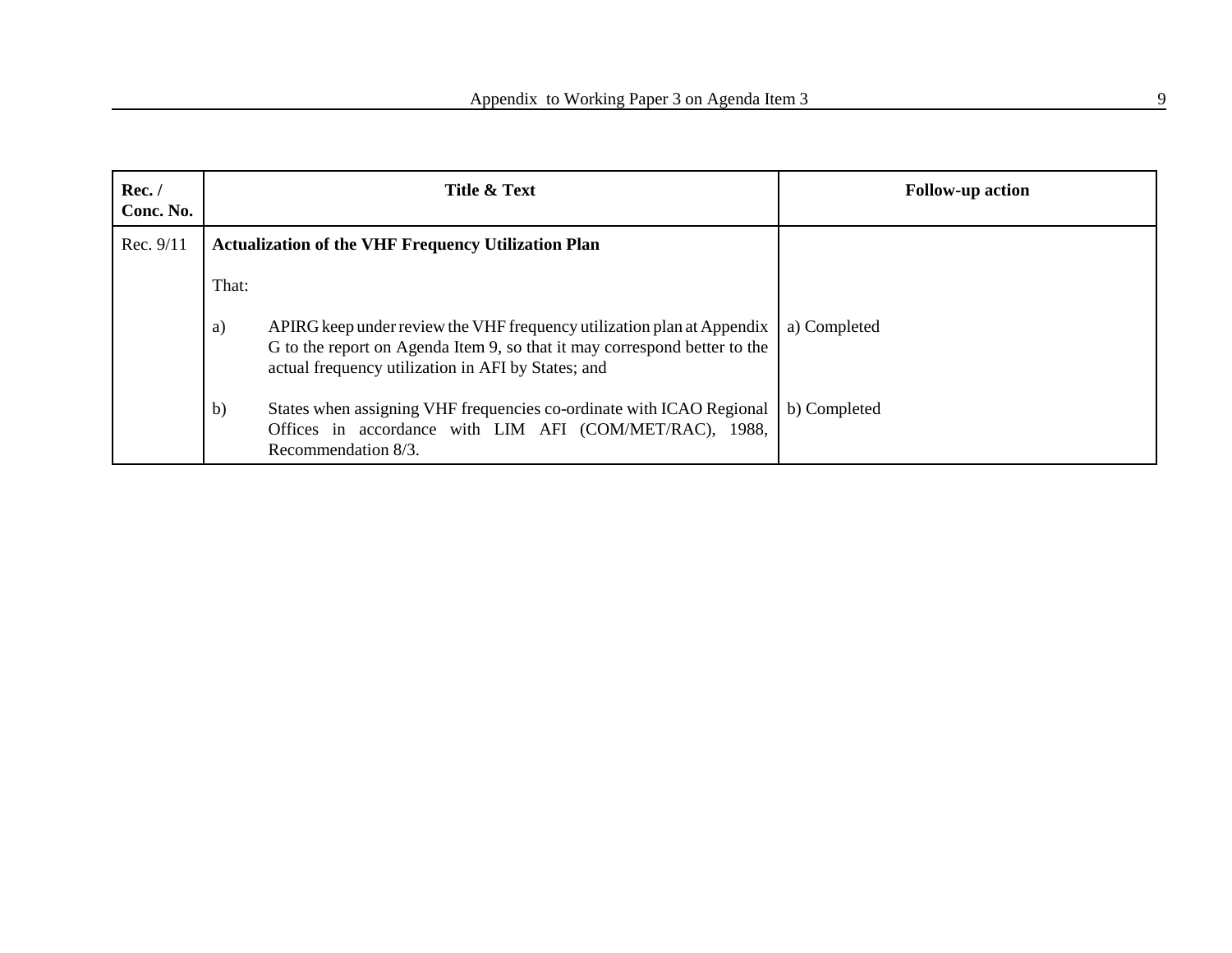| Rec. / Conc. No. | Title & Text | Follow-up action |
|---|---|---|
| Rec. 9/11 | **Actualization of the VHF Frequency Utilization Plan**<br><br>That:<br><br>a) APIRG keep under review the VHF frequency utilization plan at Appendix G to the report on Agenda Item 9, so that it may correspond better to the actual frequency utilization in AFI by States; and<br><br>b) States when assigning VHF frequencies co-ordinate with ICAO Regional Offices in accordance with LIM AFI (COM/MET/RAC), 1988, Recommendation 8/3. | a) Completed<br><br>b) Completed |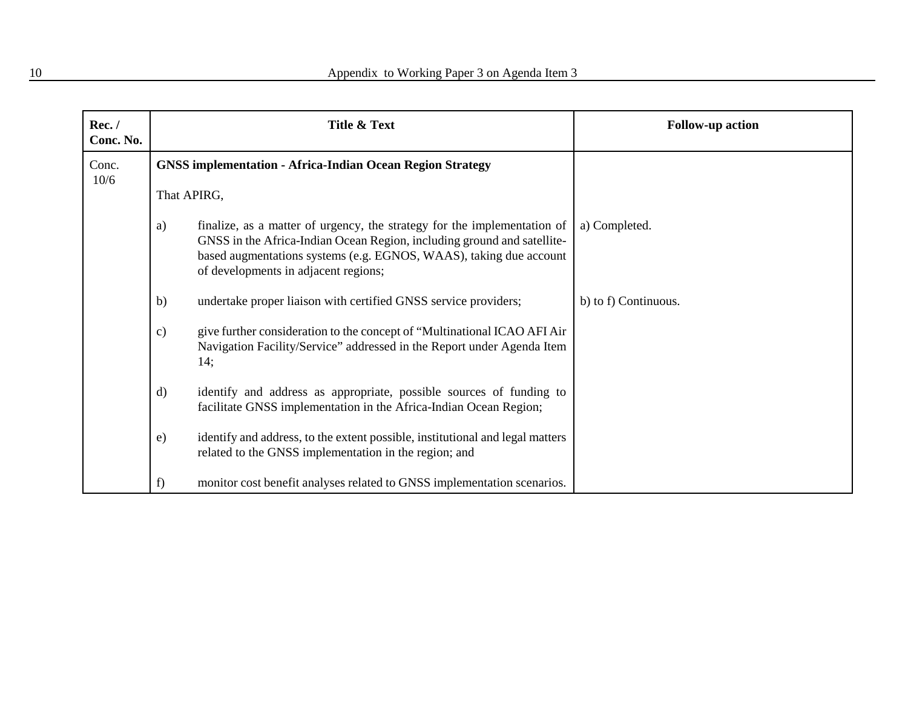| Rec. / Conc. No. | Title & Text | Follow-up action |
|---|---|---|
| Conc. 10/6 | **GNSS implementation - Africa-Indian Ocean Region Strategy**<br><br>That APIRG,<br><br>a) finalize, as a matter of urgency, the strategy for the implementation of GNSS in the Africa-Indian Ocean Region, including ground and satellite-based augmentations systems (e.g. EGNOS, WAAS), taking due account of developments in adjacent regions;<br><br>b) undertake proper liaison with certified GNSS service providers;<br><br>c) give further consideration to the concept of "Multinational ICAO AFI Air Navigation Facility/Service" addressed in the Report under Agenda Item 14;<br><br>d) identify and address as appropriate, possible sources of funding to facilitate GNSS implementation in the Africa-Indian Ocean Region;<br><br>e) identify and address, to the extent possible, institutional and legal matters related to the GNSS implementation in the region; and<br><br>f) monitor cost benefit analyses related to GNSS implementation scenarios. | a) Completed.<br><br>b) to f) Continuous. |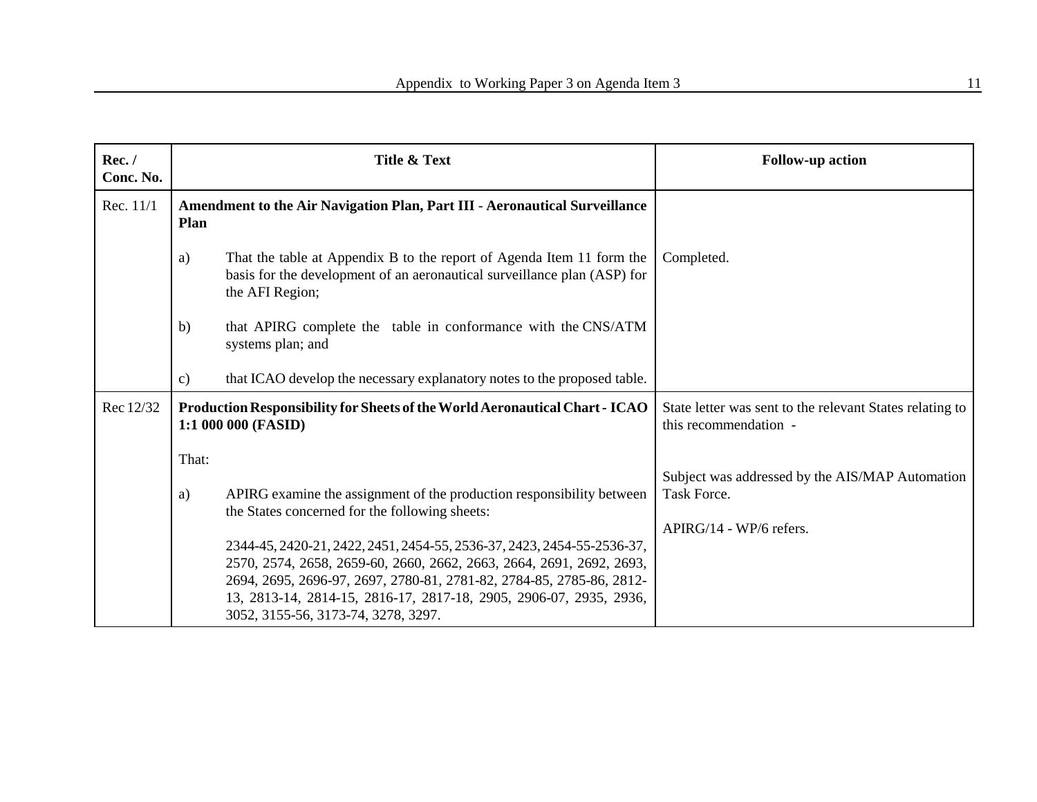| Rec. / Conc. No. | Title & Text | Follow-up action |
|---|---|---|
| Rec. 11/1 | **Amendment to the Air Navigation Plan, Part III - Aeronautical Surveillance Plan**<br><br>a) That the table at Appendix B to the report of Agenda Item 11 form the basis for the development of an aeronautical surveillance plan (ASP) for the AFI Region;<br><br>b) that APIRG complete the table in conformance with the CNS/ATM systems plan; and<br><br>c) that ICAO develop the necessary explanatory notes to the proposed table. | Completed. |
| Rec 12/32 | **Production Responsibility for Sheets of the World Aeronautical Chart - ICAO 1:1 000 000 (FASID)**<br><br>That:<br><br>a) APIRG examine the assignment of the production responsibility between the States concerned for the following sheets:<br><br>2344-45, 2420-21, 2422, 2451, 2454-55, 2536-37, 2423, 2454-55-2536-37, 2570, 2574, 2658, 2659-60, 2660, 2662, 2663, 2664, 2691, 2692, 2693, 2694, 2695, 2696-97, 2697, 2780-81, 2781-82, 2784-85, 2785-86, 2812-13, 2813-14, 2814-15, 2816-17, 2817-18, 2905, 2906-07, 2935, 2936, 3052, 3155-56, 3173-74, 3278, 3297. | State letter was sent to the relevant States relating to this recommendation -<br><br>Subject was addressed by the AIS/MAP Automation Task Force.<br><br>APIRG/14 - WP/6 refers. |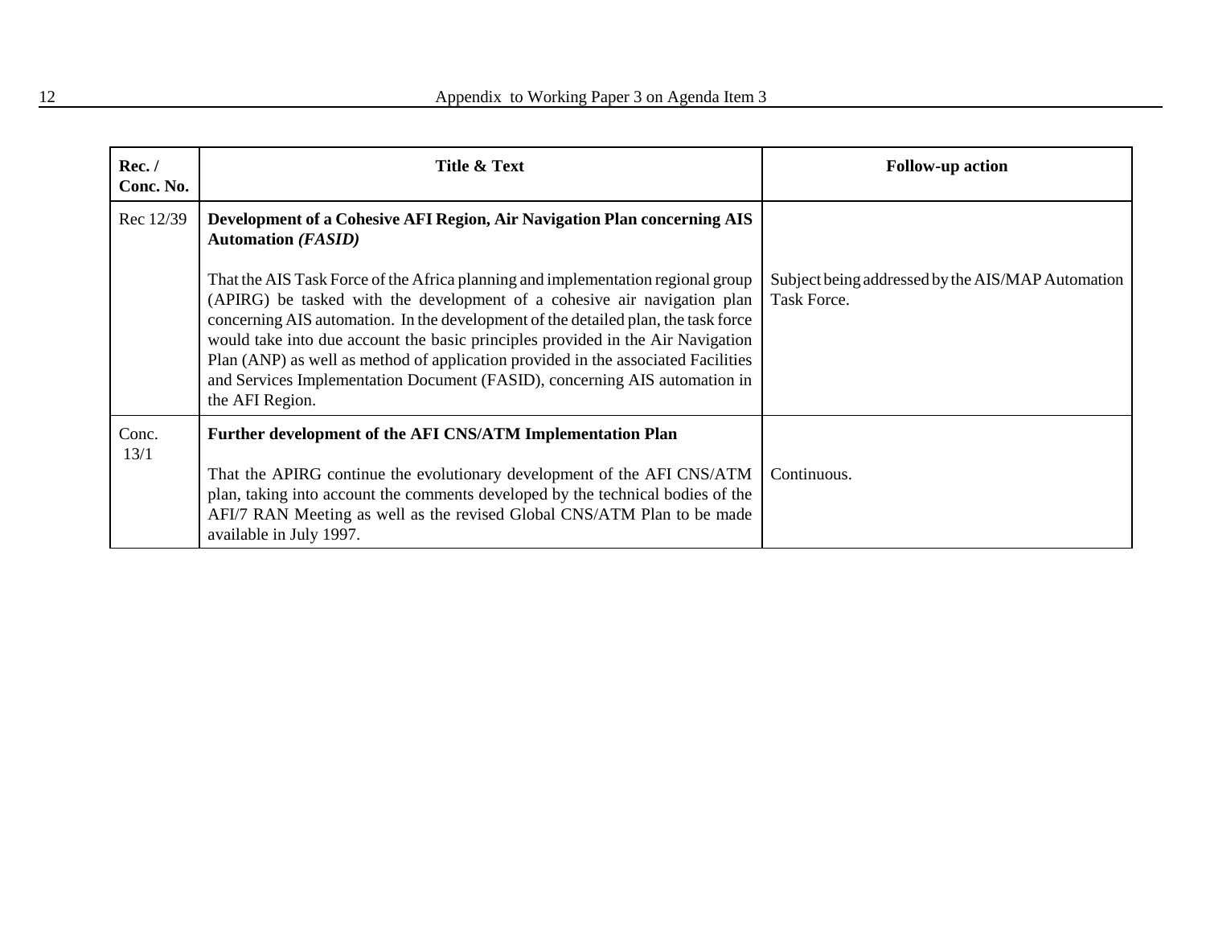| Rec. / Conc. No. | Title & Text | Follow-up action |
|---|---|---|
| Rec 12/39 | **Development of a Cohesive AFI Region, Air Navigation Plan concerning AIS Automation *(FASID)***<br><br>That the AIS Task Force of the Africa planning and implementation regional group (APIRG) be tasked with the development of a cohesive air navigation plan concerning AIS automation. In the development of the detailed plan, the task force would take into due account the basic principles provided in the Air Navigation Plan (ANP) as well as method of application provided in the associated Facilities and Services Implementation Document (FASID), concerning AIS automation in the AFI Region. | Subject being addressed by the AIS/MAP Automation Task Force. |
| Conc. 13/1 | **Further development of the AFI CNS/ATM Implementation Plan**<br><br>That the APIRG continue the evolutionary development of the AFI CNS/ATM plan, taking into account the comments developed by the technical bodies of the AFI/7 RAN Meeting as well as the revised Global CNS/ATM Plan to be made available in July 1997. | Continuous. |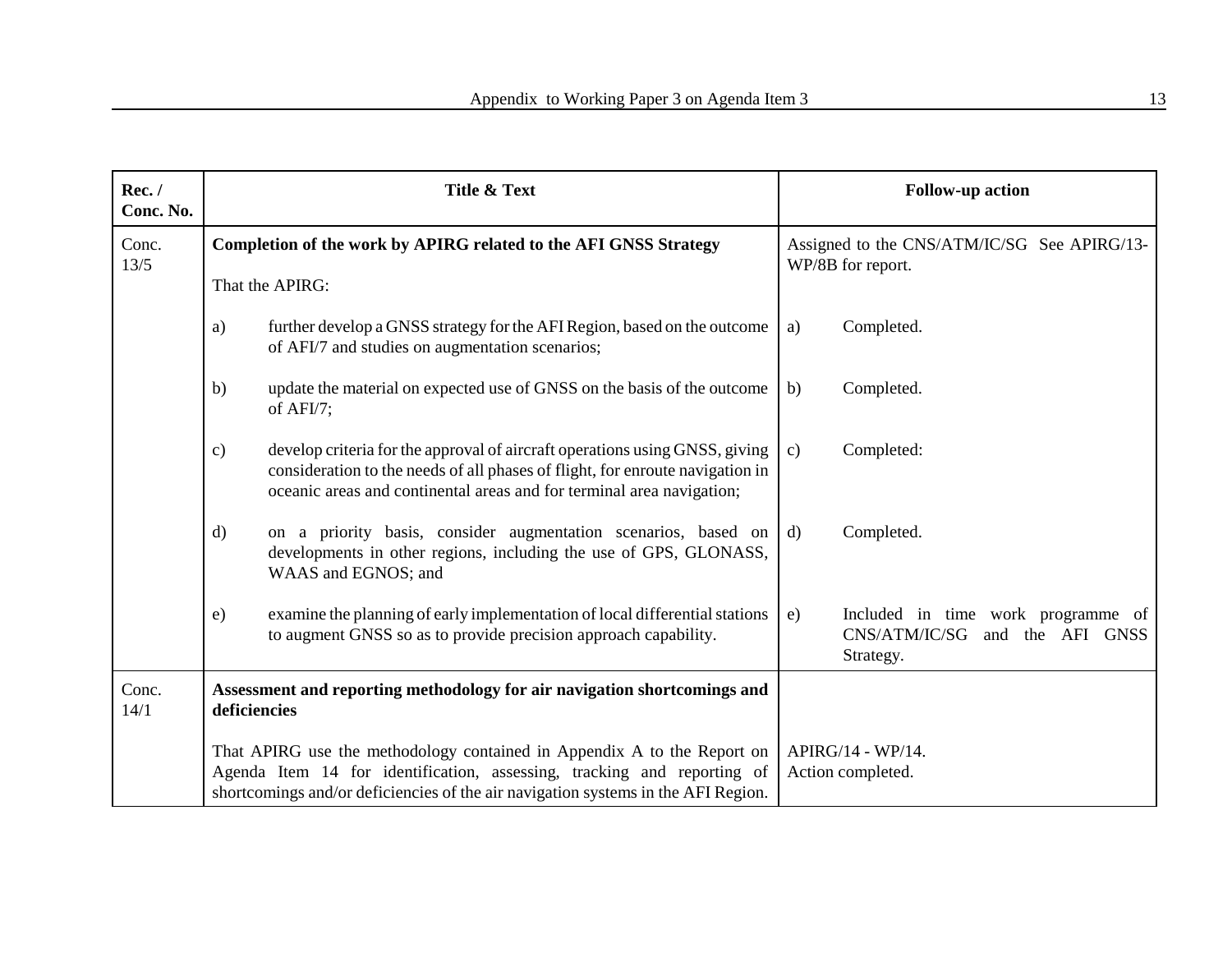| Rec. / Conc. No. | Title & Text | Follow-up action |
|---|---|---|
| Conc. 13/5 | **Completion of the work by APIRG related to the AFI GNSS Strategy**<br><br>That the APIRG:<br><br>a) further develop a GNSS strategy for the AFI Region, based on the outcome of AFI/7 and studies on augmentation scenarios;<br><br>b) update the material on expected use of GNSS on the basis of the outcome of AFI/7;<br><br>c) develop criteria for the approval of aircraft operations using GNSS, giving consideration to the needs of all phases of flight, for enroute navigation in oceanic areas and continental areas and for terminal area navigation;<br><br>d) on a priority basis, consider augmentation scenarios, based on developments in other regions, including the use of GPS, GLONASS, WAAS and EGNOS; and<br><br>e) examine the planning of early implementation of local differential stations to augment GNSS so as to provide precision approach capability. | Assigned to the CNS/ATM/IC/SG See APIRG/13-WP/8B for report.<br><br>a) Completed.<br><br>b) Completed.<br><br>c) Completed:<br><br>d) Completed.<br><br>e) Included in time work programme of CNS/ATM/IC/SG and the AFI GNSS Strategy. |
| Conc. 14/1 | **Assessment and reporting methodology for air navigation shortcomings and deficiencies**<br><br>That APIRG use the methodology contained in Appendix A to the Report on Agenda Item 14 for identification, assessing, tracking and reporting of shortcomings and/or deficiencies of the air navigation systems in the AFI Region. | APIRG/14 - WP/14.<br>Action completed. |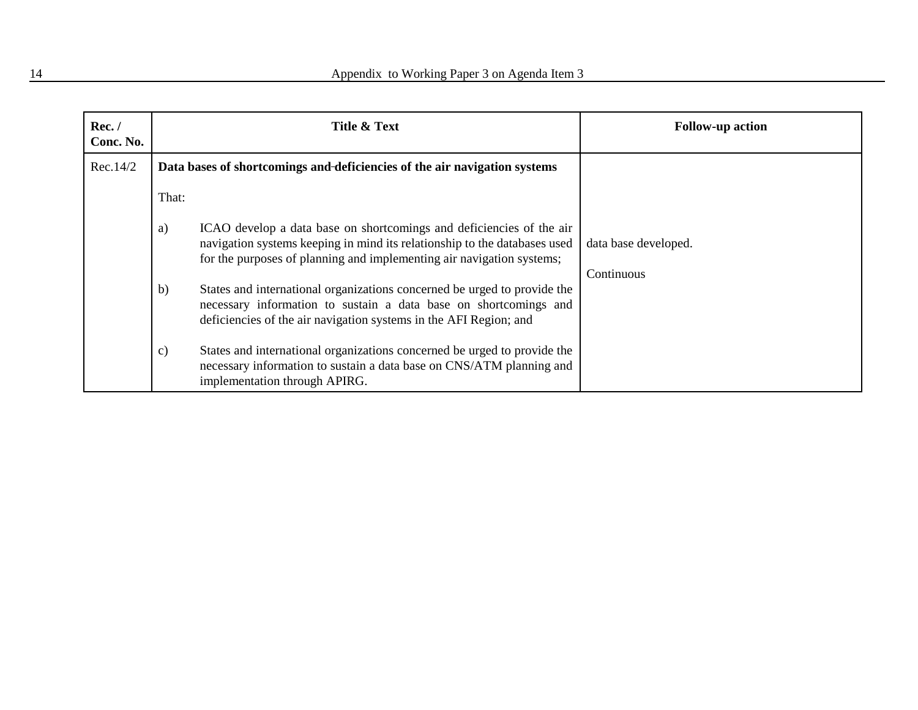| Rec. / Conc. No. | Title & Text | Follow-up action |
|---|---|---|
| Rec.14/2 | **Data bases of shortcomings and deficiencies of the air navigation systems**<br><br>That:<br><br>a) ICAO develop a data base on shortcomings and deficiencies of the air navigation systems keeping in mind its relationship to the databases used for the purposes of planning and implementing air navigation systems;<br><br>b) States and international organizations concerned be urged to provide the necessary information to sustain a data base on shortcomings and deficiencies of the air navigation systems in the AFI Region; and<br><br>c) States and international organizations concerned be urged to provide the necessary information to sustain a data base on CNS/ATM planning and implementation through APIRG. | data base developed.<br><br>Continuous |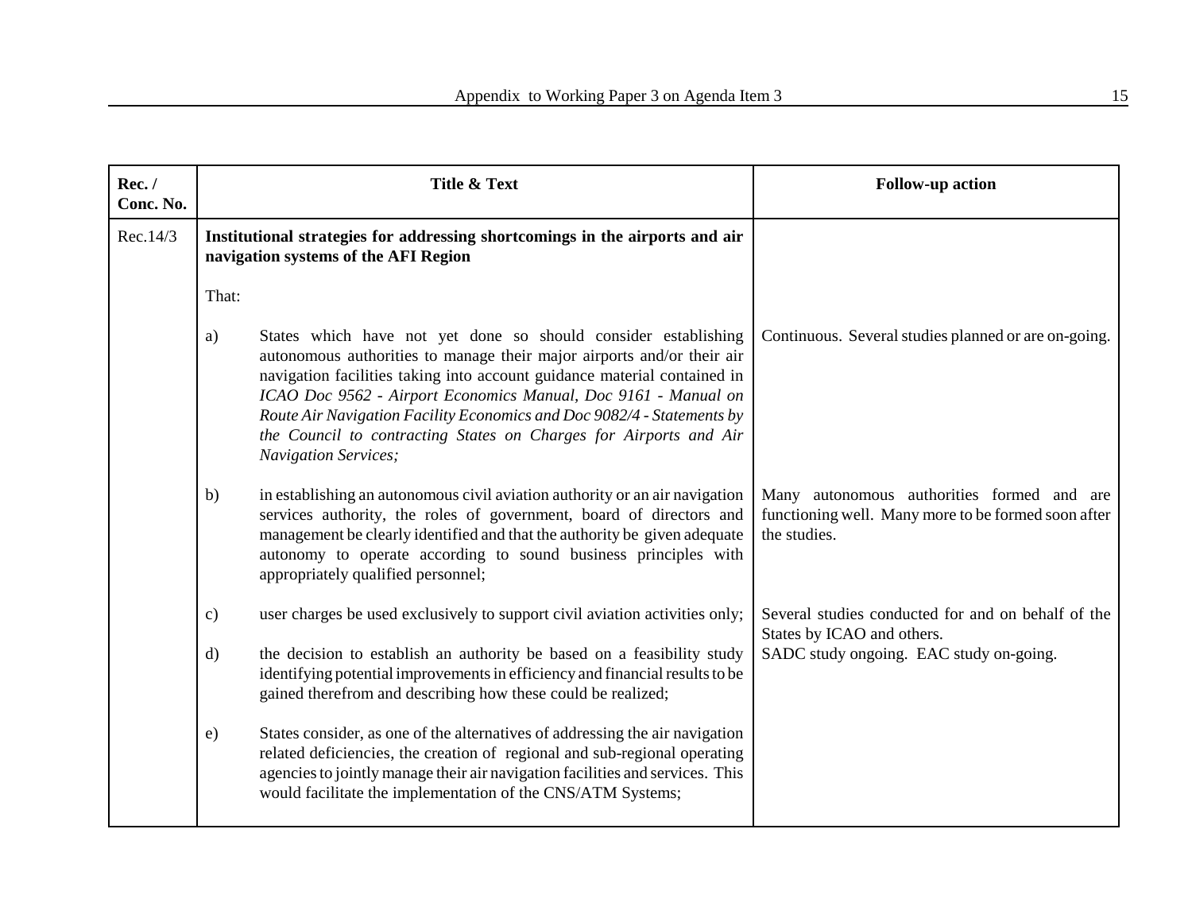| Rec. / Conc. No. | Title & Text | Follow-up action |
|---|---|---|
| Rec.14/3 | **Institutional strategies for addressing shortcomings in the airports and air navigation systems of the AFI Region** | |
| | That: | |
| | a) States which have not yet done so should consider establishing autonomous authorities to manage their major airports and/or their air navigation facilities taking into account guidance material contained in *ICAO Doc 9562 - Airport Economics Manual, Doc 9161 - Manual on Route Air Navigation Facility Economics and Doc 9082/4 - Statements by the Council to contracting States on Charges for Airports and Air Navigation Services;* | Continuous. Several studies planned or are on-going. |
| | b) in establishing an autonomous civil aviation authority or an air navigation services authority, the roles of government, board of directors and management be clearly identified and that the authority be given adequate autonomy to operate according to sound business principles with appropriately qualified personnel; | Many autonomous authorities formed and are functioning well. Many more to be formed soon after the studies. |
| | c) user charges be used exclusively to support civil aviation activities only; | Several studies conducted for and on behalf of the States by ICAO and others. |
| | d) the decision to establish an authority be based on a feasibility study identifying potential improvements in efficiency and financial results to be gained therefrom and describing how these could be realized; | SADC study ongoing. EAC study on-going. |
| | e) States consider, as one of the alternatives of addressing the air navigation related deficiencies, the creation of regional and sub-regional operating agencies to jointly manage their air navigation facilities and services. This would facilitate the implementation of the CNS/ATM Systems; | |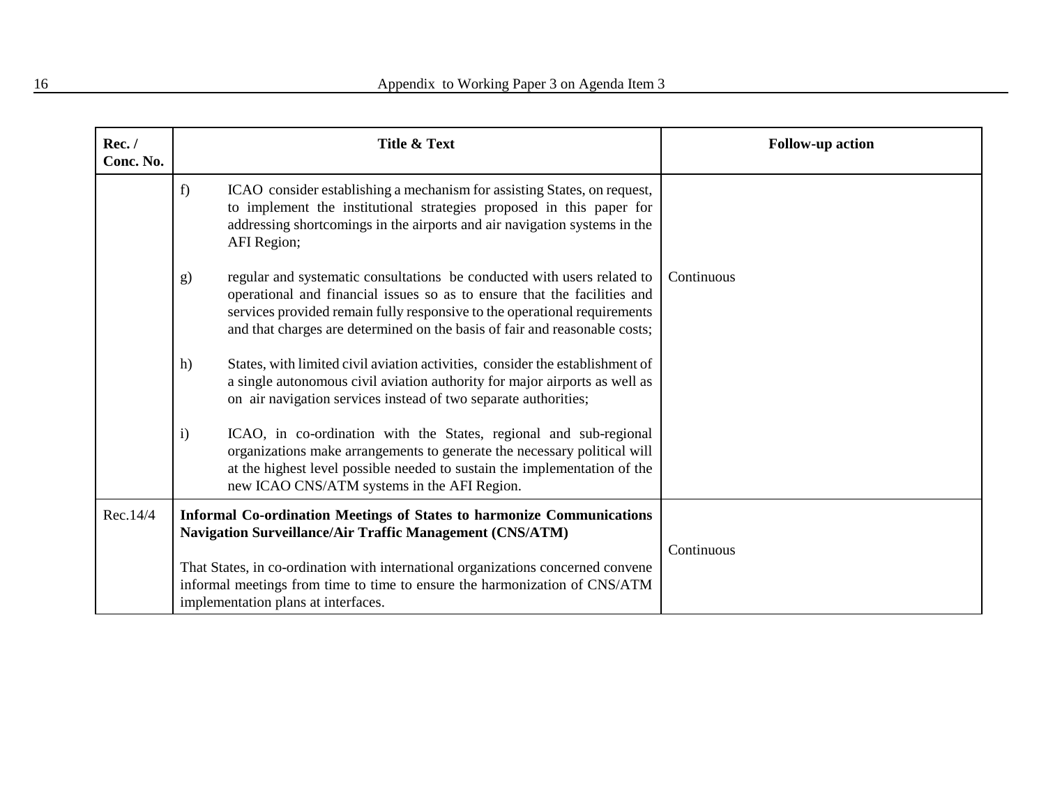| Rec. / Conc. No. | Title & Text | Follow-up action |
|---|---|---|
| | f) ICAO consider establishing a mechanism for assisting States, on request, to implement the institutional strategies proposed in this paper for addressing shortcomings in the airports and air navigation systems in the AFI Region;<br><br>g) regular and systematic consultations be conducted with users related to operational and financial issues so as to ensure that the facilities and services provided remain fully responsive to the operational requirements and that charges are determined on the basis of fair and reasonable costs;<br><br>h) States, with limited civil aviation activities, consider the establishment of a single autonomous civil aviation authority for major airports as well as on air navigation services instead of two separate authorities;<br><br>i) ICAO, in co-ordination with the States, regional and sub-regional organizations make arrangements to generate the necessary political will at the highest level possible needed to sustain the implementation of the new ICAO CNS/ATM systems in the AFI Region. | Continuous |
| Rec.14/4 | **Informal Co-ordination Meetings of States to harmonize Communications Navigation Surveillance/Air Traffic Management (CNS/ATM)**<br><br>That States, in co-ordination with international organizations concerned convene informal meetings from time to time to ensure the harmonization of CNS/ATM implementation plans at interfaces. | Continuous |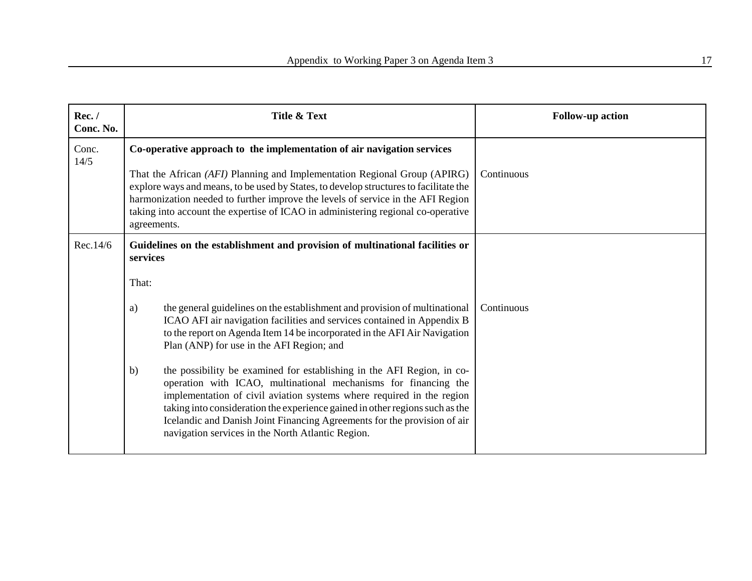| Rec. / Conc. No. | Title & Text | Follow-up action |
|---|---|---|
| Conc. 14/5 | **Co-operative approach to the implementation of air navigation services**<br><br>That the African *(AFI)* Planning and Implementation Regional Group (APIRG) explore ways and means, to be used by States, to develop structures to facilitate the harmonization needed to further improve the levels of service in the AFI Region taking into account the expertise of ICAO in administering regional co-operative agreements. | Continuous |
| Rec.14/6 | **Guidelines on the establishment and provision of multinational facilities or services**<br><br>That:<br><br>a) the general guidelines on the establishment and provision of multinational ICAO AFI air navigation facilities and services contained in Appendix B to the report on Agenda Item 14 be incorporated in the AFI Air Navigation Plan (ANP) for use in the AFI Region; and<br><br>b) the possibility be examined for establishing in the AFI Region, in co-operation with ICAO, multinational mechanisms for financing the implementation of civil aviation systems where required in the region taking into consideration the experience gained in other regions such as the Icelandic and Danish Joint Financing Agreements for the provision of air navigation services in the North Atlantic Region. | Continuous |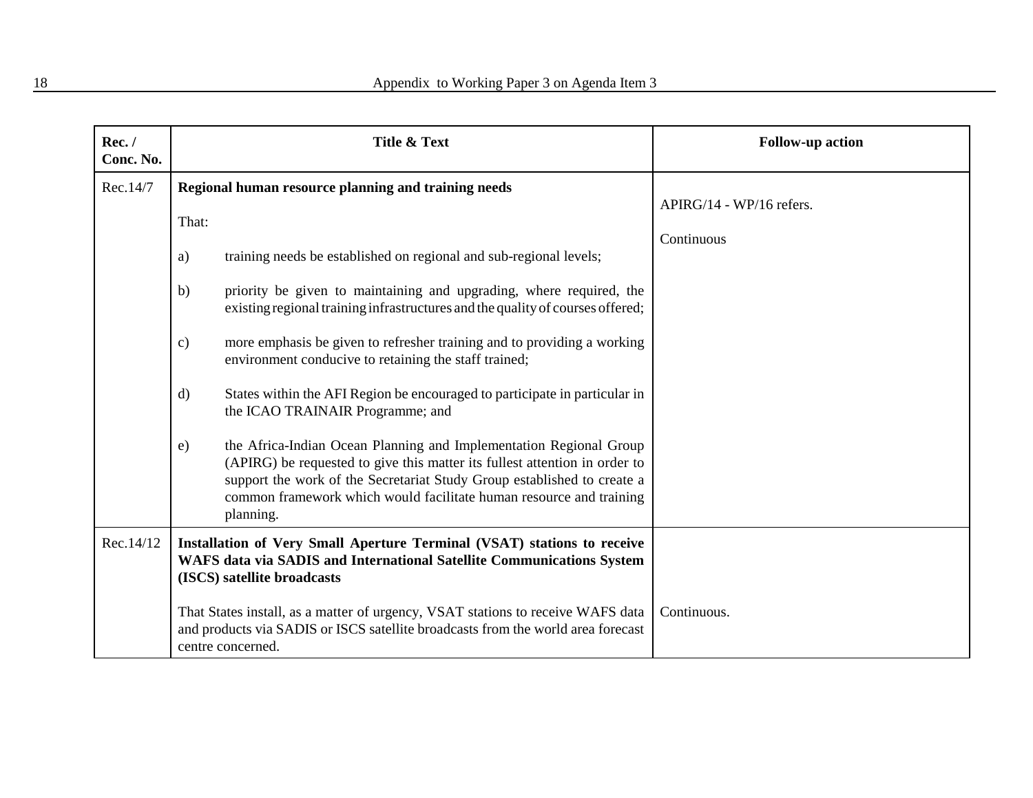| Rec. / Conc. No. | Title & Text | Follow-up action |
| --- | --- | --- |
| Rec.14/7 | **Regional human resource planning and training needs**<br><br>That:<br><br>a) training needs be established on regional and sub-regional levels;<br><br>b) priority be given to maintaining and upgrading, where required, the existing regional training infrastructures and the quality of courses offered;<br><br>c) more emphasis be given to refresher training and to providing a working environment conducive to retaining the staff trained;<br><br>d) States within the AFI Region be encouraged to participate in particular in the ICAO TRAINAIR Programme; and<br><br>e) the Africa-Indian Ocean Planning and Implementation Regional Group (APIRG) be requested to give this matter its fullest attention in order to support the work of the Secretariat Study Group established to create a common framework which would facilitate human resource and training planning. | APIRG/14 - WP/16 refers.<br><br>Continuous |
| Rec.14/12 | **Installation of Very Small Aperture Terminal (VSAT) stations to receive WAFS data via SADIS and International Satellite Communications System (ISCS) satellite broadcasts**<br><br>That States install, as a matter of urgency, VSAT stations to receive WAFS data and products via SADIS or ISCS satellite broadcasts from the world area forecast centre concerned. | Continuous. |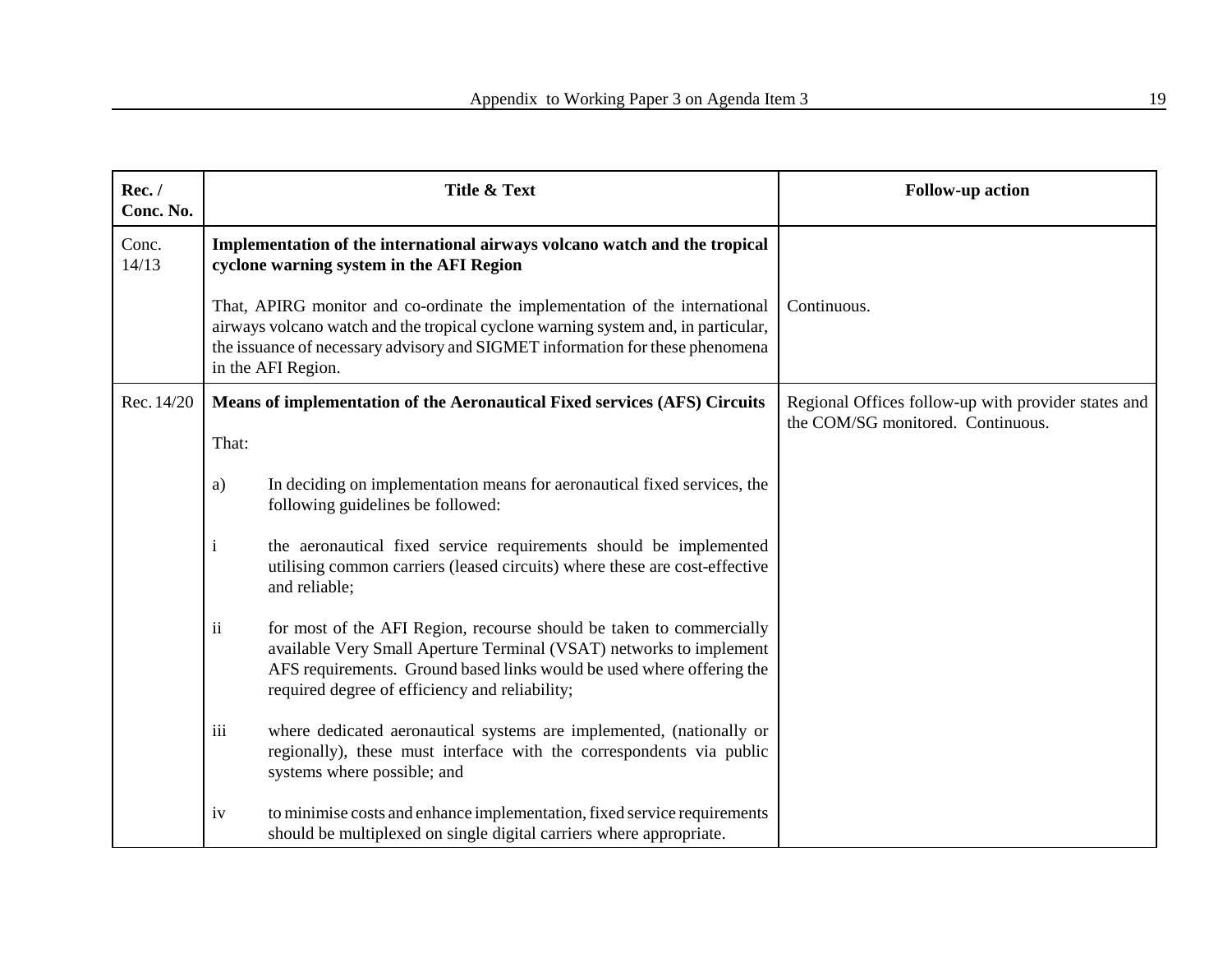| Rec. / Conc. No. | Title & Text | Follow-up action |
|---|---|---|
| Conc. 14/13 | **Implementation of the international airways volcano watch and the tropical cyclone warning system in the AFI Region**<br><br>That, APIRG monitor and co-ordinate the implementation of the international airways volcano watch and the tropical cyclone warning system and, in particular, the issuance of necessary advisory and SIGMET information for these phenomena in the AFI Region. | Continuous. |
| Rec. 14/20 | **Means of implementation of the Aeronautical Fixed services (AFS) Circuits**<br><br>That:<br><br>a) In deciding on implementation means for aeronautical fixed services, the following guidelines be followed:<br><br>i the aeronautical fixed service requirements should be implemented utilising common carriers (leased circuits) where these are cost-effective and reliable;<br><br>ii for most of the AFI Region, recourse should be taken to commercially available Very Small Aperture Terminal (VSAT) networks to implement AFS requirements. Ground based links would be used where offering the required degree of efficiency and reliability;<br><br>iii where dedicated aeronautical systems are implemented, (nationally or regionally), these must interface with the correspondents via public systems where possible; and<br><br>iv to minimise costs and enhance implementation, fixed service requirements should be multiplexed on single digital carriers where appropriate. | Regional Offices follow-up with provider states and the COM/SG monitored. Continuous. |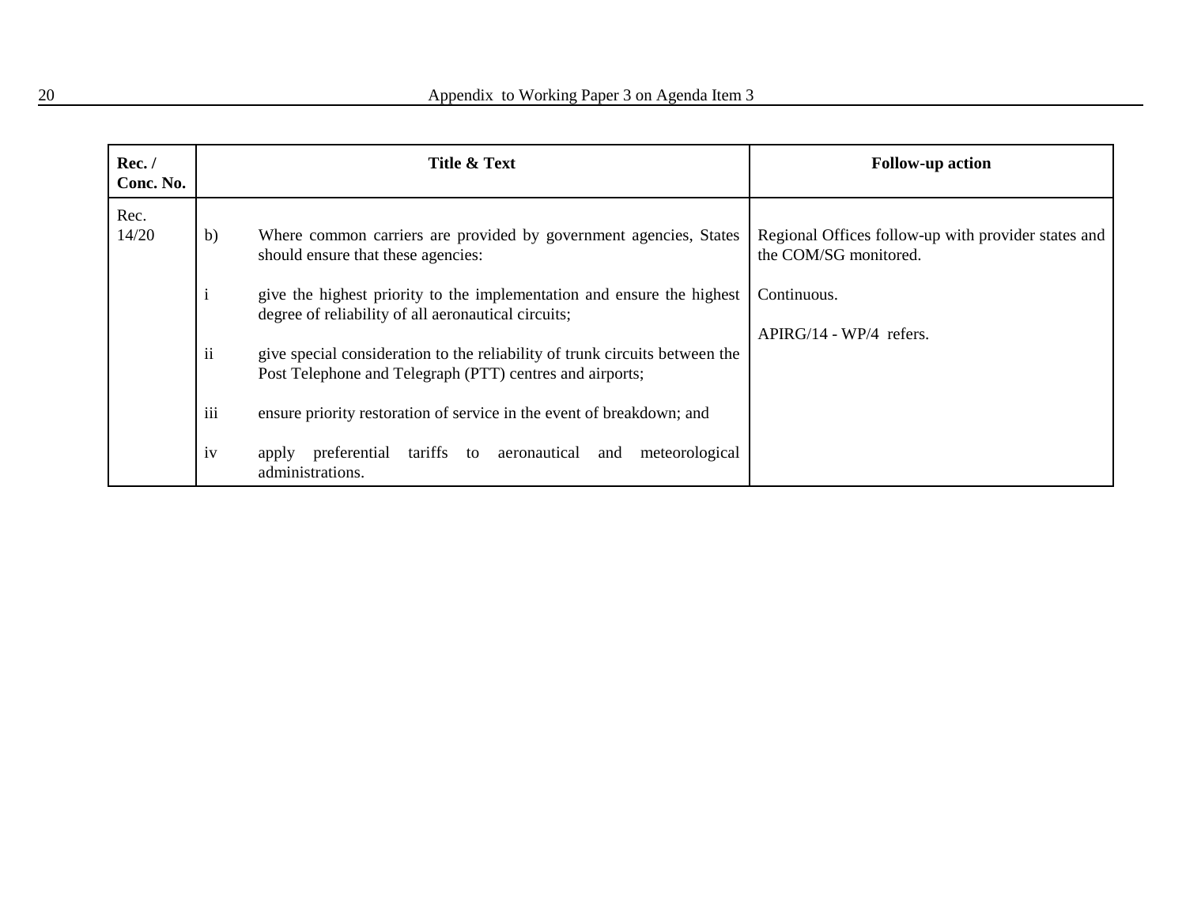| Rec. / Conc. No. | Title & Text | Follow-up action |
|---|---|---|
| Rec. 14/20 | b) Where common carriers are provided by government agencies, States should ensure that these agencies:<br><br>i give the highest priority to the implementation and ensure the highest degree of reliability of all aeronautical circuits;<br><br>ii give special consideration to the reliability of trunk circuits between the Post Telephone and Telegraph (PTT) centres and airports;<br><br>iii ensure priority restoration of service in the event of breakdown; and<br><br>iv apply preferential tariffs to aeronautical and meteorological administrations. | Regional Offices follow-up with provider states and the COM/SG monitored.<br><br>Continuous.<br><br>APIRG/14 - WP/4 refers. |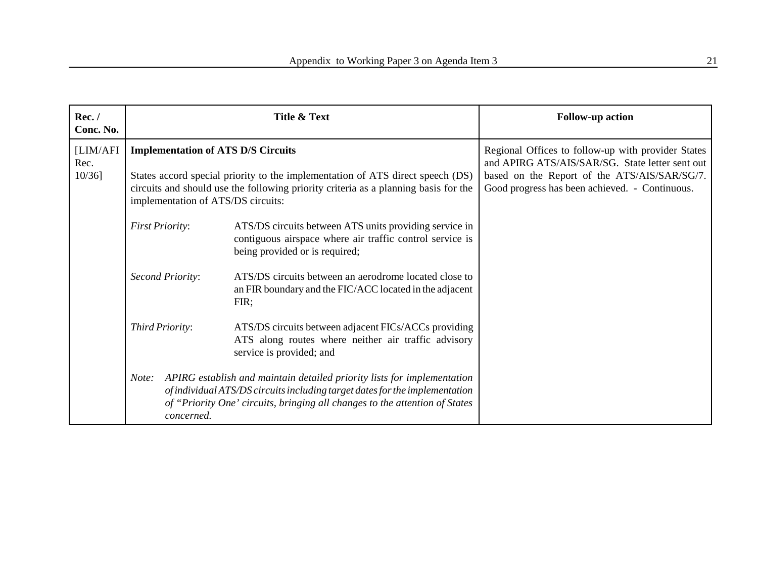| Rec. / Conc. No. | Title & Text | Follow-up action |
| --- | --- | --- |
| [LIM/AFI Rec. 10/36] | **Implementation of ATS D/S Circuits**<br><br>States accord special priority to the implementation of ATS direct speech (DS) circuits and should use the following priority criteria as a planning basis for the implementation of ATS/DS circuits:<br><br>*First Priority*: ATS/DS circuits between ATS units providing service in contiguous airspace where air traffic control service is being provided or is required;<br><br>*Second Priority*: ATS/DS circuits between an aerodrome located close to an FIR boundary and the FIC/ACC located in the adjacent FIR;<br><br>*Third Priority*: ATS/DS circuits between adjacent FICs/ACCs providing ATS along routes where neither air traffic advisory service is provided; and<br><br>*Note: APIRG establish and maintain detailed priority lists for implementation of individual ATS/DS circuits including target dates for the implementation of "Priority One' circuits, bringing all changes to the attention of States concerned.* | Regional Offices to follow-up with provider States and APIRG ATS/AIS/SAR/SG. State letter sent out based on the Report of the ATS/AIS/SAR/SG/7. Good progress has been achieved. - Continuous. |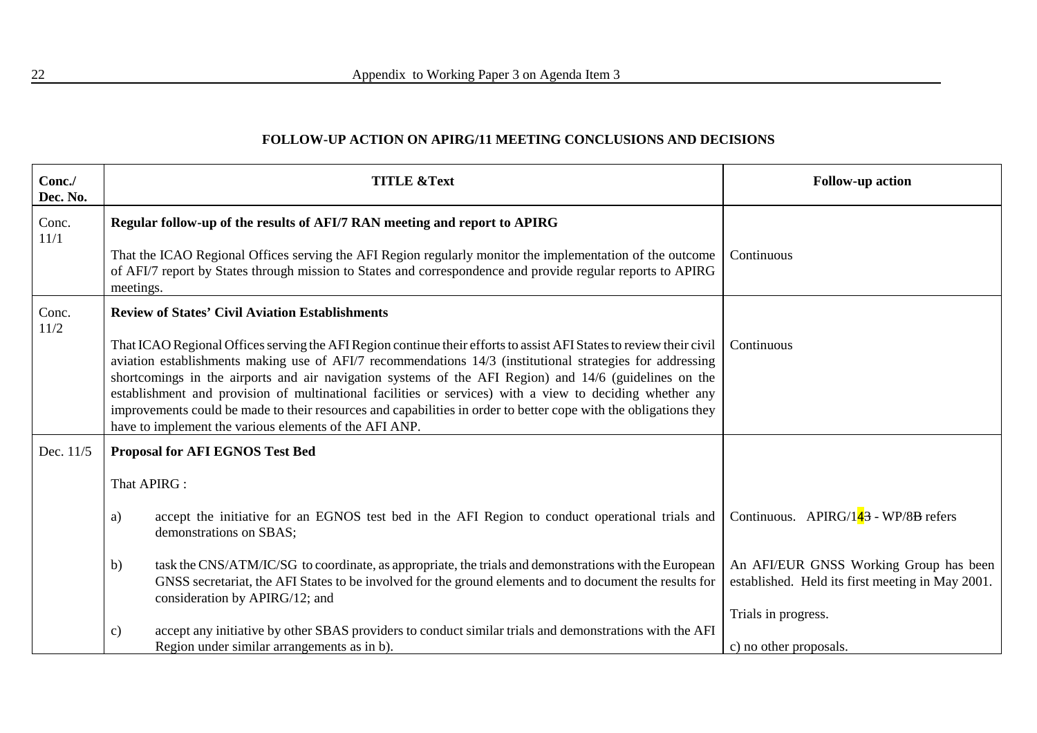**FOLLOW-UP ACTION ON APIRG/11 MEETING CONCLUSIONS AND DECISIONS**

| Conc./ Dec. No. | TITLE &Text | Follow-up action |
|---|---|---|
| Conc. 11/1 | **Regular follow-up of the results of AFI/7 RAN meeting and report to APIRG**<br><br>That the ICAO Regional Offices serving the AFI Region regularly monitor the implementation of the outcome of AFI/7 report by States through mission to States and correspondence and provide regular reports to APIRG meetings. | Continuous |
| Conc. 11/2 | **Review of States' Civil Aviation Establishments**<br><br>That ICAO Regional Offices serving the AFI Region continue their efforts to assist AFI States to review their civil aviation establishments making use of AFI/7 recommendations 14/3 (institutional strategies for addressing shortcomings in the airports and air navigation systems of the AFI Region) and 14/6 (guidelines on the establishment and provision of multinational facilities or services) with a view to deciding whether any improvements could be made to their resources and capabilities in order to better cope with the obligations they have to implement the various elements of the AFI ANP. | Continuous |
| Dec. 11/5 | **Proposal for AFI EGNOS Test Bed**<br><br>That APIRG :<br><br>a) accept the initiative for an EGNOS test bed in the AFI Region to conduct operational trials and demonstrations on SBAS;<br><br>b) task the CNS/ATM/IC/SG to coordinate, as appropriate, the trials and demonstrations with the European GNSS secretariat, the AFI States to be involved for the ground elements and to document the results for consideration by APIRG/12; and<br><br>c) accept any initiative by other SBAS providers to conduct similar trials and demonstrations with the AFI Region under similar arrangements as in b). | Continuous. APIRG/1~~4~~3 - WP/8~~B~~ refers<br><br>An AFI/EUR GNSS Working Group has been established. Held its first meeting in May 2001.<br><br>Trials in progress.<br><br>c) no other proposals. |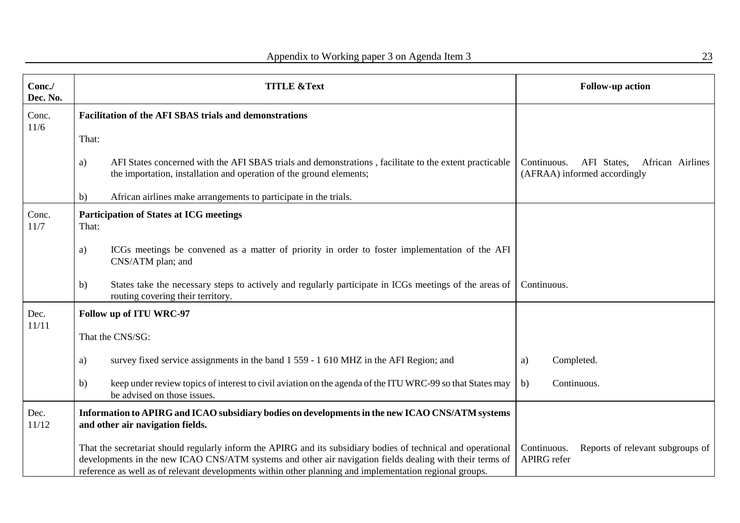| Conc./ Dec. No. | TITLE &Text | Follow-up action |
|---|---|---|
| Conc. 11/6 | **Facilitation of the AFI SBAS trials and demonstrations**<br><br>That:<br><br>a) AFI States concerned with the AFI SBAS trials and demonstrations , facilitate to the extent practicable the importation, installation and operation of the ground elements;<br><br>b) African airlines make arrangements to participate in the trials. | Continuous. AFI States, African Airlines (AFRAA) informed accordingly |
| Conc. 11/7 | **Participation of States at ICG meetings**<br>That:<br><br>a) ICGs meetings be convened as a matter of priority in order to foster implementation of the AFI CNS/ATM plan; and<br><br>b) States take the necessary steps to actively and regularly participate in ICGs meetings of the areas of routing covering their territory. | Continuous. |
| Dec. 11/11 | **Follow up of ITU WRC-97**<br><br>That the CNS/SG:<br><br>a) survey fixed service assignments in the band 1 559 - 1 610 MHZ in the AFI Region; and<br><br>b) keep under review topics of interest to civil aviation on the agenda of the ITU WRC-99 so that States may be advised on those issues. | a) Completed.<br><br>b) Continuous. |
| Dec. 11/12 | **Information to APIRG and ICAO subsidiary bodies on developments in the new ICAO CNS/ATM systems and other air navigation fields.**<br><br>That the secretariat should regularly inform the APIRG and its subsidiary bodies of technical and operational developments in the new ICAO CNS/ATM systems and other air navigation fields dealing with their terms of reference as well as of relevant developments within other planning and implementation regional groups. | Continuous. Reports of relevant subgroups of APIRG refer |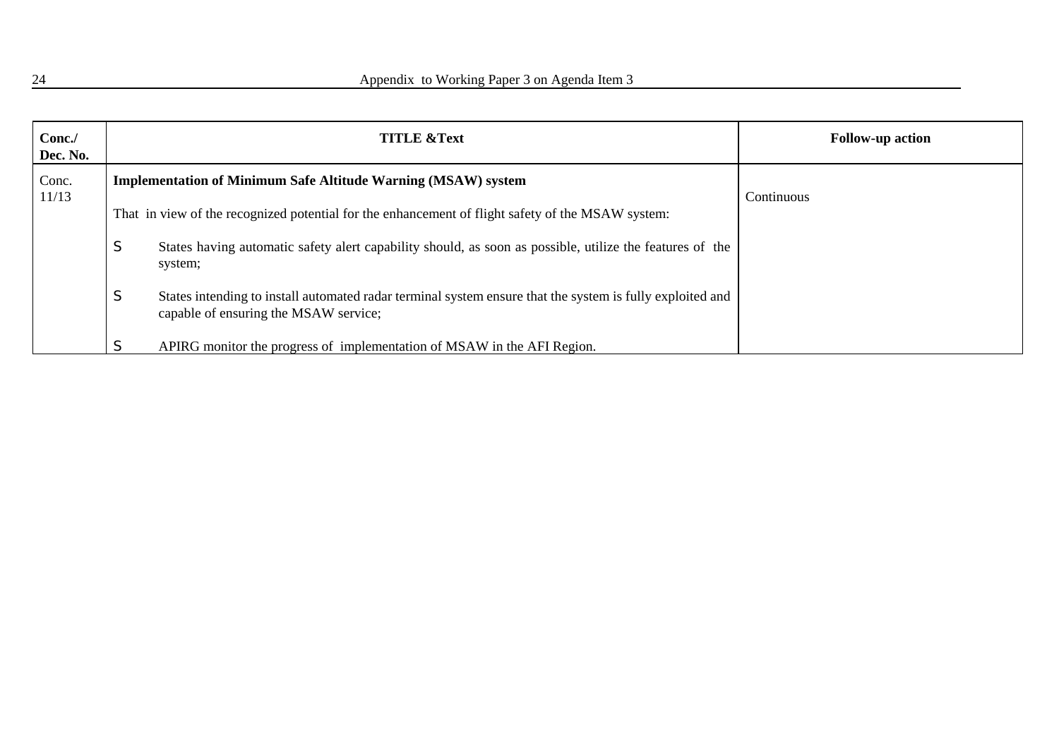| Conc./ Dec. No. | TITLE &Text | Follow-up action |
|---|---|---|
| Conc. 11/13 | **Implementation of Minimum Safe Altitude Warning (MSAW) system**<br><br>That in view of the recognized potential for the enhancement of flight safety of the MSAW system:<br><br>S States having automatic safety alert capability should, as soon as possible, utilize the features of the system;<br><br>S States intending to install automated radar terminal system ensure that the system is fully exploited and capable of ensuring the MSAW service;<br><br>S APIRG monitor the progress of implementation of MSAW in the AFI Region. | Continuous |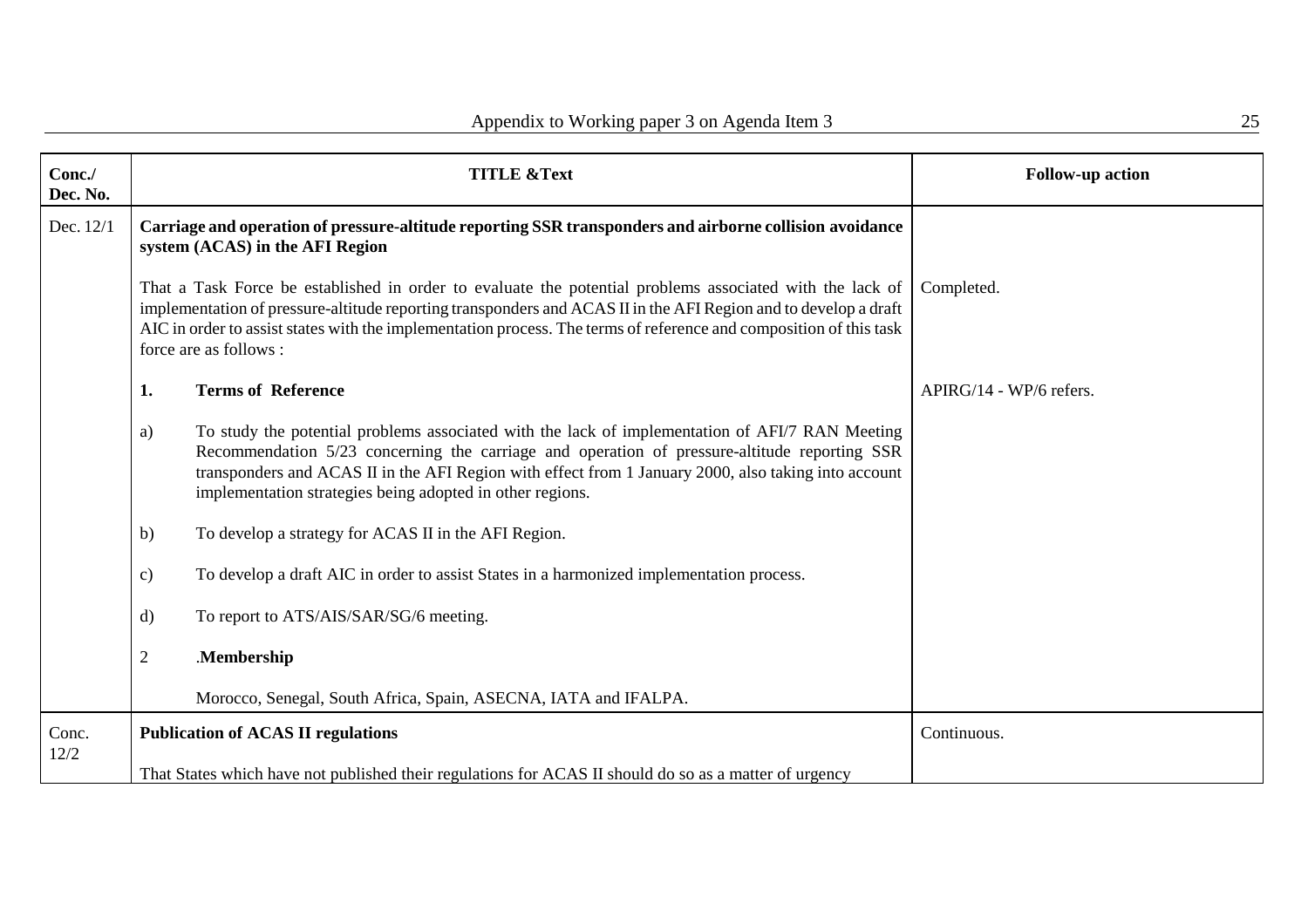| Conc./ Dec. No. | TITLE &Text | Follow-up action |
|---|---|---|
| Dec. 12/1 | **Carriage and operation of pressure-altitude reporting SSR transponders and airborne collision avoidance system (ACAS) in the AFI Region**<br><br>That a Task Force be established in order to evaluate the potential problems associated with the lack of implementation of pressure-altitude reporting transponders and ACAS II in the AFI Region and to develop a draft AIC in order to assist states with the implementation process. The terms of reference and composition of this task force are as follows :<br><br>**1. Terms of Reference**<br><br>a) To study the potential problems associated with the lack of implementation of AFI/7 RAN Meeting Recommendation 5/23 concerning the carriage and operation of pressure-altitude reporting SSR transponders and ACAS II in the AFI Region with effect from 1 January 2000, also taking into account implementation strategies being adopted in other regions.<br><br>b) To develop a strategy for ACAS II in the AFI Region.<br><br>c) To develop a draft AIC in order to assist States in a harmonized implementation process.<br><br>d) To report to ATS/AIS/SAR/SG/6 meeting.<br><br>2 .**Membership**<br><br>Morocco, Senegal, South Africa, Spain, ASECNA, IATA and IFALPA. | Completed.<br><br>APIRG/14 - WP/6 refers. |
| Conc. 12/2 | **Publication of ACAS II regulations**<br><br>That States which have not published their regulations for ACAS II should do so as a matter of urgency | Continuous. |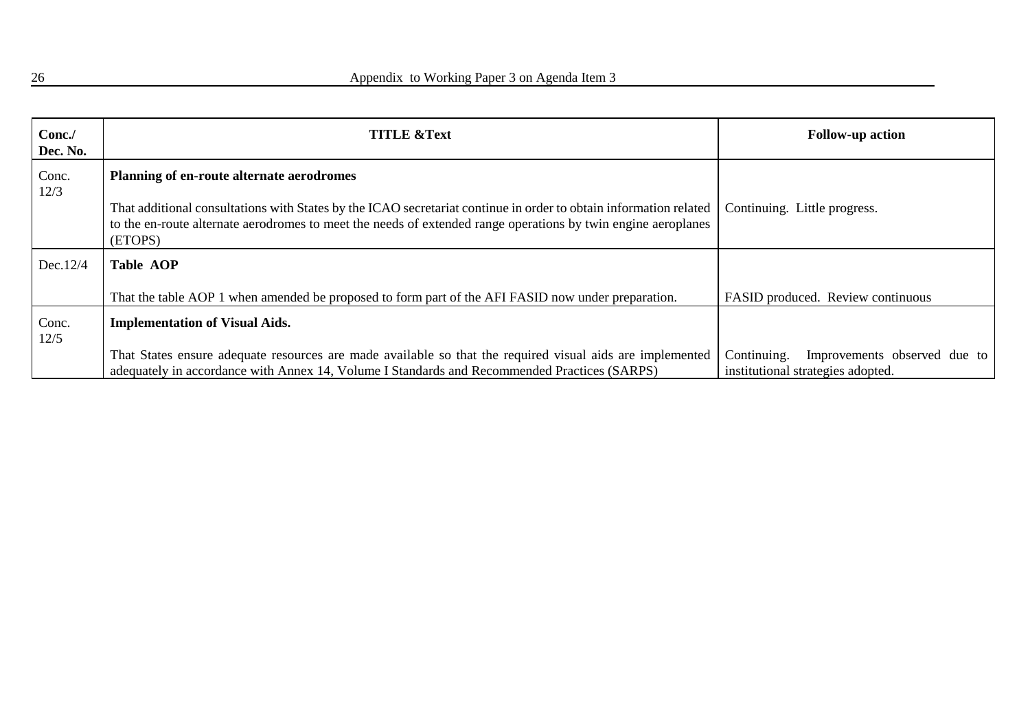| Conc./ Dec. No. | TITLE &Text | Follow-up action |
|---|---|---|
| Conc. 12/3 | **Planning of en-route alternate aerodromes**<br><br>That additional consultations with States by the ICAO secretariat continue in order to obtain information related to the en-route alternate aerodromes to meet the needs of extended range operations by twin engine aeroplanes (ETOPS) | Continuing. Little progress. |
| Dec.12/4 | **Table AOP**<br><br>That the table AOP 1 when amended be proposed to form part of the AFI FASID now under preparation. | FASID produced. Review continuous |
| Conc. 12/5 | **Implementation of Visual Aids.**<br><br>That States ensure adequate resources are made available so that the required visual aids are implemented adequately in accordance with Annex 14, Volume I Standards and Recommended Practices (SARPS) | Continuing. Improvements observed due to institutional strategies adopted. |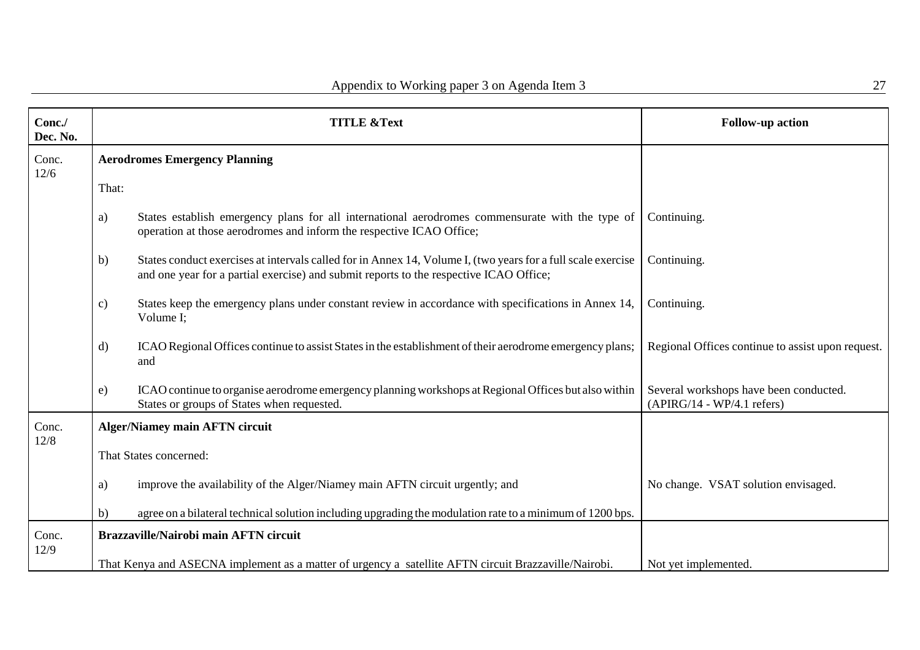| Conc./ Dec. No. | TITLE &Text | Follow-up action |
|---|---|---|
| Conc. 12/6 | **Aerodromes Emergency Planning** | |
| | That: | |
| | a) States establish emergency plans for all international aerodromes commensurate with the type of operation at those aerodromes and inform the respective ICAO Office; | Continuing. |
| | b) States conduct exercises at intervals called for in Annex 14, Volume I, (two years for a full scale exercise and one year for a partial exercise) and submit reports to the respective ICAO Office; | Continuing. |
| | c) States keep the emergency plans under constant review in accordance with specifications in Annex 14, Volume I; | Continuing. |
| | d) ICAO Regional Offices continue to assist States in the establishment of their aerodrome emergency plans; and | Regional Offices continue to assist upon request. |
| | e) ICAO continue to organise aerodrome emergency planning workshops at Regional Offices but also within States or groups of States when requested. | Several workshops have been conducted. (APIRG/14 - WP/4.1 refers) |
| Conc. 12/8 | **Alger/Niamey main AFTN circuit** | |
| | That States concerned: | |
| | a) improve the availability of the Alger/Niamey main AFTN circuit urgently; and | No change. VSAT solution envisaged. |
| | b) agree on a bilateral technical solution including upgrading the modulation rate to a minimum of 1200 bps. | |
| Conc. 12/9 | **Brazzaville/Nairobi main AFTN circuit** | |
| | That Kenya and ASECNA implement as a matter of urgency a satellite AFTN circuit Brazzaville/Nairobi. | Not yet implemented. |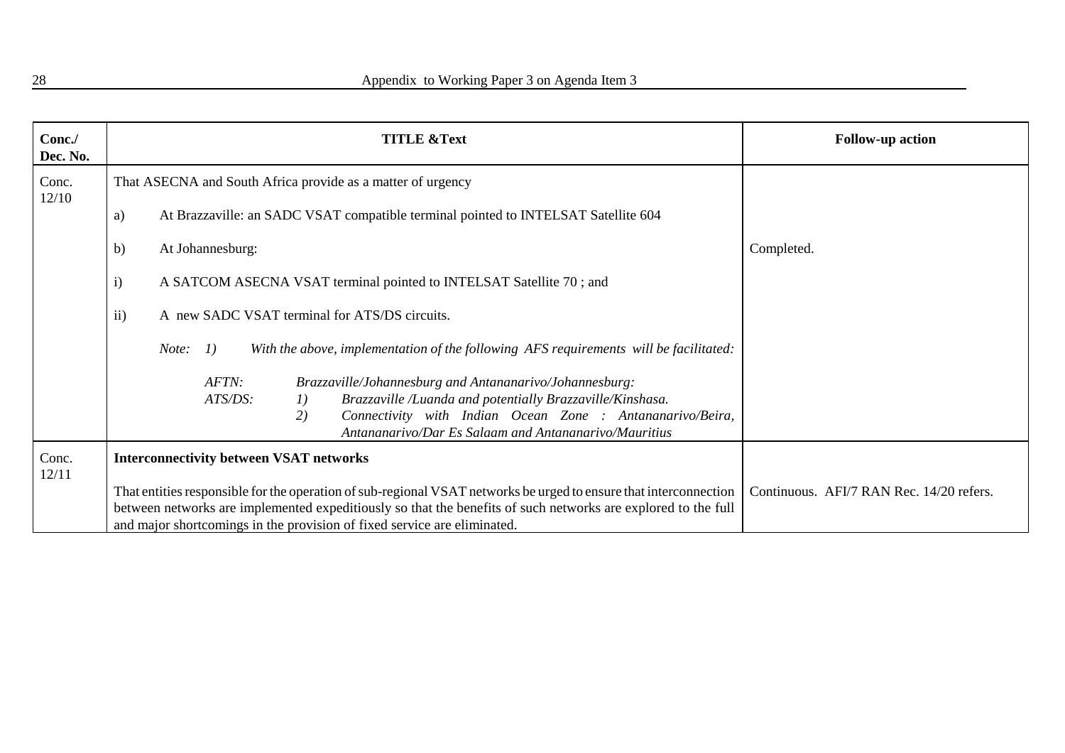| Conc./ Dec. No. | TITLE &Text | Follow-up action |
|---|---|---|
| Conc. 12/10 | That ASECNA and South Africa provide as a matter of urgency<br><br>a) At Brazzaville: an SADC VSAT compatible terminal pointed to INTELSAT Satellite 604<br><br>b) At Johannesburg:<br><br>i) A SATCOM ASECNA VSAT terminal pointed to INTELSAT Satellite 70 ; and<br><br>ii) A new SADC VSAT terminal for ATS/DS circuits.<br><br>*Note: 1) With the above, implementation of the following AFS requirements will be facilitated:*<br><br>*AFTN: Brazzaville/Johannesburg and Antananarivo/Johannesburg:*<br>*ATS/DS: 1) Brazzaville /Luanda and potentially Brazzaville/Kinshasa.*<br>*2) Connectivity with Indian Ocean Zone : Antananarivo/Beira, Antananarivo/Dar Es Salaam and Antananarivo/Mauritius* | Completed. |
| Conc. 12/11 | **Interconnectivity between VSAT networks**<br><br>That entities responsible for the operation of sub-regional VSAT networks be urged to ensure that interconnection between networks are implemented expeditiously so that the benefits of such networks are explored to the full and major shortcomings in the provision of fixed service are eliminated. | Continuous. AFI/7 RAN Rec. 14/20 refers. |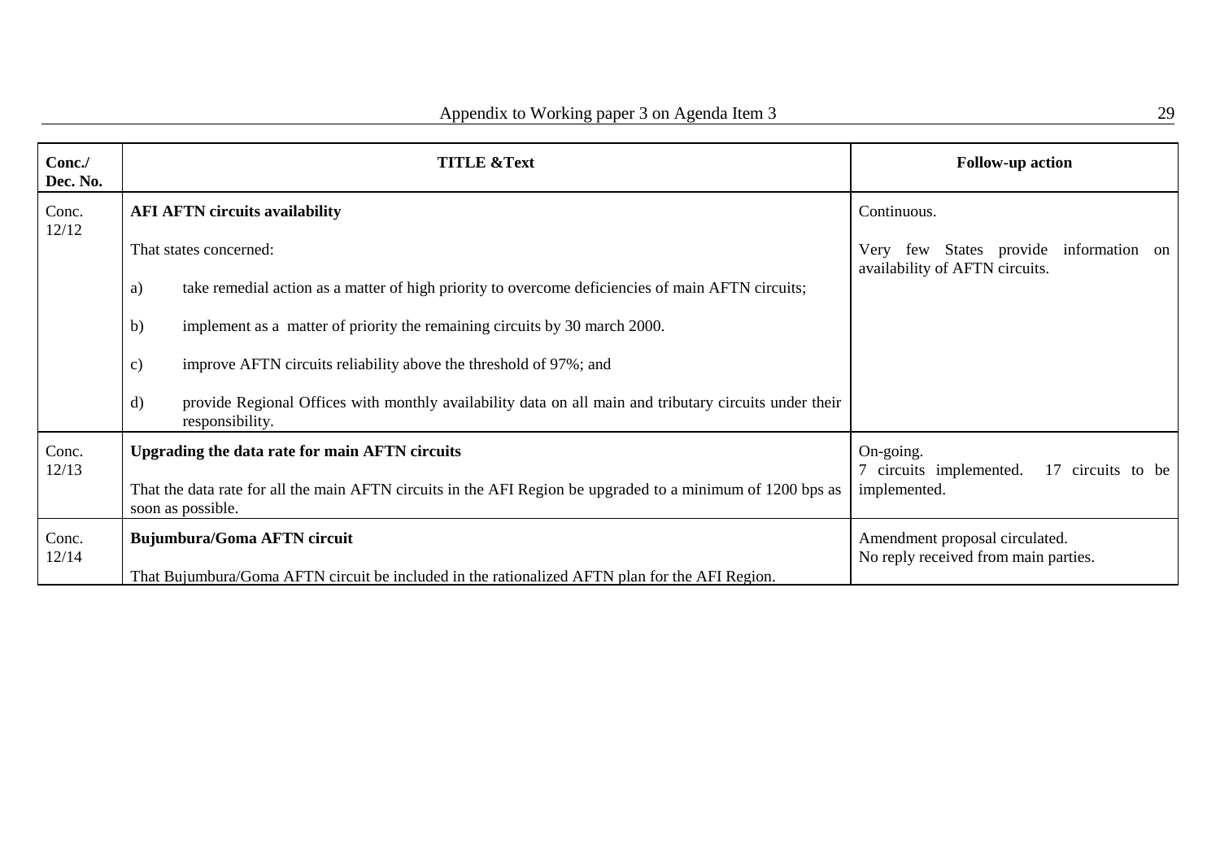| Conc./ Dec. No. | TITLE &Text | Follow-up action |
|---|---|---|
| Conc. 12/12 | **AFI AFTN circuits availability**<br><br>That states concerned:<br><br>a) take remedial action as a matter of high priority to overcome deficiencies of main AFTN circuits;<br><br>b) implement as a matter of priority the remaining circuits by 30 march 2000.<br><br>c) improve AFTN circuits reliability above the threshold of 97%; and<br><br>d) provide Regional Offices with monthly availability data on all main and tributary circuits under their responsibility. | Continuous.<br><br>Very few States provide information on availability of AFTN circuits. |
| Conc. 12/13 | **Upgrading the data rate for main AFTN circuits**<br><br>That the data rate for all the main AFTN circuits in the AFI Region be upgraded to a minimum of 1200 bps as soon as possible. | On-going.<br>7 circuits implemented. 17 circuits to be implemented. |
| Conc. 12/14 | **Bujumbura/Goma AFTN circuit**<br><br>That Bujumbura/Goma AFTN circuit be included in the rationalized AFTN plan for the AFI Region. | Amendment proposal circulated.<br>No reply received from main parties. |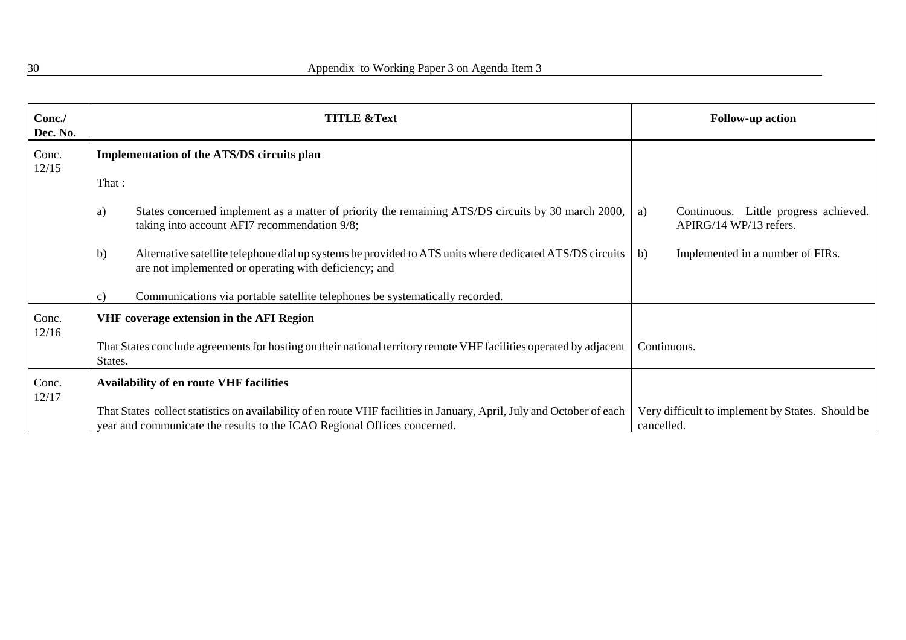| Conc./ Dec. No. | TITLE &Text | Follow-up action |
|---|---|---|
| Conc. 12/15 | **Implementation of the ATS/DS circuits plan**<br><br>That :<br><br>a) States concerned implement as a matter of priority the remaining ATS/DS circuits by 30 march 2000, taking into account AFI7 recommendation 9/8;<br><br>b) Alternative satellite telephone dial up systems be provided to ATS units where dedicated ATS/DS circuits are not implemented or operating with deficiency; and<br><br>c) Communications via portable satellite telephones be systematically recorded. | a) Continuous. Little progress achieved. APIRG/14 WP/13 refers.<br><br>b) Implemented in a number of FIRs. |
| Conc. 12/16 | **VHF coverage extension in the AFI Region**<br><br>That States conclude agreements for hosting on their national territory remote VHF facilities operated by adjacent States. | Continuous. |
| Conc. 12/17 | **Availability of en route VHF facilities**<br><br>That States collect statistics on availability of en route VHF facilities in January, April, July and October of each year and communicate the results to the ICAO Regional Offices concerned. | Very difficult to implement by States. Should be cancelled. |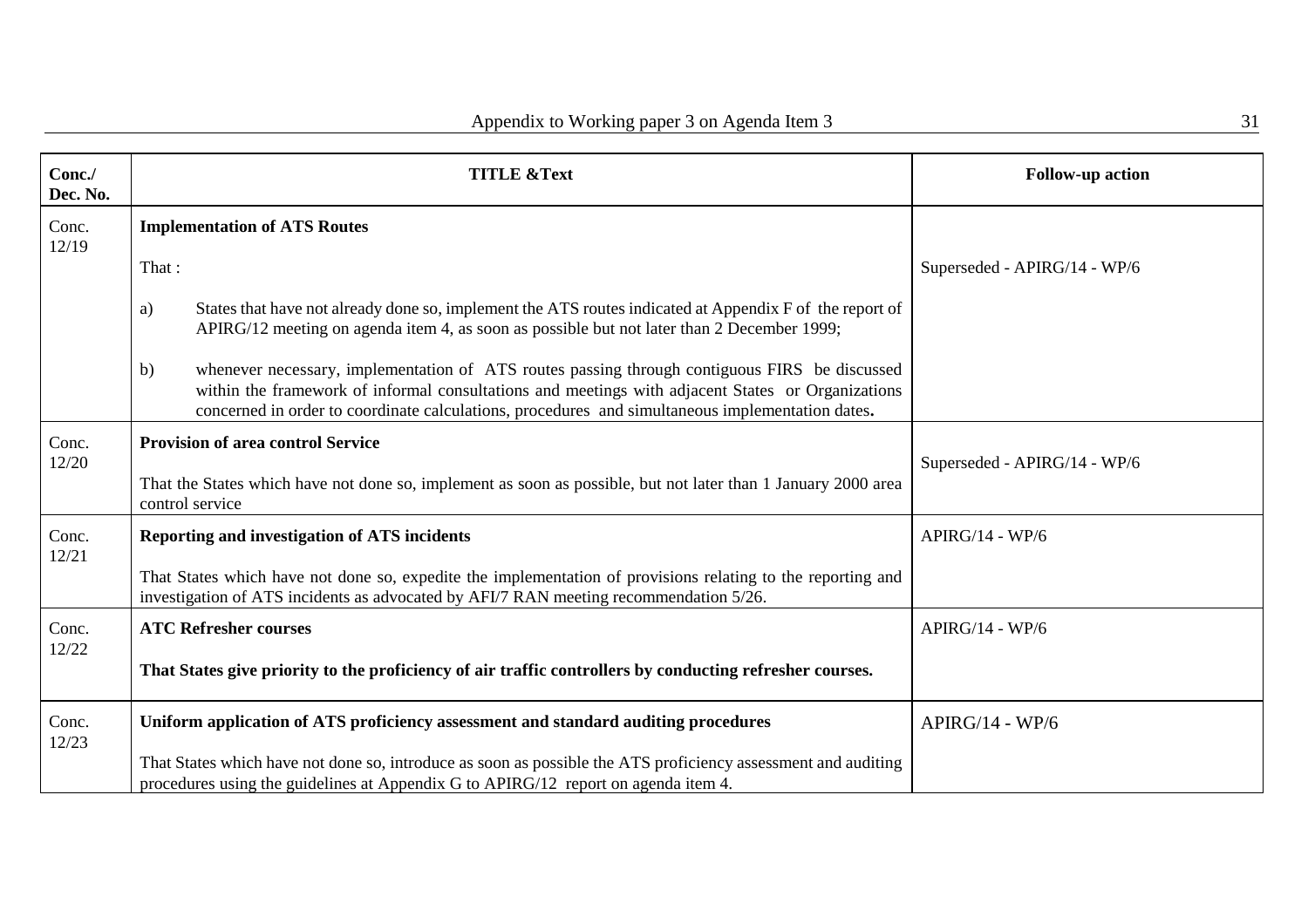| Conc./ Dec. No. | TITLE &Text | Follow-up action |
|---|---|---|
| Conc. 12/19 | **Implementation of ATS Routes**<br><br>That :<br><br>a) States that have not already done so, implement the ATS routes indicated at Appendix F of the report of APIRG/12 meeting on agenda item 4, as soon as possible but not later than 2 December 1999;<br><br>b) whenever necessary, implementation of ATS routes passing through contiguous FIRS be discussed within the framework of informal consultations and meetings with adjacent States or Organizations concerned in order to coordinate calculations, procedures and simultaneous implementation dates**.** | Superseded - APIRG/14 - WP/6 |
| Conc. 12/20 | **Provision of area control Service**<br><br>That the States which have not done so, implement as soon as possible, but not later than 1 January 2000 area control service | Superseded - APIRG/14 - WP/6 |
| Conc. 12/21 | **Reporting and investigation of ATS incidents**<br><br>That States which have not done so, expedite the implementation of provisions relating to the reporting and investigation of ATS incidents as advocated by AFI/7 RAN meeting recommendation 5/26. | APIRG/14 - WP/6 |
| Conc. 12/22 | **ATC Refresher courses**<br><br>**That States give priority to the proficiency of air traffic controllers by conducting refresher courses.** | APIRG/14 - WP/6 |
| Conc. 12/23 | **Uniform application of ATS proficiency assessment and standard auditing procedures**<br><br>That States which have not done so, introduce as soon as possible the ATS proficiency assessment and auditing procedures using the guidelines at Appendix G to APIRG/12 report on agenda item 4. | APIRG/14 - WP/6 |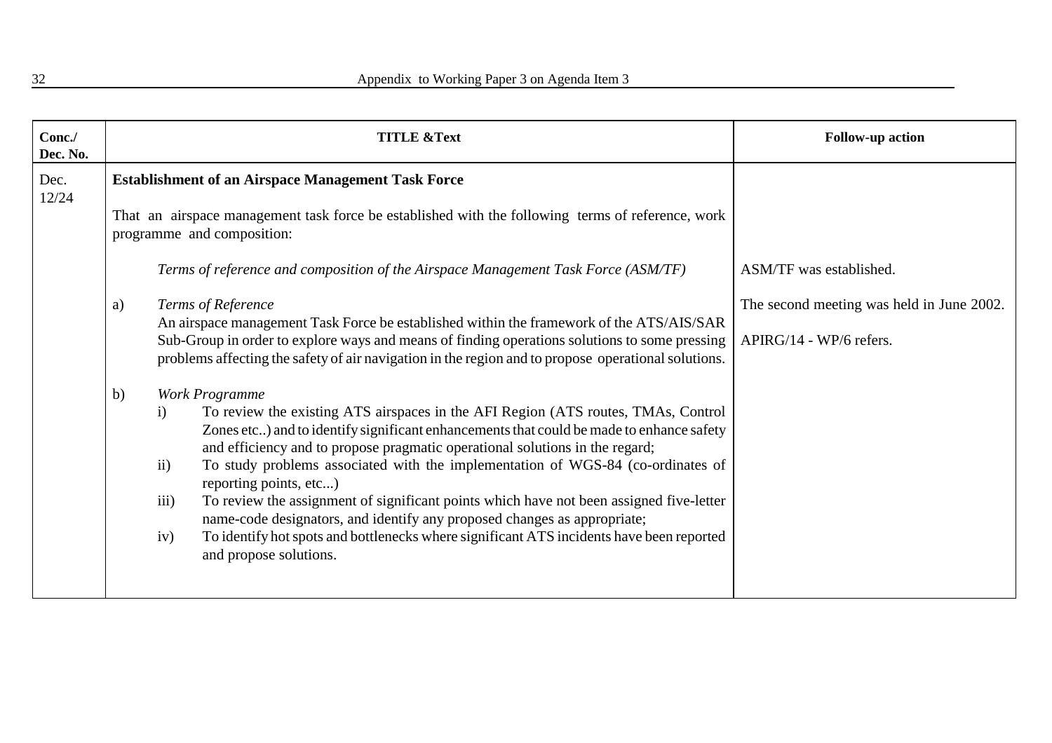| Conc./ Dec. No. | TITLE &Text | Follow-up action |
|---|---|---|
| Dec. 12/24 | **Establishment of an Airspace Management Task Force**<br><br>That an airspace management task force be established with the following terms of reference, work programme and composition:<br><br>*Terms of reference and composition of the Airspace Management Task Force (ASM/TF)*<br><br>a) *Terms of Reference*<br>An airspace management Task Force be established within the framework of the ATS/AIS/SAR Sub-Group in order to explore ways and means of finding operations solutions to some pressing problems affecting the safety of air navigation in the region and to propose operational solutions.<br><br>b) *Work Programme*<br>i) To review the existing ATS airspaces in the AFI Region (ATS routes, TMAs, Control Zones etc..) and to identify significant enhancements that could be made to enhance safety and efficiency and to propose pragmatic operational solutions in the regard;<br>ii) To study problems associated with the implementation of WGS-84 (co-ordinates of reporting points, etc...)<br>iii) To review the assignment of significant points which have not been assigned five-letter name-code designators, and identify any proposed changes as appropriate;<br>iv) To identify hot spots and bottlenecks where significant ATS incidents have been reported and propose solutions. | ASM/TF was established.<br><br>The second meeting was held in June 2002.<br><br>APIRG/14 - WP/6 refers. |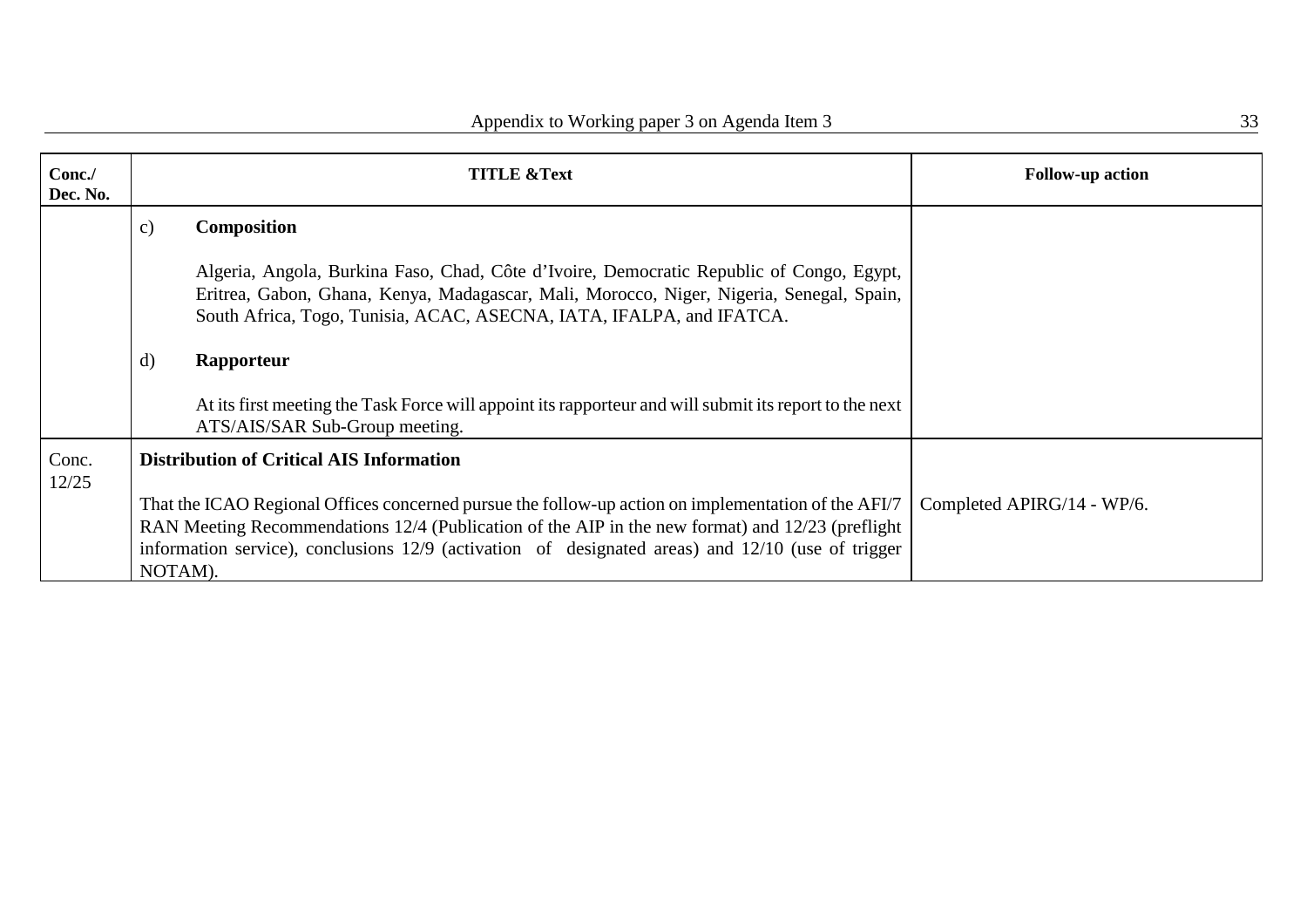| Conc./ Dec. No. | TITLE &Text | Follow-up action |
|---|---|---|
| | c) **Composition**<br><br>Algeria, Angola, Burkina Faso, Chad, Côte d'Ivoire, Democratic Republic of Congo, Egypt, Eritrea, Gabon, Ghana, Kenya, Madagascar, Mali, Morocco, Niger, Nigeria, Senegal, Spain, South Africa, Togo, Tunisia, ACAC, ASECNA, IATA, IFALPA, and IFATCA.<br><br>d) **Rapporteur**<br><br>At its first meeting the Task Force will appoint its rapporteur and will submit its report to the next ATS/AIS/SAR Sub-Group meeting. | |
| Conc. 12/25 | **Distribution of Critical AIS Information**<br><br>That the ICAO Regional Offices concerned pursue the follow-up action on implementation of the AFI/7 RAN Meeting Recommendations 12/4 (Publication of the AIP in the new format) and 12/23 (preflight information service), conclusions 12/9 (activation of designated areas) and 12/10 (use of trigger NOTAM). | Completed APIRG/14 - WP/6. |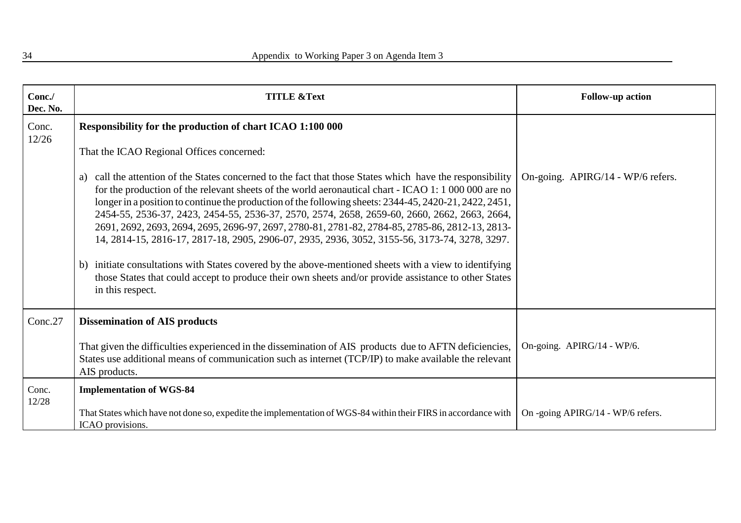| Conc./ Dec. No. | TITLE &Text | Follow-up action |
|---|---|---|
| Conc. 12/26 | **Responsibility for the production of chart ICAO 1:100 000**<br><br>That the ICAO Regional Offices concerned:<br><br>a) call the attention of the States concerned to the fact that those States which have the responsibility for the production of the relevant sheets of the world aeronautical chart - ICAO 1: 1 000 000 are no longer in a position to continue the production of the following sheets: 2344-45, 2420-21, 2422, 2451, 2454-55, 2536-37, 2423, 2454-55, 2536-37, 2570, 2574, 2658, 2659-60, 2660, 2662, 2663, 2664, 2691, 2692, 2693, 2694, 2695, 2696-97, 2697, 2780-81, 2781-82, 2784-85, 2785-86, 2812-13, 2813-14, 2814-15, 2816-17, 2817-18, 2905, 2906-07, 2935, 2936, 3052, 3155-56, 3173-74, 3278, 3297.<br><br>b) initiate consultations with States covered by the above-mentioned sheets with a view to identifying those States that could accept to produce their own sheets and/or provide assistance to other States in this respect. | On-going. APIRG/14 - WP/6 refers. |
| Conc.27 | **Dissemination of AIS products**<br><br>That given the difficulties experienced in the dissemination of AIS products due to AFTN deficiencies, States use additional means of communication such as internet (TCP/IP) to make available the relevant AIS products. | On-going. APIRG/14 - WP/6. |
| Conc. 12/28 | **Implementation of WGS-84**<br><br>That States which have not done so, expedite the implementation of WGS-84 within their FIRS in accordance with ICAO provisions. | On -going APIRG/14 - WP/6 refers. |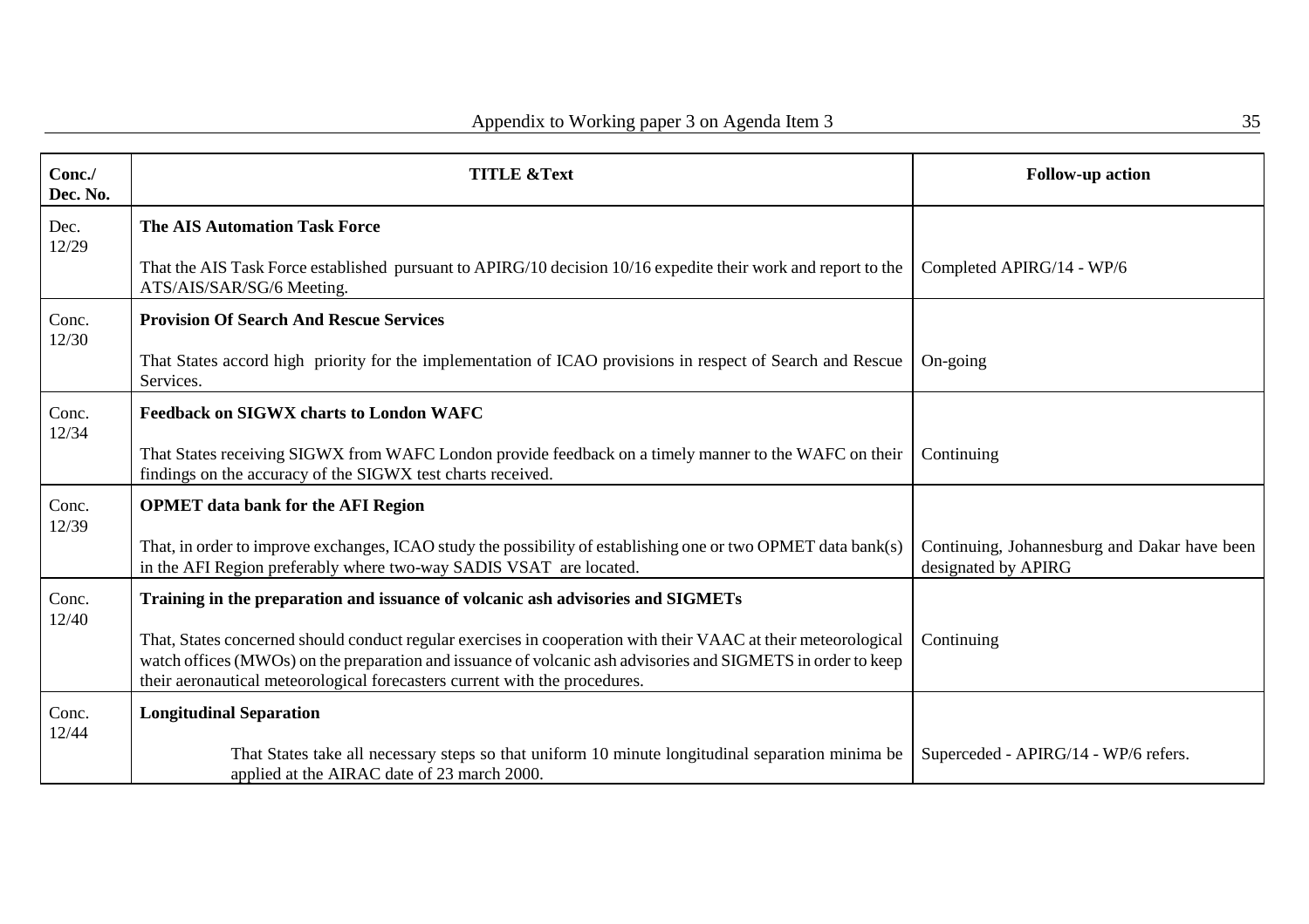| Conc./ Dec. No. | TITLE &Text | Follow-up action |
|---|---|---|
| Dec. 12/29 | **The AIS Automation Task Force**<br><br>That the AIS Task Force established pursuant to APIRG/10 decision 10/16 expedite their work and report to the ATS/AIS/SAR/SG/6 Meeting. | Completed APIRG/14 - WP/6 |
| Conc. 12/30 | **Provision Of Search And Rescue Services**<br><br>That States accord high priority for the implementation of ICAO provisions in respect of Search and Rescue Services. | On-going |
| Conc. 12/34 | **Feedback on SIGWX charts to London WAFC**<br><br>That States receiving SIGWX from WAFC London provide feedback on a timely manner to the WAFC on their findings on the accuracy of the SIGWX test charts received. | Continuing |
| Conc. 12/39 | **OPMET data bank for the AFI Region**<br><br>That, in order to improve exchanges, ICAO study the possibility of establishing one or two OPMET data bank(s) in the AFI Region preferably where two-way SADIS VSAT are located. | Continuing, Johannesburg and Dakar have been designated by APIRG |
| Conc. 12/40 | **Training in the preparation and issuance of volcanic ash advisories and SIGMETs**<br><br>That, States concerned should conduct regular exercises in cooperation with their VAAC at their meteorological watch offices (MWOs) on the preparation and issuance of volcanic ash advisories and SIGMETS in order to keep their aeronautical meteorological forecasters current with the procedures. | Continuing |
| Conc. 12/44 | **Longitudinal Separation**<br><br>That States take all necessary steps so that uniform 10 minute longitudinal separation minima be applied at the AIRAC date of 23 march 2000. | Superceded - APIRG/14 - WP/6 refers. |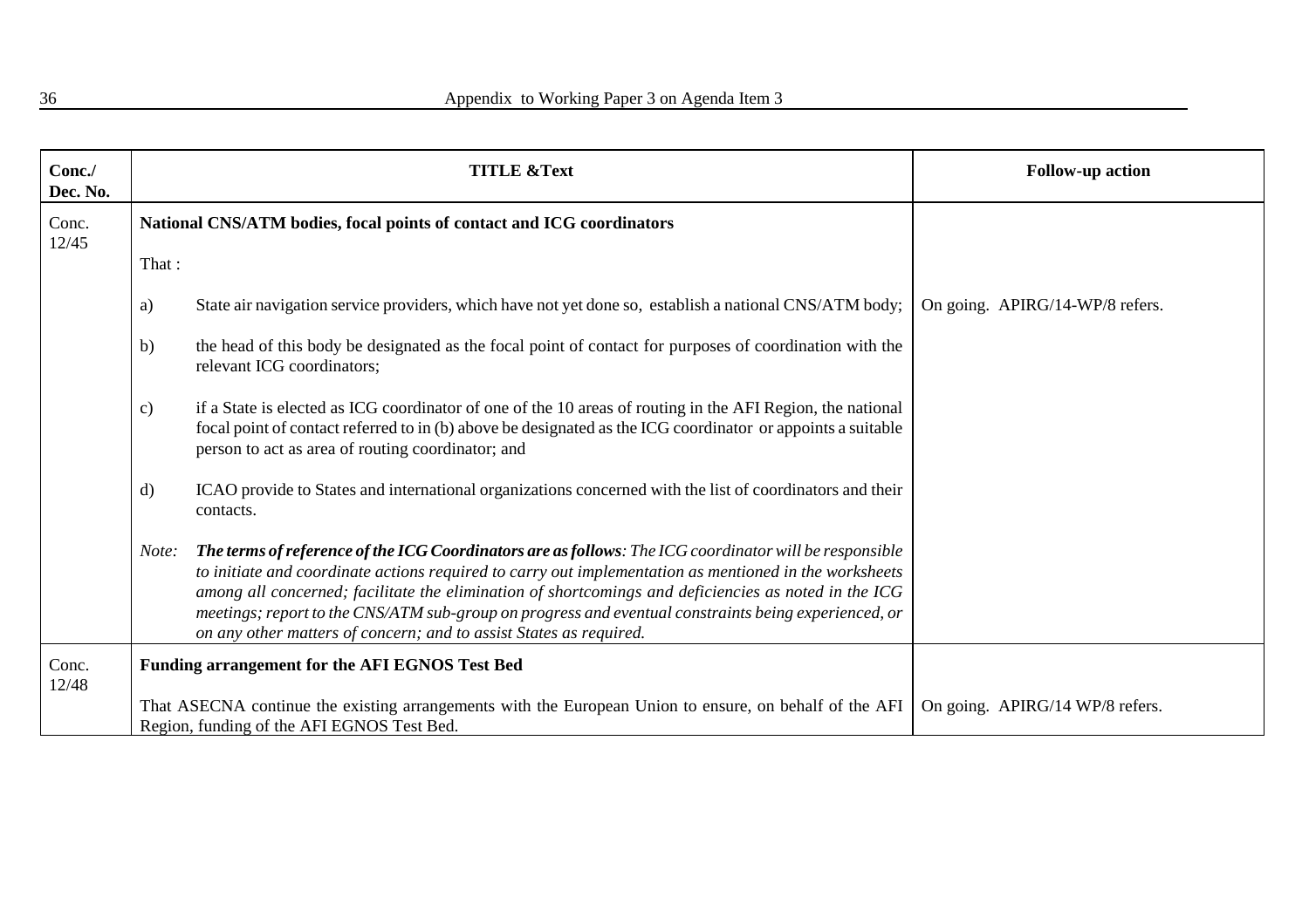| Conc./ Dec. No. | TITLE &Text | Follow-up action |
|---|---|---|
| Conc. 12/45 | **National CNS/ATM bodies, focal points of contact and ICG coordinators**<br><br>That :<br><br>a) State air navigation service providers, which have not yet done so, establish a national CNS/ATM body;<br><br>b) the head of this body be designated as the focal point of contact for purposes of coordination with the relevant ICG coordinators;<br><br>c) if a State is elected as ICG coordinator of one of the 10 areas of routing in the AFI Region, the national focal point of contact referred to in (b) above be designated as the ICG coordinator or appoints a suitable person to act as area of routing coordinator; and<br><br>d) ICAO provide to States and international organizations concerned with the list of coordinators and their contacts.<br><br>*Note: **The terms of reference of the ICG Coordinators are as follows**: The ICG coordinator will be responsible to initiate and coordinate actions required to carry out implementation as mentioned in the worksheets among all concerned; facilitate the elimination of shortcomings and deficiencies as noted in the ICG meetings; report to the CNS/ATM sub-group on progress and eventual constraints being experienced, or on any other matters of concern; and to assist States as required.* | On going. APIRG/14-WP/8 refers. |
| Conc. 12/48 | **Funding arrangement for the AFI EGNOS Test Bed**<br><br>That ASECNA continue the existing arrangements with the European Union to ensure, on behalf of the AFI Region, funding of the AFI EGNOS Test Bed. | On going. APIRG/14 WP/8 refers. |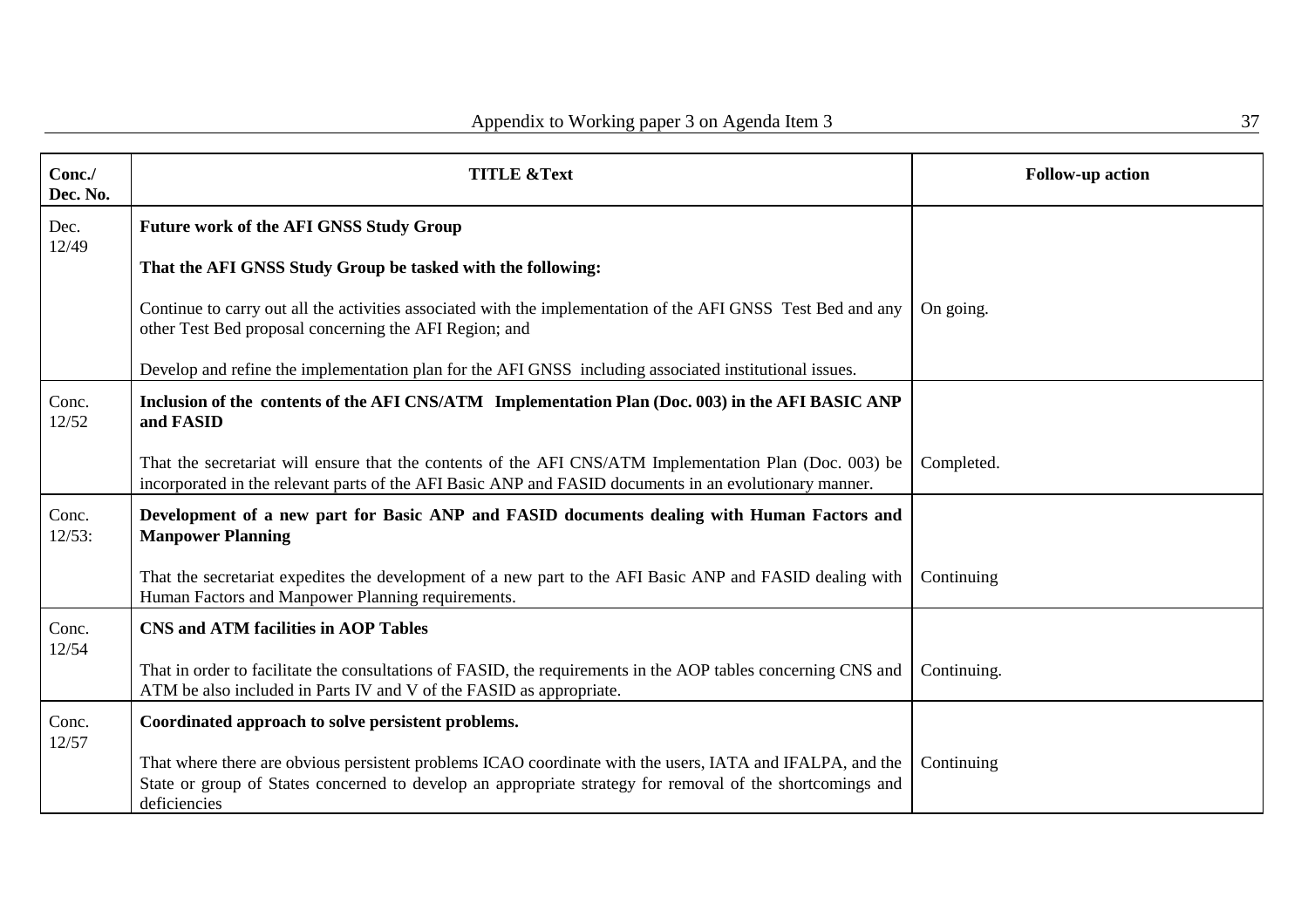| Conc./ Dec. No. | TITLE &Text | Follow-up action |
|---|---|---|
| Dec. 12/49 | **Future work of the AFI GNSS Study Group**<br><br>**That the AFI GNSS Study Group be tasked with the following:**<br><br>Continue to carry out all the activities associated with the implementation of the AFI GNSS Test Bed and any other Test Bed proposal concerning the AFI Region; and<br><br>Develop and refine the implementation plan for the AFI GNSS including associated institutional issues. | On going. |
| Conc. 12/52 | **Inclusion of the contents of the AFI CNS/ATM Implementation Plan (Doc. 003) in the AFI BASIC ANP and FASID**<br><br>That the secretariat will ensure that the contents of the AFI CNS/ATM Implementation Plan (Doc. 003) be incorporated in the relevant parts of the AFI Basic ANP and FASID documents in an evolutionary manner. | Completed. |
| Conc. 12/53: | **Development of a new part for Basic ANP and FASID documents dealing with Human Factors and Manpower Planning**<br><br>That the secretariat expedites the development of a new part to the AFI Basic ANP and FASID dealing with Human Factors and Manpower Planning requirements. | Continuing |
| Conc. 12/54 | **CNS and ATM facilities in AOP Tables**<br><br>That in order to facilitate the consultations of FASID, the requirements in the AOP tables concerning CNS and ATM be also included in Parts IV and V of the FASID as appropriate. | Continuing. |
| Conc. 12/57 | **Coordinated approach to solve persistent problems.**<br><br>That where there are obvious persistent problems ICAO coordinate with the users, IATA and IFALPA, and the State or group of States concerned to develop an appropriate strategy for removal of the shortcomings and deficiencies | Continuing |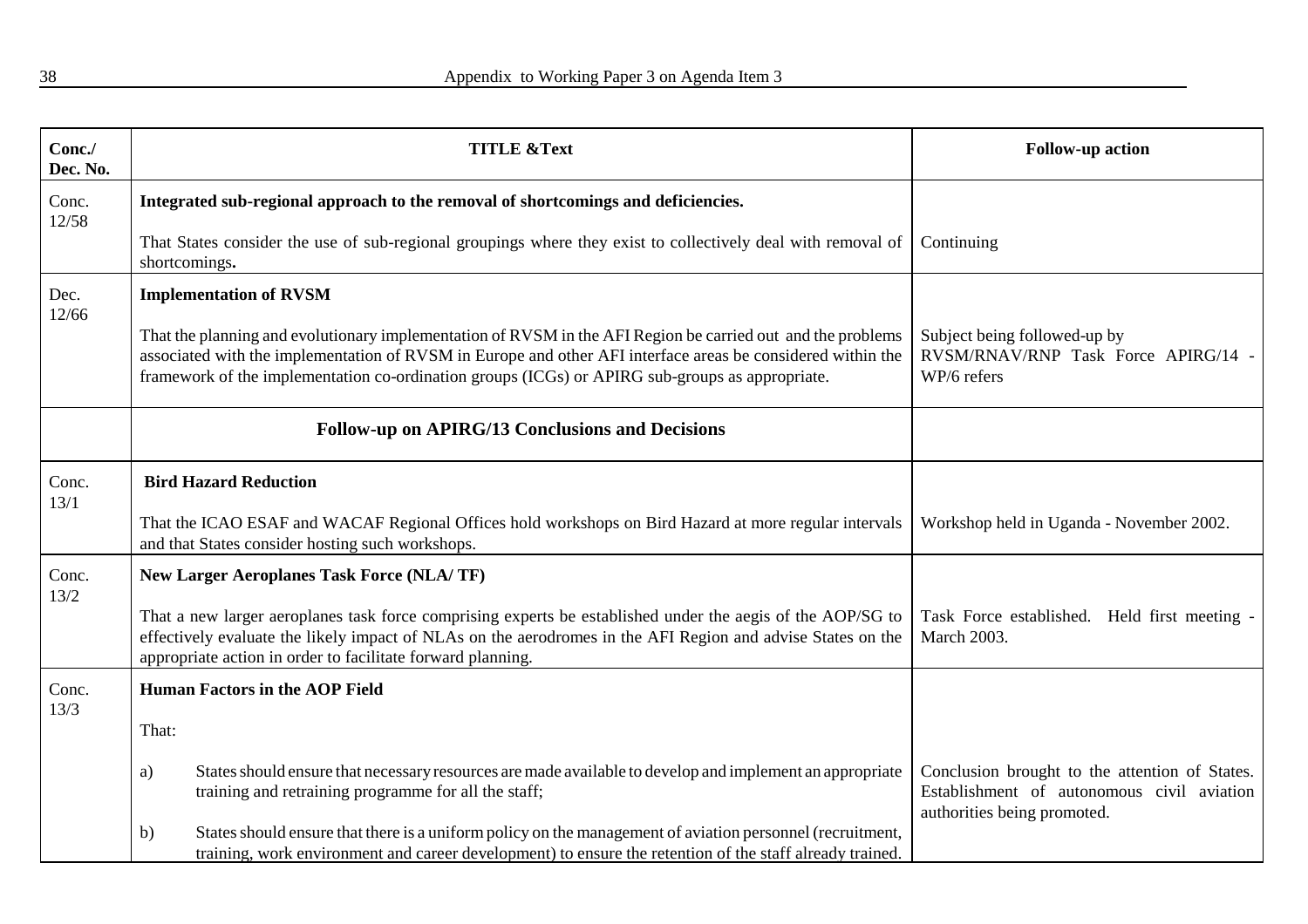| Conc./ Dec. No. | TITLE &Text | Follow-up action |
|---|---|---|
| Conc. 12/58 | **Integrated sub-regional approach to the removal of shortcomings and deficiencies.**<br><br>That States consider the use of sub-regional groupings where they exist to collectively deal with removal of shortcomings**.** | Continuing |
| Dec. 12/66 | **Implementation of RVSM**<br><br>That the planning and evolutionary implementation of RVSM in the AFI Region be carried out and the problems associated with the implementation of RVSM in Europe and other AFI interface areas be considered within the framework of the implementation co-ordination groups (ICGs) or APIRG sub-groups as appropriate. | Subject being followed-up by RVSM/RNAV/RNP Task Force APIRG/14 - WP/6 refers |
| | **Follow-up on APIRG/13 Conclusions and Decisions** | |
| Conc. 13/1 | **Bird Hazard Reduction**<br><br>That the ICAO ESAF and WACAF Regional Offices hold workshops on Bird Hazard at more regular intervals and that States consider hosting such workshops. | Workshop held in Uganda - November 2002. |
| Conc. 13/2 | **New Larger Aeroplanes Task Force (NLA/ TF)**<br><br>That a new larger aeroplanes task force comprising experts be established under the aegis of the AOP/SG to effectively evaluate the likely impact of NLAs on the aerodromes in the AFI Region and advise States on the appropriate action in order to facilitate forward planning. | Task Force established. Held first meeting - March 2003. |
| Conc. 13/3 | **Human Factors in the AOP Field**<br><br>That:<br><br>a) States should ensure that necessary resources are made available to develop and implement an appropriate training and retraining programme for all the staff;<br><br>b) States should ensure that there is a uniform policy on the management of aviation personnel (recruitment, training, work environment and career development) to ensure the retention of the staff already trained. | Conclusion brought to the attention of States. Establishment of autonomous civil aviation authorities being promoted. |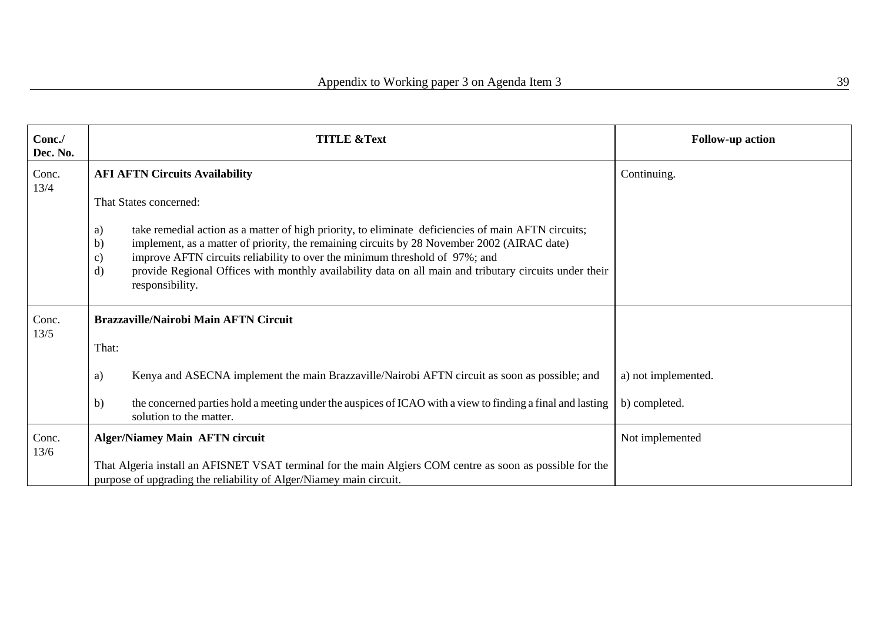| Conc./ Dec. No. | TITLE &Text | Follow-up action |
|---|---|---|
| Conc. 13/4 | **AFI AFTN Circuits Availability**<br><br>That States concerned:<br><br>a) take remedial action as a matter of high priority, to eliminate deficiencies of main AFTN circuits;<br>b) implement, as a matter of priority, the remaining circuits by 28 November 2002 (AIRAC date)<br>c) improve AFTN circuits reliability to over the minimum threshold of 97%; and<br>d) provide Regional Offices with monthly availability data on all main and tributary circuits under their responsibility. | Continuing. |
| Conc. 13/5 | **Brazzaville/Nairobi Main AFTN Circuit**<br><br>That:<br><br>a) Kenya and ASECNA implement the main Brazzaville/Nairobi AFTN circuit as soon as possible; and<br><br>b) the concerned parties hold a meeting under the auspices of ICAO with a view to finding a final and lasting solution to the matter. | a) not implemented.<br><br>b) completed. |
| Conc. 13/6 | **Alger/Niamey Main AFTN circuit**<br><br>That Algeria install an AFISNET VSAT terminal for the main Algiers COM centre as soon as possible for the purpose of upgrading the reliability of Alger/Niamey main circuit. | Not implemented |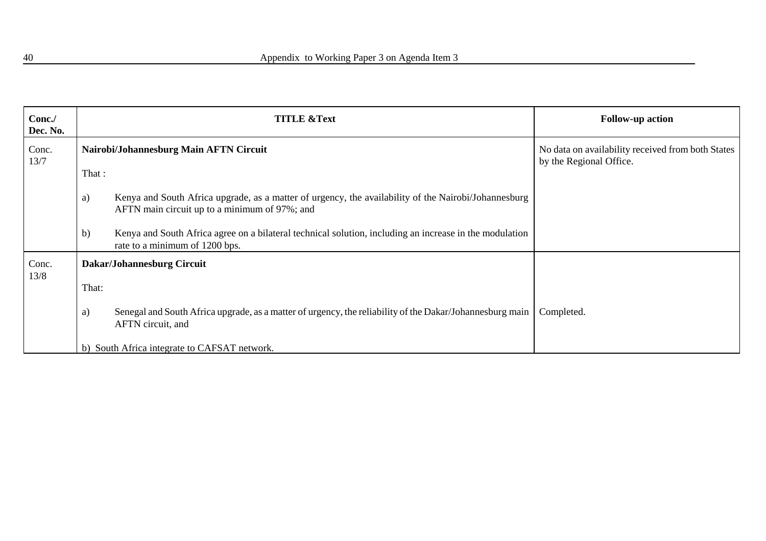| Conc./ Dec. No. | TITLE &Text | Follow-up action |
|---|---|---|
| Conc. 13/7 | **Nairobi/Johannesburg Main AFTN Circuit**<br><br>That :<br><br>a) Kenya and South Africa upgrade, as a matter of urgency, the availability of the Nairobi/Johannesburg AFTN main circuit up to a minimum of 97%; and<br><br>b) Kenya and South Africa agree on a bilateral technical solution, including an increase in the modulation rate to a minimum of 1200 bps. | No data on availability received from both States by the Regional Office. |
| Conc. 13/8 | **Dakar/Johannesburg Circuit**<br><br>That:<br><br>a) Senegal and South Africa upgrade, as a matter of urgency, the reliability of the Dakar/Johannesburg main AFTN circuit, and<br><br>b) South Africa integrate to CAFSAT network. | Completed. |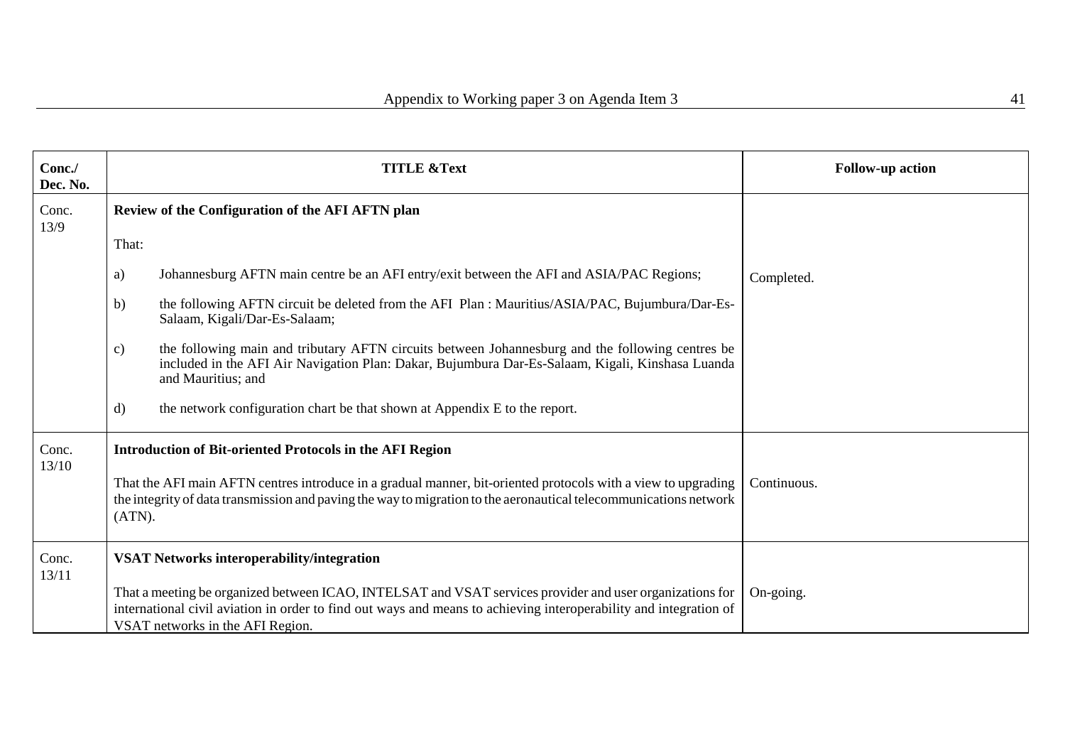| Conc./ Dec. No. | TITLE &Text | Follow-up action |
|---|---|---|
| Conc. 13/9 | **Review of the Configuration of the AFI AFTN plan**<br><br>That:<br><br>a) Johannesburg AFTN main centre be an AFI entry/exit between the AFI and ASIA/PAC Regions;<br><br>b) the following AFTN circuit be deleted from the AFI Plan : Mauritius/ASIA/PAC, Bujumbura/Dar-Es-Salaam, Kigali/Dar-Es-Salaam;<br><br>c) the following main and tributary AFTN circuits between Johannesburg and the following centres be included in the AFI Air Navigation Plan: Dakar, Bujumbura Dar-Es-Salaam, Kigali, Kinshasa Luanda and Mauritius; and<br><br>d) the network configuration chart be that shown at Appendix E to the report. | Completed. |
| Conc. 13/10 | **Introduction of Bit-oriented Protocols in the AFI Region**<br><br>That the AFI main AFTN centres introduce in a gradual manner, bit-oriented protocols with a view to upgrading the integrity of data transmission and paving the way to migration to the aeronautical telecommunications network (ATN). | Continuous. |
| Conc. 13/11 | **VSAT Networks interoperability/integration**<br><br>That a meeting be organized between ICAO, INTELSAT and VSAT services provider and user organizations for international civil aviation in order to find out ways and means to achieving interoperability and integration of VSAT networks in the AFI Region. | On-going. |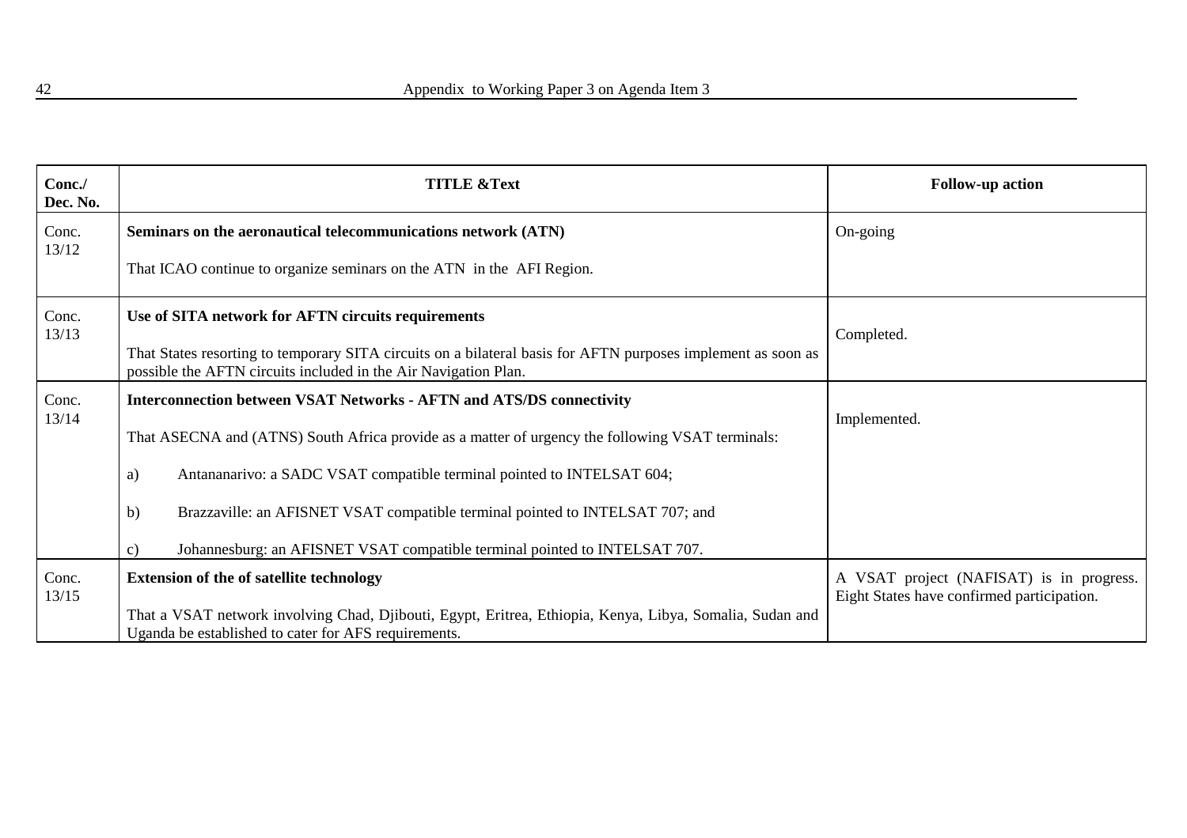| Conc./ Dec. No. | TITLE &Text | Follow-up action |
|---|---|---|
| Conc. 13/12 | **Seminars on the aeronautical telecommunications network (ATN)**<br><br>That ICAO continue to organize seminars on the ATN in the AFI Region. | On-going |
| Conc. 13/13 | **Use of SITA network for AFTN circuits requirements**<br><br>That States resorting to temporary SITA circuits on a bilateral basis for AFTN purposes implement as soon as possible the AFTN circuits included in the Air Navigation Plan. | Completed. |
| Conc. 13/14 | **Interconnection between VSAT Networks - AFTN and ATS/DS connectivity**<br><br>That ASECNA and (ATNS) South Africa provide as a matter of urgency the following VSAT terminals:<br><br>a) Antananarivo: a SADC VSAT compatible terminal pointed to INTELSAT 604;<br><br>b) Brazzaville: an AFISNET VSAT compatible terminal pointed to INTELSAT 707; and<br><br>c) Johannesburg: an AFISNET VSAT compatible terminal pointed to INTELSAT 707. | Implemented. |
| Conc. 13/15 | **Extension of the of satellite technology**<br><br>That a VSAT network involving Chad, Djibouti, Egypt, Eritrea, Ethiopia, Kenya, Libya, Somalia, Sudan and Uganda be established to cater for AFS requirements. | A VSAT project (NAFISAT) is in progress. Eight States have confirmed participation. |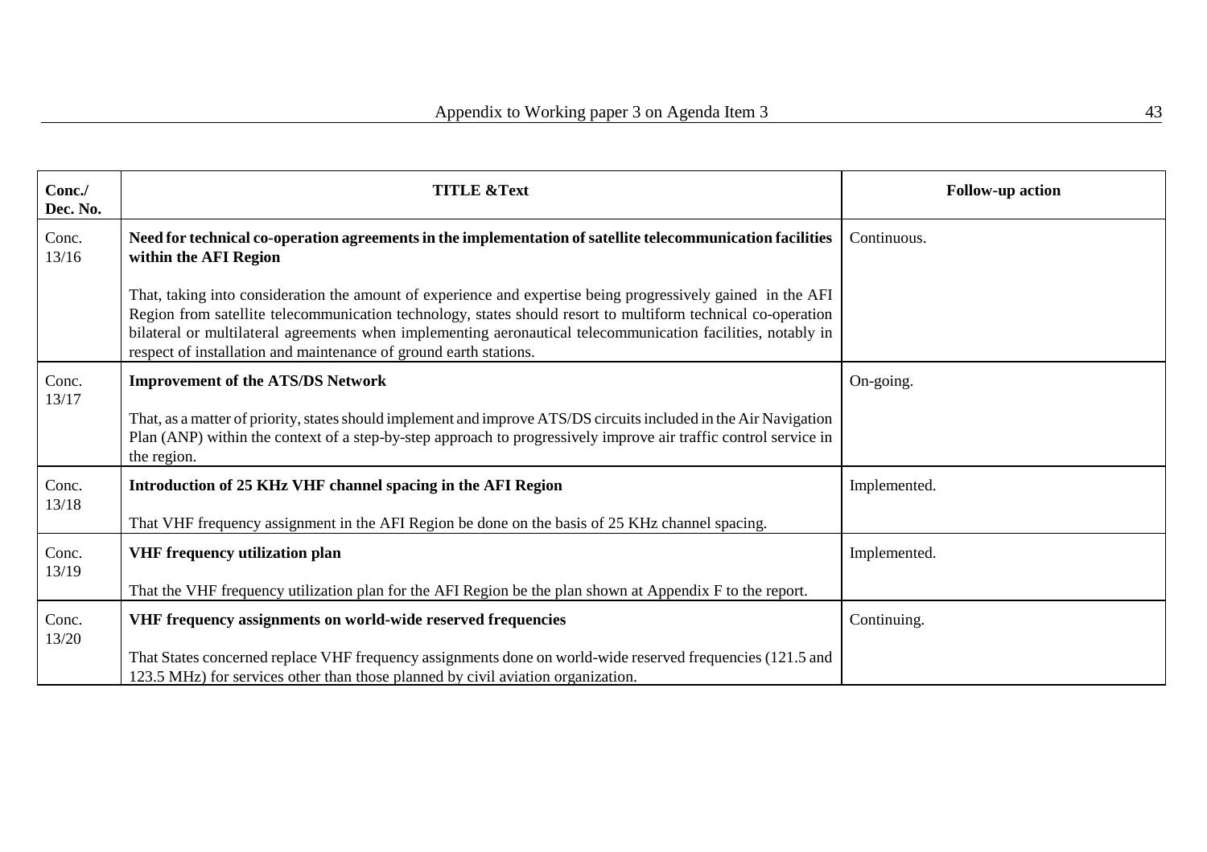| Conc./ Dec. No. | TITLE &Text | Follow-up action |
|---|---|---|
| Conc. 13/16 | **Need for technical co-operation agreements in the implementation of satellite telecommunication facilities within the AFI Region**<br><br>That, taking into consideration the amount of experience and expertise being progressively gained in the AFI Region from satellite telecommunication technology, states should resort to multiform technical co-operation bilateral or multilateral agreements when implementing aeronautical telecommunication facilities, notably in respect of installation and maintenance of ground earth stations. | Continuous. |
| Conc. 13/17 | **Improvement of the ATS/DS Network**<br><br>That, as a matter of priority, states should implement and improve ATS/DS circuits included in the Air Navigation Plan (ANP) within the context of a step-by-step approach to progressively improve air traffic control service in the region. | On-going. |
| Conc. 13/18 | **Introduction of 25 KHz VHF channel spacing in the AFI Region**<br><br>That VHF frequency assignment in the AFI Region be done on the basis of 25 KHz channel spacing. | Implemented. |
| Conc. 13/19 | **VHF frequency utilization plan**<br><br>That the VHF frequency utilization plan for the AFI Region be the plan shown at Appendix F to the report. | Implemented. |
| Conc. 13/20 | **VHF frequency assignments on world-wide reserved frequencies**<br><br>That States concerned replace VHF frequency assignments done on world-wide reserved frequencies (121.5 and 123.5 MHz) for services other than those planned by civil aviation organization. | Continuing. |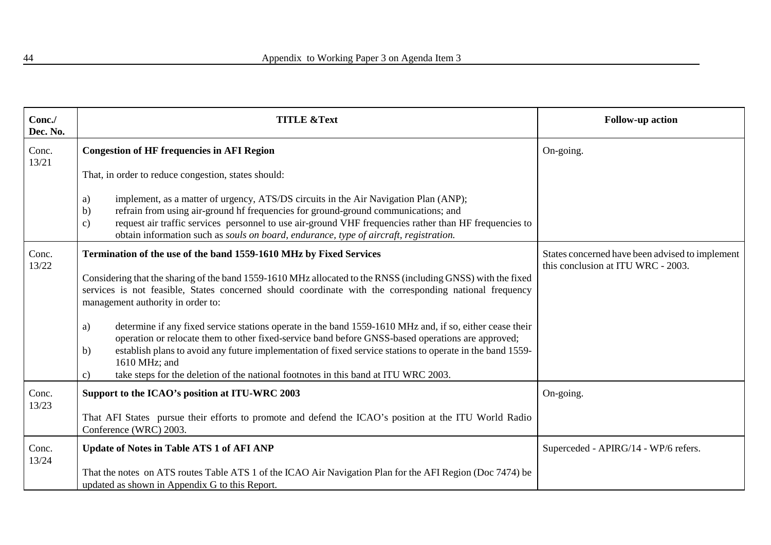| Conc./ Dec. No. | TITLE &Text | Follow-up action |
|---|---|---|
| Conc. 13/21 | **Congestion of HF frequencies in AFI Region**<br><br>That, in order to reduce congestion, states should:<br><br>a) implement, as a matter of urgency, ATS/DS circuits in the Air Navigation Plan (ANP);<br>b) refrain from using air-ground hf frequencies for ground-ground communications; and<br>c) request air traffic services personnel to use air-ground VHF frequencies rather than HF frequencies to obtain information such as *souls on board, endurance, type of aircraft, registration.* | On-going. |
| Conc. 13/22 | **Termination of the use of the band 1559-1610 MHz by Fixed Services**<br><br>Considering that the sharing of the band 1559-1610 MHz allocated to the RNSS (including GNSS) with the fixed services is not feasible, States concerned should coordinate with the corresponding national frequency management authority in order to:<br><br>a) determine if any fixed service stations operate in the band 1559-1610 MHz and, if so, either cease their operation or relocate them to other fixed-service band before GNSS-based operations are approved;<br>b) establish plans to avoid any future implementation of fixed service stations to operate in the band 1559-1610 MHz; and<br>c) take steps for the deletion of the national footnotes in this band at ITU WRC 2003. | States concerned have been advised to implement this conclusion at ITU WRC - 2003. |
| Conc. 13/23 | **Support to the ICAO's position at ITU-WRC 2003**<br><br>That AFI States pursue their efforts to promote and defend the ICAO's position at the ITU World Radio Conference (WRC) 2003. | On-going. |
| Conc. 13/24 | **Update of Notes in Table ATS 1 of AFI ANP**<br><br>That the notes on ATS routes Table ATS 1 of the ICAO Air Navigation Plan for the AFI Region (Doc 7474) be updated as shown in Appendix G to this Report. | Superceded - APIRG/14 - WP/6 refers. |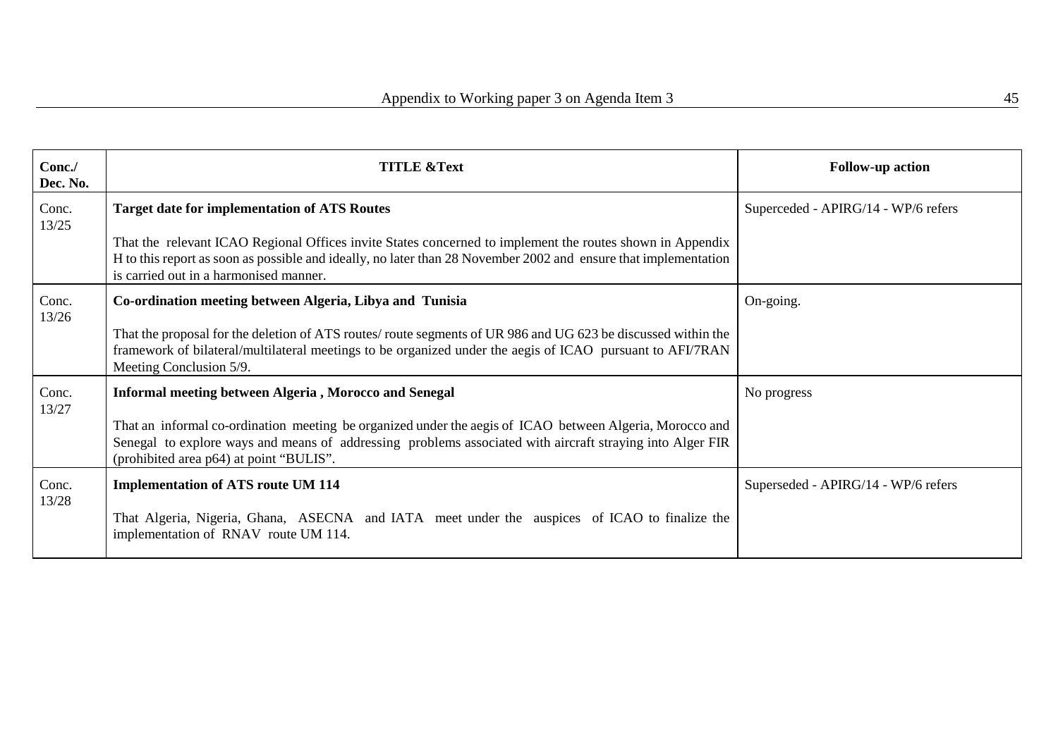| Conc./ Dec. No. | TITLE &Text | Follow-up action |
|---|---|---|
| Conc. 13/25 | **Target date for implementation of ATS Routes**<br><br>That the relevant ICAO Regional Offices invite States concerned to implement the routes shown in Appendix H to this report as soon as possible and ideally, no later than 28 November 2002 and ensure that implementation is carried out in a harmonised manner. | Superceded - APIRG/14 - WP/6 refers |
| Conc. 13/26 | **Co-ordination meeting between Algeria, Libya and Tunisia**<br><br>That the proposal for the deletion of ATS routes/ route segments of UR 986 and UG 623 be discussed within the framework of bilateral/multilateral meetings to be organized under the aegis of ICAO pursuant to AFI/7RAN Meeting Conclusion 5/9. | On-going. |
| Conc. 13/27 | **Informal meeting between Algeria , Morocco and Senegal**<br><br>That an informal co-ordination meeting be organized under the aegis of ICAO between Algeria, Morocco and Senegal to explore ways and means of addressing problems associated with aircraft straying into Alger FIR (prohibited area p64) at point "BULIS". | No progress |
| Conc. 13/28 | **Implementation of ATS route UM 114**<br><br>That Algeria, Nigeria, Ghana, ASECNA and IATA meet under the auspices of ICAO to finalize the implementation of RNAV route UM 114. | Superseded - APIRG/14 - WP/6 refers |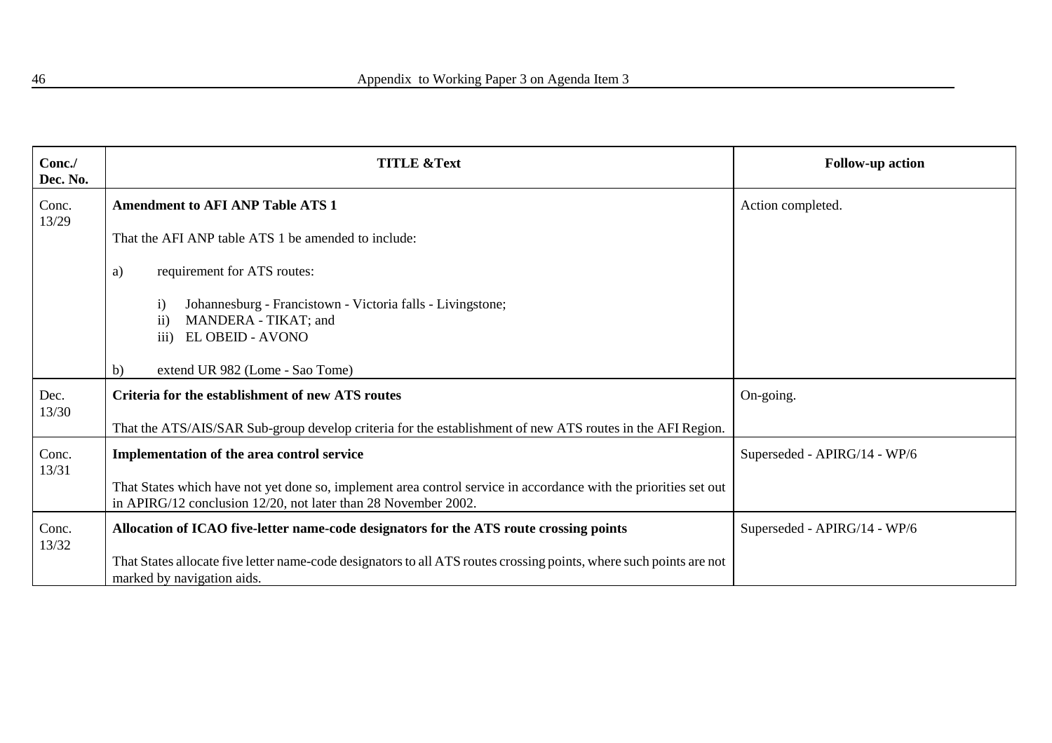| Conc./ Dec. No. | TITLE &Text | Follow-up action |
|---|---|---|
| Conc. 13/29 | **Amendment to AFI ANP Table ATS 1**<br><br>That the AFI ANP table ATS 1 be amended to include:<br><br>a) requirement for ATS routes:<br><br>i) Johannesburg - Francistown - Victoria falls - Livingstone;<br>ii) MANDERA - TIKAT; and<br>iii) EL OBEID - AVONO<br><br>b) extend UR 982 (Lome - Sao Tome) | Action completed. |
| Dec. 13/30 | **Criteria for the establishment of new ATS routes**<br><br>That the ATS/AIS/SAR Sub-group develop criteria for the establishment of new ATS routes in the AFI Region. | On-going. |
| Conc. 13/31 | **Implementation of the area control service**<br><br>That States which have not yet done so, implement area control service in accordance with the priorities set out in APIRG/12 conclusion 12/20, not later than 28 November 2002. | Superseded - APIRG/14 - WP/6 |
| Conc. 13/32 | **Allocation of ICAO five-letter name-code designators for the ATS route crossing points**<br><br>That States allocate five letter name-code designators to all ATS routes crossing points, where such points are not marked by navigation aids. | Superseded - APIRG/14 - WP/6 |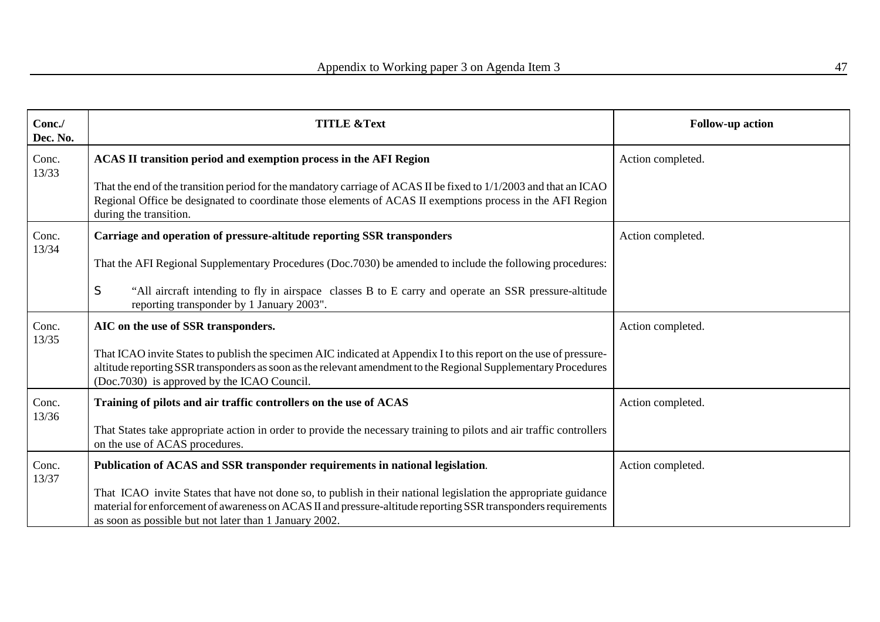| Conc./ Dec. No. | TITLE &Text | Follow-up action |
|---|---|---|
| Conc. 13/33 | **ACAS II transition period and exemption process in the AFI Region**<br><br>That the end of the transition period for the mandatory carriage of ACAS II be fixed to 1/1/2003 and that an ICAO Regional Office be designated to coordinate those elements of ACAS II exemptions process in the AFI Region during the transition. | Action completed. |
| Conc. 13/34 | **Carriage and operation of pressure-altitude reporting SSR transponders**<br><br>That the AFI Regional Supplementary Procedures (Doc.7030) be amended to include the following procedures:<br><br>S "All aircraft intending to fly in airspace classes B to E carry and operate an SSR pressure-altitude reporting transponder by 1 January 2003". | Action completed. |
| Conc. 13/35 | **AIC on the use of SSR transponders.**<br><br>That ICAO invite States to publish the specimen AIC indicated at Appendix I to this report on the use of pressure-altitude reporting SSR transponders as soon as the relevant amendment to the Regional Supplementary Procedures (Doc.7030) is approved by the ICAO Council. | Action completed. |
| Conc. 13/36 | **Training of pilots and air traffic controllers on the use of ACAS**<br><br>That States take appropriate action in order to provide the necessary training to pilots and air traffic controllers on the use of ACAS procedures. | Action completed. |
| Conc. 13/37 | **Publication of ACAS and SSR transponder requirements in national legislation**.<br><br>That ICAO invite States that have not done so, to publish in their national legislation the appropriate guidance material for enforcement of awareness on ACAS II and pressure-altitude reporting SSR transponders requirements as soon as possible but not later than 1 January 2002. | Action completed. |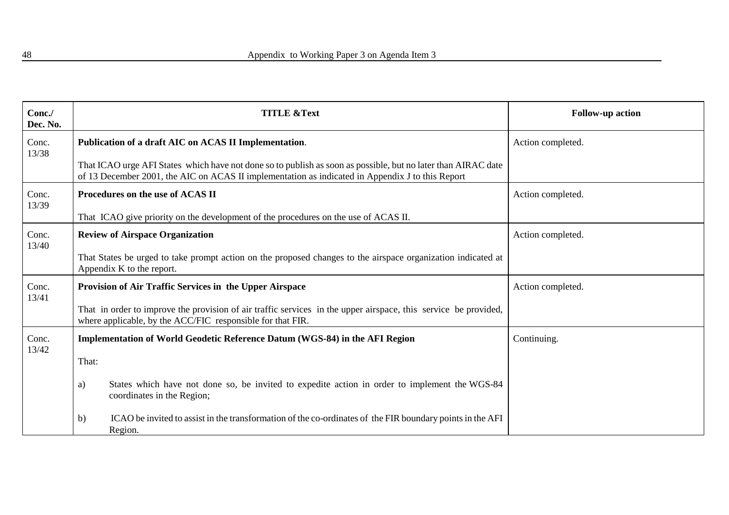| Conc./ Dec. No. | TITLE &Text | Follow-up action |
| --- | --- | --- |
| Conc. 13/38 | **Publication of a draft AIC on ACAS II Implementation**. <br><br> That ICAO urge AFI States which have not done so to publish as soon as possible, but no later than AIRAC date of 13 December 2001, the AIC on ACAS II implementation as indicated in Appendix J to this Report | Action completed. |
| Conc. 13/39 | **Procedures on the use of ACAS II** <br><br> That ICAO give priority on the development of the procedures on the use of ACAS II. | Action completed. |
| Conc. 13/40 | **Review of Airspace Organization** <br><br> That States be urged to take prompt action on the proposed changes to the airspace organization indicated at Appendix K to the report. | Action completed. |
| Conc. 13/41 | **Provision of Air Traffic Services in the Upper Airspace** <br><br> That in order to improve the provision of air traffic services in the upper airspace, this service be provided, where applicable, by the ACC/FIC responsible for that FIR. | Action completed. |
| Conc. 13/42 | **Implementation of World Geodetic Reference Datum (WGS-84) in the AFI Region** <br><br> That: <br><br> a) States which have not done so, be invited to expedite action in order to implement the WGS-84 coordinates in the Region; <br><br> b) ICAO be invited to assist in the transformation of the co-ordinates of the FIR boundary points in the AFI Region. | Continuing. |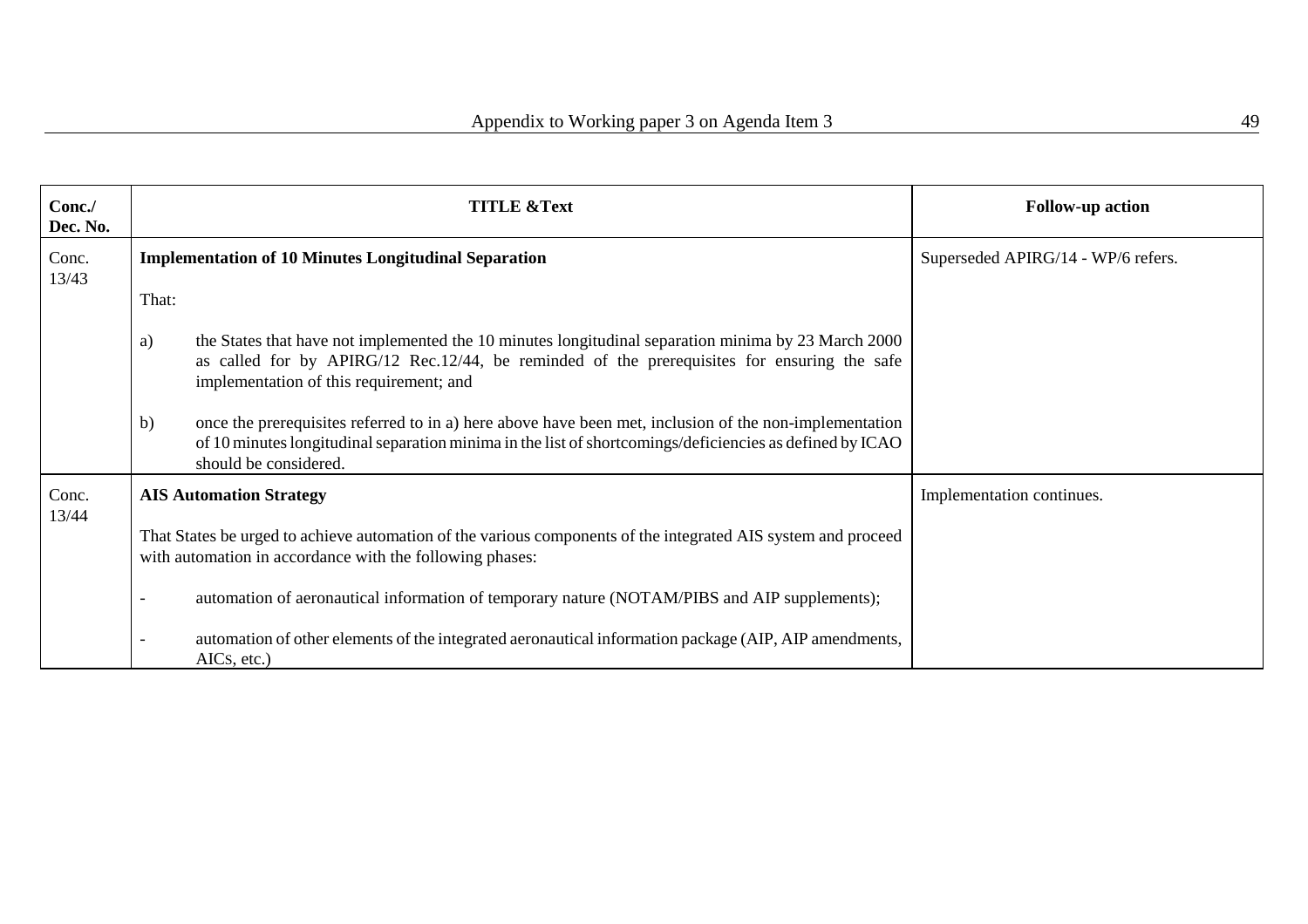| Conc./ Dec. No. | TITLE &Text | Follow-up action |
| --- | --- | --- |
| Conc. 13/43 | **Implementation of 10 Minutes Longitudinal Separation**<br><br>That:<br><br>a) the States that have not implemented the 10 minutes longitudinal separation minima by 23 March 2000 as called for by APIRG/12 Rec.12/44, be reminded of the prerequisites for ensuring the safe implementation of this requirement; and<br><br>b) once the prerequisites referred to in a) here above have been met, inclusion of the non-implementation of 10 minutes longitudinal separation minima in the list of shortcomings/deficiencies as defined by ICAO should be considered. | Superseded APIRG/14 - WP/6 refers. |
| Conc. 13/44 | **AIS Automation Strategy**<br><br>That States be urged to achieve automation of the various components of the integrated AIS system and proceed with automation in accordance with the following phases:<br><br>- automation of aeronautical information of temporary nature (NOTAM/PIBS and AIP supplements);<br><br>- automation of other elements of the integrated aeronautical information package (AIP, AIP amendments, AICs, etc.) | Implementation continues. |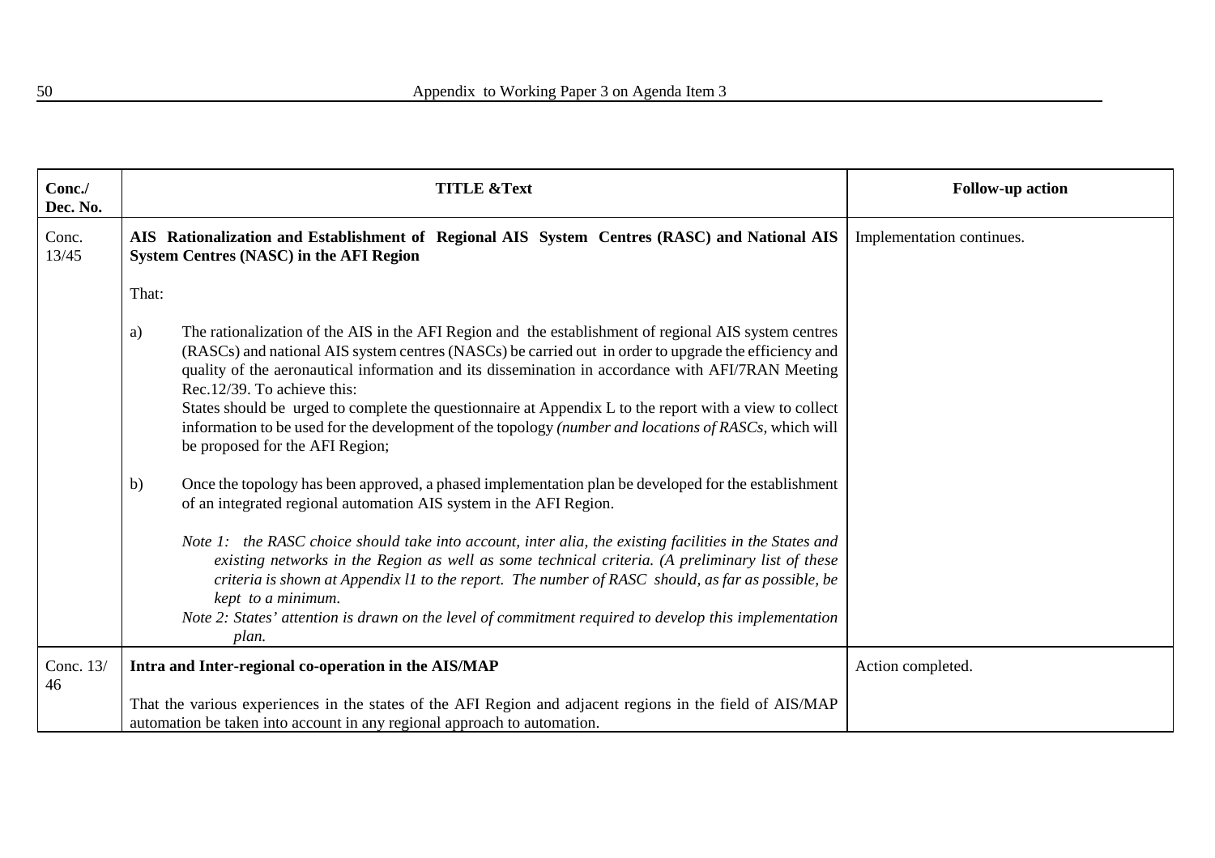| Conc./ Dec. No. | TITLE &Text | Follow-up action |
|---|---|---|
| Conc. 13/45 | **AIS Rationalization and Establishment of Regional AIS System Centres (RASC) and National AIS System Centres (NASC) in the AFI Region**<br><br>That:<br><br>a) The rationalization of the AIS in the AFI Region and the establishment of regional AIS system centres (RASCs) and national AIS system centres (NASCs) be carried out in order to upgrade the efficiency and quality of the aeronautical information and its dissemination in accordance with AFI/7RAN Meeting Rec.12/39. To achieve this:<br>States should be urged to complete the questionnaire at Appendix L to the report with a view to collect information to be used for the development of the topology *(number and locations of RASCs*, which will be proposed for the AFI Region;<br><br>b) Once the topology has been approved, a phased implementation plan be developed for the establishment of an integrated regional automation AIS system in the AFI Region.<br><br>*Note 1: the RASC choice should take into account, inter alia, the existing facilities in the States and existing networks in the Region as well as some technical criteria. (A preliminary list of these criteria is shown at Appendix l1 to the report. The number of RASC should, as far as possible, be kept to a minimum.*<br>*Note 2: States' attention is drawn on the level of commitment required to develop this implementation plan.* | Implementation continues. |
| Conc. 13/ 46 | **Intra and Inter-regional co-operation in the AIS/MAP**<br><br>That the various experiences in the states of the AFI Region and adjacent regions in the field of AIS/MAP automation be taken into account in any regional approach to automation. | Action completed. |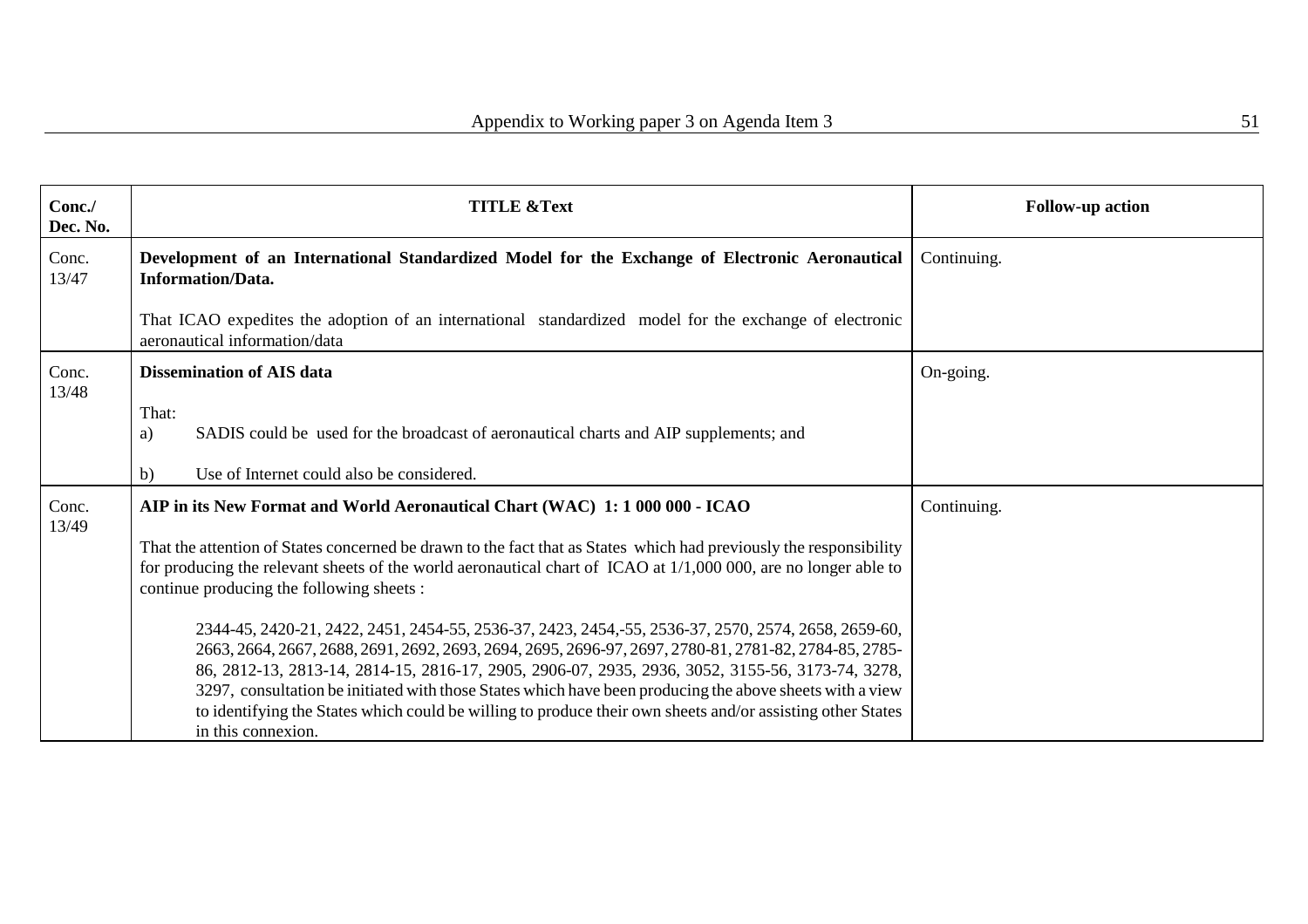| Conc./ Dec. No. | TITLE &Text | Follow-up action |
|---|---|---|
| Conc. 13/47 | **Development of an International Standardized Model for the Exchange of Electronic Aeronautical Information/Data.**<br><br>That ICAO expedites the adoption of an international standardized model for the exchange of electronic aeronautical information/data | Continuing. |
| Conc. 13/48 | **Dissemination of AIS data**<br><br>That:<br>a) SADIS could be used for the broadcast of aeronautical charts and AIP supplements; and<br><br>b) Use of Internet could also be considered. | On-going. |
| Conc. 13/49 | **AIP in its New Format and World Aeronautical Chart (WAC) 1: 1 000 000 - ICAO**<br><br>That the attention of States concerned be drawn to the fact that as States which had previously the responsibility for producing the relevant sheets of the world aeronautical chart of ICAO at 1/1,000 000, are no longer able to continue producing the following sheets :<br><br>2344-45, 2420-21, 2422, 2451, 2454-55, 2536-37, 2423, 2454,-55, 2536-37, 2570, 2574, 2658, 2659-60, 2663, 2664, 2667, 2688, 2691, 2692, 2693, 2694, 2695, 2696-97, 2697, 2780-81, 2781-82, 2784-85, 2785-86, 2812-13, 2813-14, 2814-15, 2816-17, 2905, 2906-07, 2935, 2936, 3052, 3155-56, 3173-74, 3278, 3297, consultation be initiated with those States which have been producing the above sheets with a view to identifying the States which could be willing to produce their own sheets and/or assisting other States in this connexion. | Continuing. |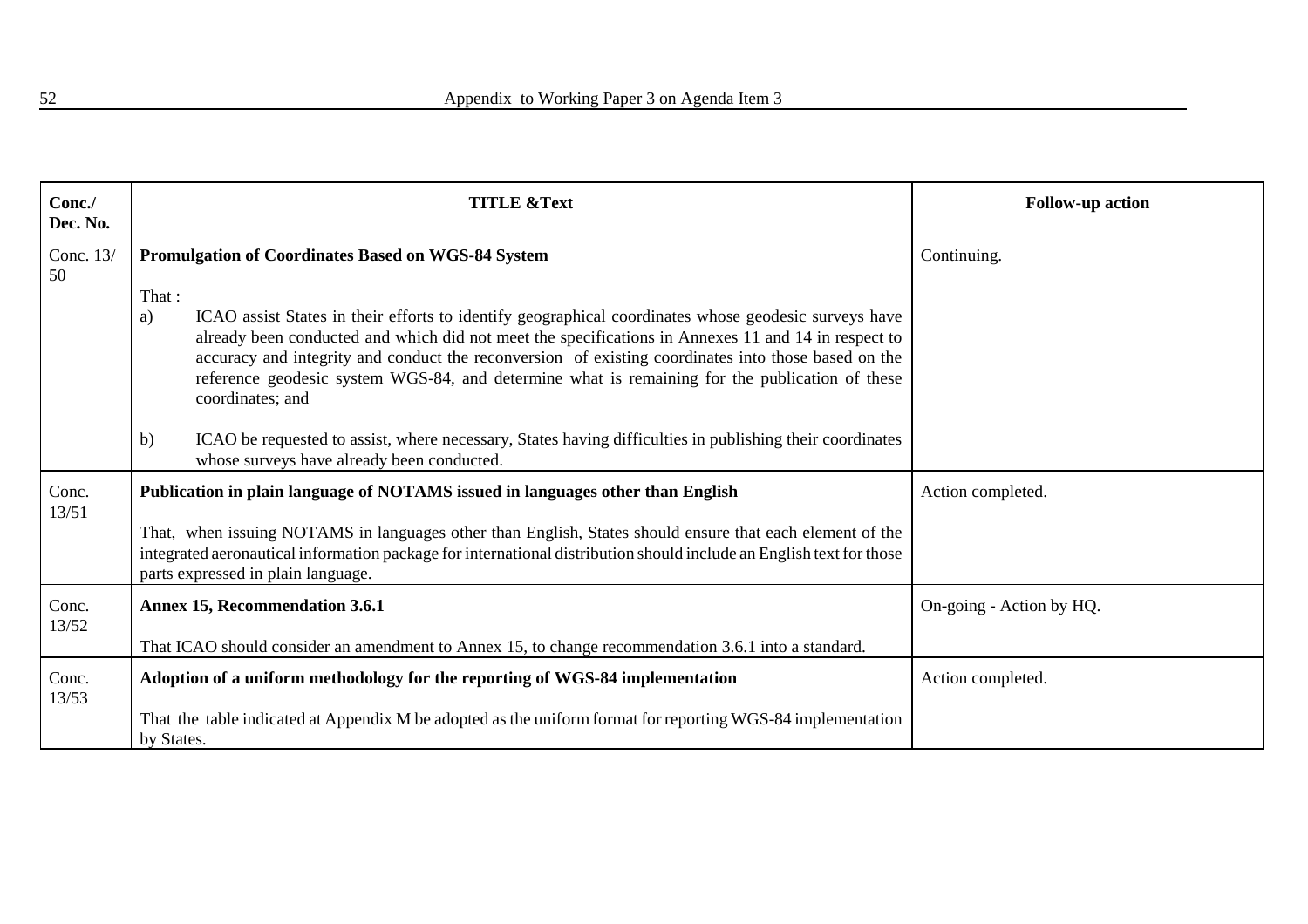| Conc./ Dec. No. | TITLE &Text | Follow-up action |
|---|---|---|
| Conc. 13/ 50 | **Promulgation of Coordinates Based on WGS-84 System**<br><br>That :<br>a) ICAO assist States in their efforts to identify geographical coordinates whose geodesic surveys have already been conducted and which did not meet the specifications in Annexes 11 and 14 in respect to accuracy and integrity and conduct the reconversion of existing coordinates into those based on the reference geodesic system WGS-84, and determine what is remaining for the publication of these coordinates; and<br><br>b) ICAO be requested to assist, where necessary, States having difficulties in publishing their coordinates whose surveys have already been conducted. | Continuing. |
| Conc. 13/51 | **Publication in plain language of NOTAMS issued in languages other than English**<br><br>That, when issuing NOTAMS in languages other than English, States should ensure that each element of the integrated aeronautical information package for international distribution should include an English text for those parts expressed in plain language. | Action completed. |
| Conc. 13/52 | **Annex 15, Recommendation 3.6.1**<br><br>That ICAO should consider an amendment to Annex 15, to change recommendation 3.6.1 into a standard. | On-going - Action by HQ. |
| Conc. 13/53 | **Adoption of a uniform methodology for the reporting of WGS-84 implementation**<br><br>That the table indicated at Appendix M be adopted as the uniform format for reporting WGS-84 implementation by States. | Action completed. |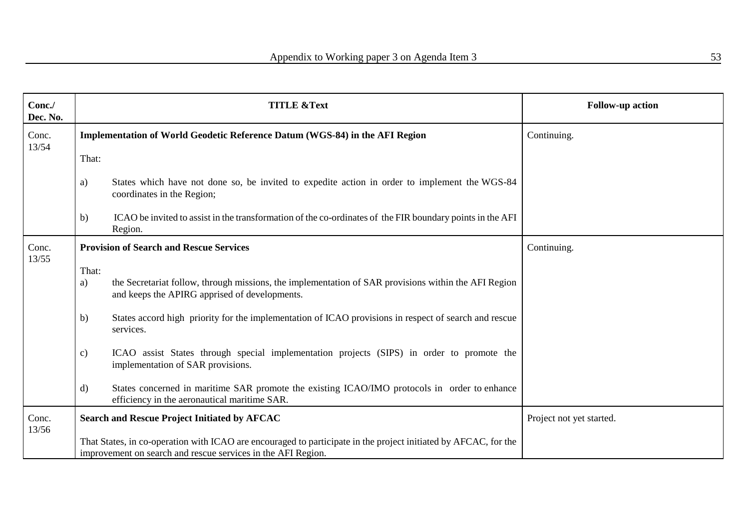| Conc./ Dec. No. | TITLE &Text | Follow-up action |
|---|---|---|
| Conc. 13/54 | **Implementation of World Geodetic Reference Datum (WGS-84) in the AFI Region**<br><br>That:<br><br>a) States which have not done so, be invited to expedite action in order to implement the WGS-84 coordinates in the Region;<br><br>b) ICAO be invited to assist in the transformation of the co-ordinates of the FIR boundary points in the AFI Region. | Continuing. |
| Conc. 13/55 | **Provision of Search and Rescue Services**<br><br>That:<br>a) the Secretariat follow, through missions, the implementation of SAR provisions within the AFI Region and keeps the APIRG apprised of developments.<br><br>b) States accord high priority for the implementation of ICAO provisions in respect of search and rescue services.<br><br>c) ICAO assist States through special implementation projects (SIPS) in order to promote the implementation of SAR provisions.<br><br>d) States concerned in maritime SAR promote the existing ICAO/IMO protocols in order to enhance efficiency in the aeronautical maritime SAR. | Continuing. |
| Conc. 13/56 | **Search and Rescue Project Initiated by AFCAC**<br><br>That States, in co-operation with ICAO are encouraged to participate in the project initiated by AFCAC, for the improvement on search and rescue services in the AFI Region. | Project not yet started. |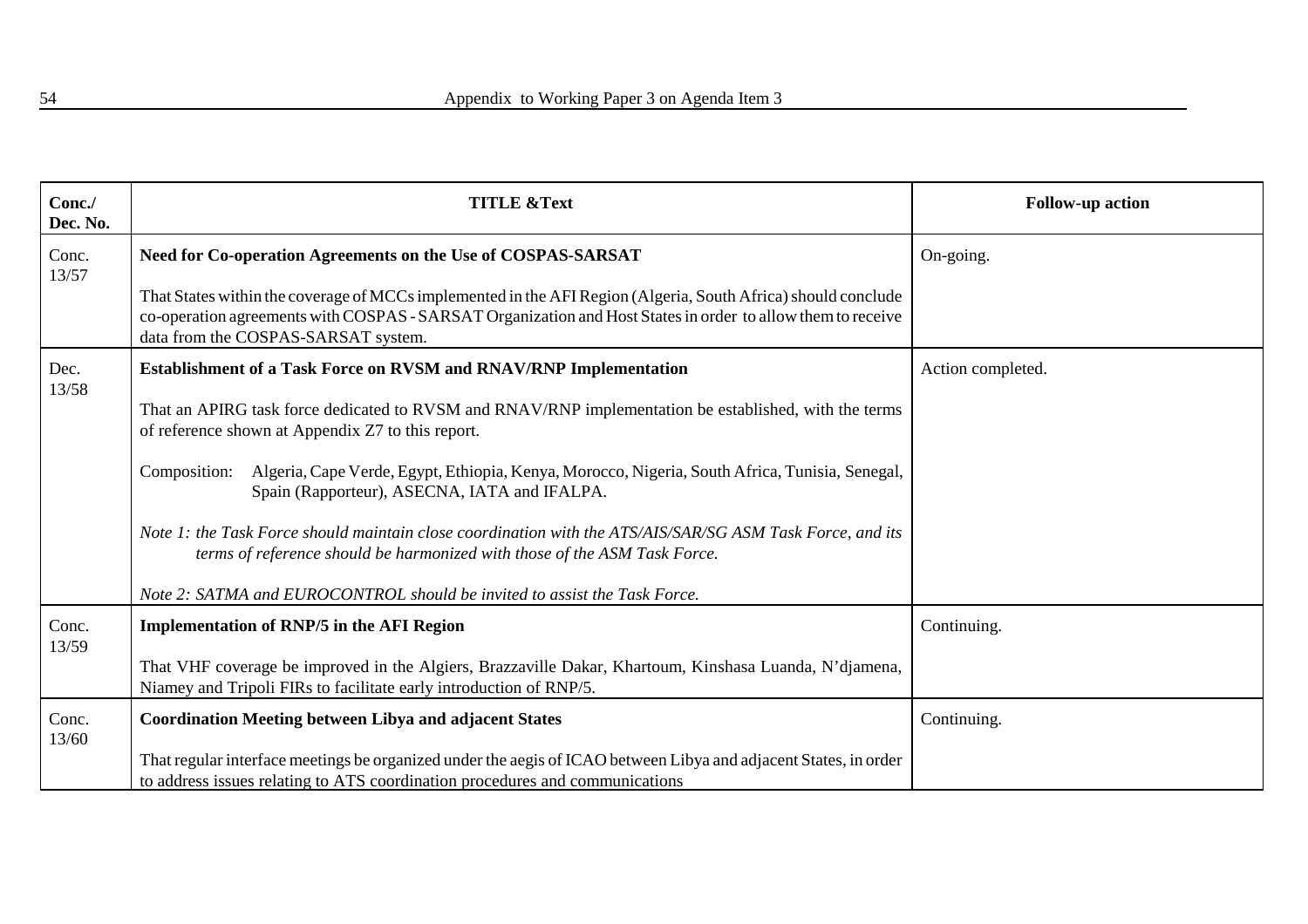| Conc./ Dec. No. | TITLE &Text | Follow-up action |
|---|---|---|
| Conc. 13/57 | **Need for Co-operation Agreements on the Use of COSPAS-SARSAT**<br><br>That States within the coverage of MCCs implemented in the AFI Region (Algeria, South Africa) should conclude co-operation agreements with COSPAS - SARSAT Organization and Host States in order to allow them to receive data from the COSPAS-SARSAT system. | On-going. |
| Dec. 13/58 | **Establishment of a Task Force on RVSM and RNAV/RNP Implementation**<br><br>That an APIRG task force dedicated to RVSM and RNAV/RNP implementation be established, with the terms of reference shown at Appendix Z7 to this report.<br><br>Composition: Algeria, Cape Verde, Egypt, Ethiopia, Kenya, Morocco, Nigeria, South Africa, Tunisia, Senegal, Spain (Rapporteur), ASECNA, IATA and IFALPA.<br><br>*Note 1: the Task Force should maintain close coordination with the ATS/AIS/SAR/SG ASM Task Force, and its terms of reference should be harmonized with those of the ASM Task Force.*<br><br>*Note 2: SATMA and EUROCONTROL should be invited to assist the Task Force.* | Action completed. |
| Conc. 13/59 | **Implementation of RNP/5 in the AFI Region**<br><br>That VHF coverage be improved in the Algiers, Brazzaville Dakar, Khartoum, Kinshasa Luanda, N'djamena, Niamey and Tripoli FIRs to facilitate early introduction of RNP/5. | Continuing. |
| Conc. 13/60 | **Coordination Meeting between Libya and adjacent States**<br><br>That regular interface meetings be organized under the aegis of ICAO between Libya and adjacent States, in order to address issues relating to ATS coordination procedures and communications | Continuing. |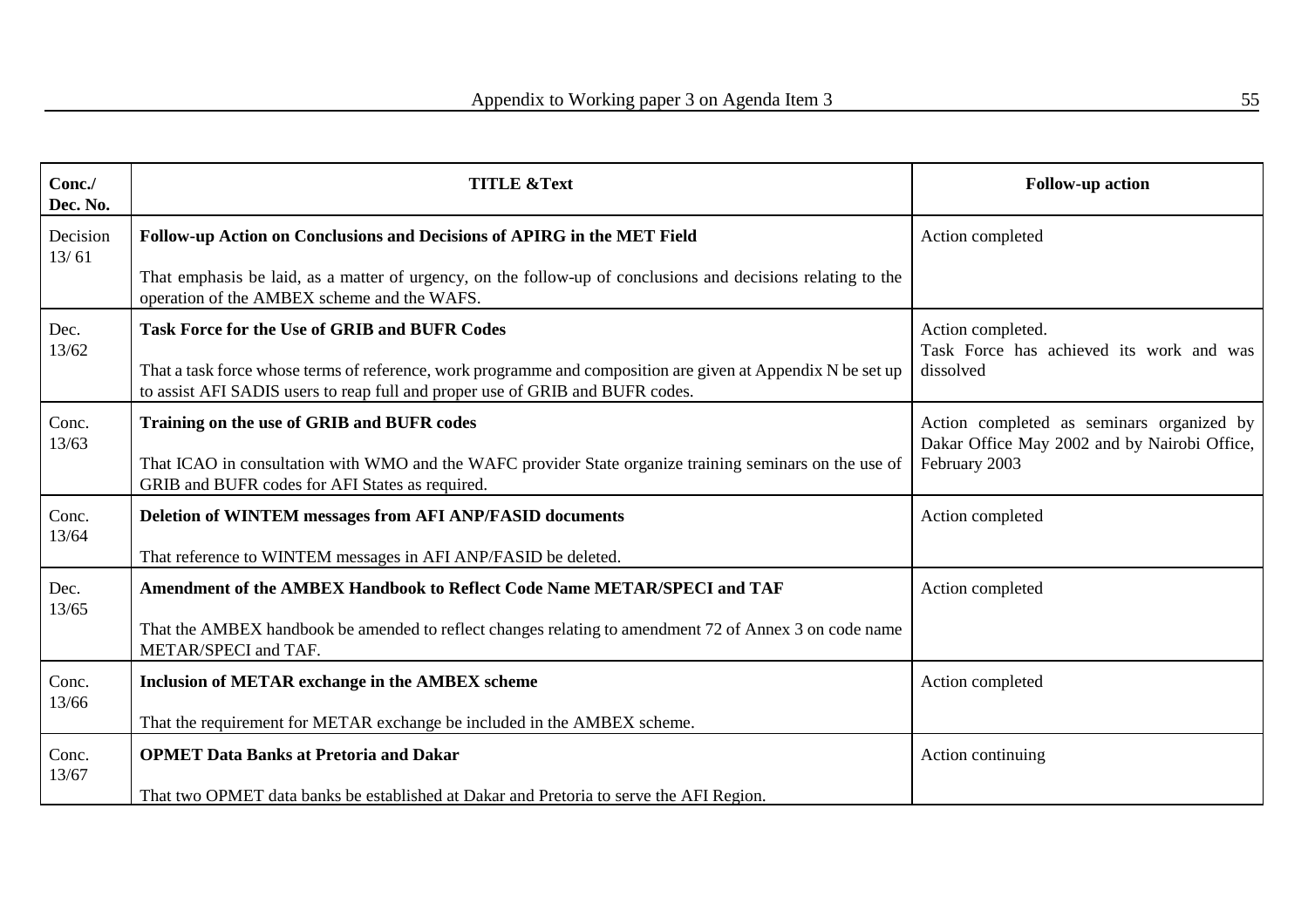| Conc./ Dec. No. | TITLE &Text | Follow-up action |
|---|---|---|
| Decision 13/ 61 | **Follow-up Action on Conclusions and Decisions of APIRG in the MET Field**<br><br>That emphasis be laid, as a matter of urgency, on the follow-up of conclusions and decisions relating to the operation of the AMBEX scheme and the WAFS. | Action completed |
| Dec. 13/62 | **Task Force for the Use of GRIB and BUFR Codes**<br><br>That a task force whose terms of reference, work programme and composition are given at Appendix N be set up to assist AFI SADIS users to reap full and proper use of GRIB and BUFR codes. | Action completed.<br>Task Force has achieved its work and was dissolved |
| Conc. 13/63 | **Training on the use of GRIB and BUFR codes**<br><br>That ICAO in consultation with WMO and the WAFC provider State organize training seminars on the use of GRIB and BUFR codes for AFI States as required. | Action completed as seminars organized by Dakar Office May 2002 and by Nairobi Office, February 2003 |
| Conc. 13/64 | **Deletion of WINTEM messages from AFI ANP/FASID documents**<br><br>That reference to WINTEM messages in AFI ANP/FASID be deleted. | Action completed |
| Dec. 13/65 | **Amendment of the AMBEX Handbook to Reflect Code Name METAR/SPECI and TAF**<br><br>That the AMBEX handbook be amended to reflect changes relating to amendment 72 of Annex 3 on code name METAR/SPECI and TAF. | Action completed |
| Conc. 13/66 | **Inclusion of METAR exchange in the AMBEX scheme**<br><br>That the requirement for METAR exchange be included in the AMBEX scheme. | Action completed |
| Conc. 13/67 | **OPMET Data Banks at Pretoria and Dakar**<br><br>That two OPMET data banks be established at Dakar and Pretoria to serve the AFI Region. | Action continuing |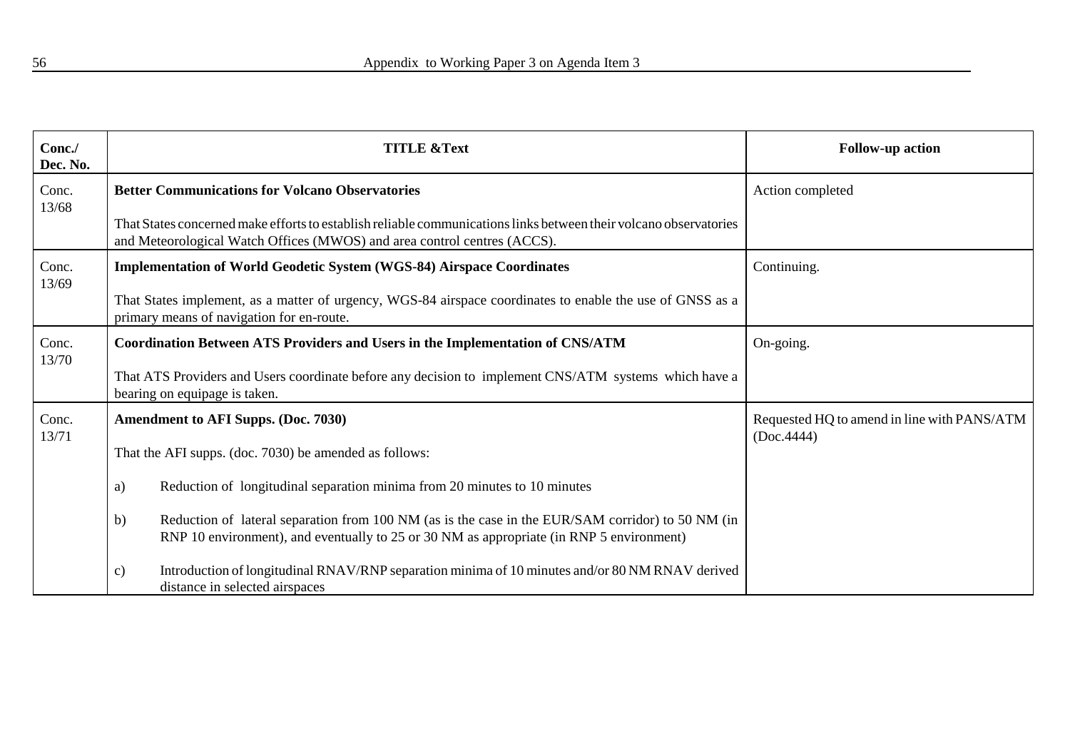| Conc./ Dec. No. | TITLE &Text | Follow-up action |
|---|---|---|
| Conc. 13/68 | **Better Communications for Volcano Observatories**<br><br>That States concerned make efforts to establish reliable communications links between their volcano observatories and Meteorological Watch Offices (MWOS) and area control centres (ACCS). | Action completed |
| Conc. 13/69 | **Implementation of World Geodetic System (WGS-84) Airspace Coordinates**<br><br>That States implement, as a matter of urgency, WGS-84 airspace coordinates to enable the use of GNSS as a primary means of navigation for en-route. | Continuing. |
| Conc. 13/70 | **Coordination Between ATS Providers and Users in the Implementation of CNS/ATM**<br><br>That ATS Providers and Users coordinate before any decision to implement CNS/ATM systems which have a bearing on equipage is taken. | On-going. |
| Conc. 13/71 | **Amendment to AFI Supps. (Doc. 7030)**<br><br>That the AFI supps. (doc. 7030) be amended as follows:<br><br>a) Reduction of longitudinal separation minima from 20 minutes to 10 minutes<br><br>b) Reduction of lateral separation from 100 NM (as is the case in the EUR/SAM corridor) to 50 NM (in RNP 10 environment), and eventually to 25 or 30 NM as appropriate (in RNP 5 environment)<br><br>c) Introduction of longitudinal RNAV/RNP separation minima of 10 minutes and/or 80 NM RNAV derived distance in selected airspaces | Requested HQ to amend in line with PANS/ATM (Doc.4444) |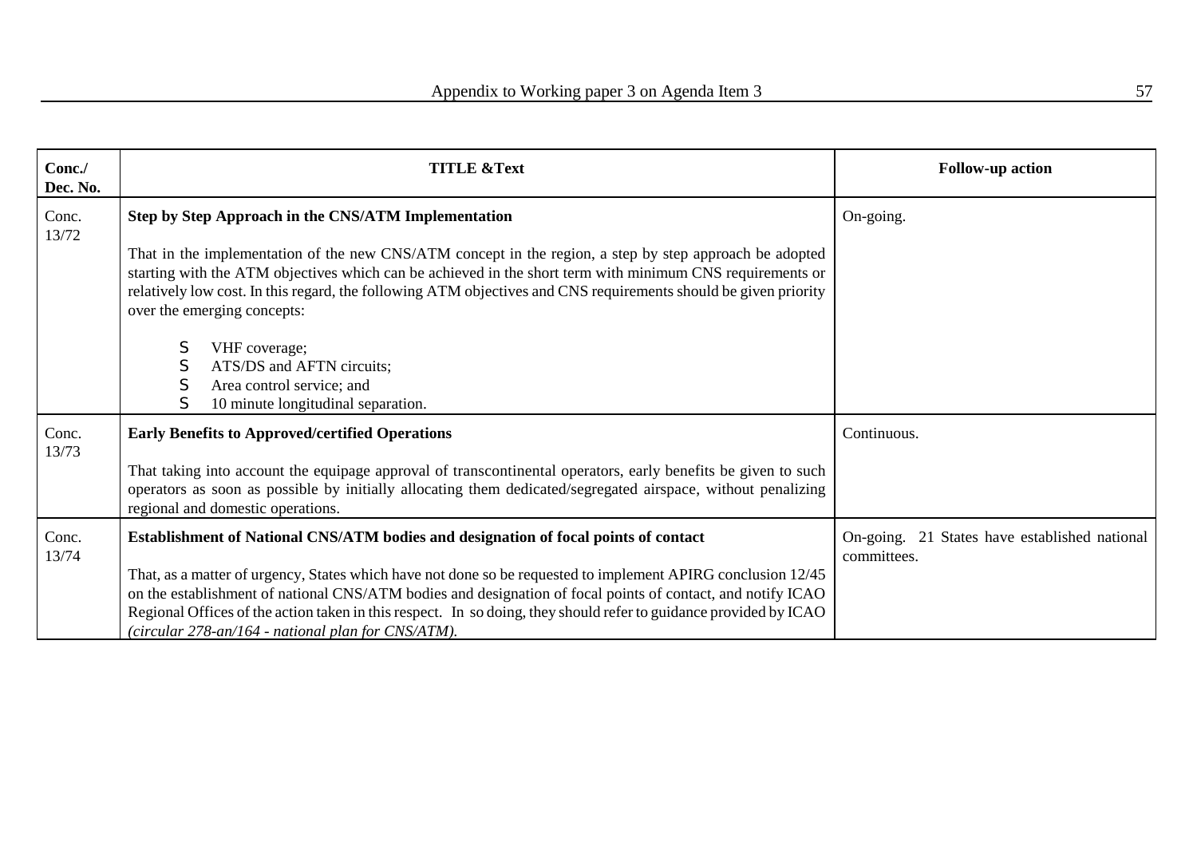| Conc./ Dec. No. | TITLE &Text | Follow-up action |
|---|---|---|
| Conc. 13/72 | **Step by Step Approach in the CNS/ATM Implementation**<br><br>That in the implementation of the new CNS/ATM concept in the region, a step by step approach be adopted starting with the ATM objectives which can be achieved in the short term with minimum CNS requirements or relatively low cost. In this regard, the following ATM objectives and CNS requirements should be given priority over the emerging concepts:<br><br>S VHF coverage;<br>S ATS/DS and AFTN circuits;<br>S Area control service; and<br>S 10 minute longitudinal separation. | On-going. |
| Conc. 13/73 | **Early Benefits to Approved/certified Operations**<br><br>That taking into account the equipage approval of transcontinental operators, early benefits be given to such operators as soon as possible by initially allocating them dedicated/segregated airspace, without penalizing regional and domestic operations. | Continuous. |
| Conc. 13/74 | **Establishment of National CNS/ATM bodies and designation of focal points of contact**<br><br>That, as a matter of urgency, States which have not done so be requested to implement APIRG conclusion 12/45 on the establishment of national CNS/ATM bodies and designation of focal points of contact, and notify ICAO Regional Offices of the action taken in this respect. In so doing, they should refer to guidance provided by ICAO *(circular 278-an/164 - national plan for CNS/ATM).* | On-going. 21 States have established national committees. |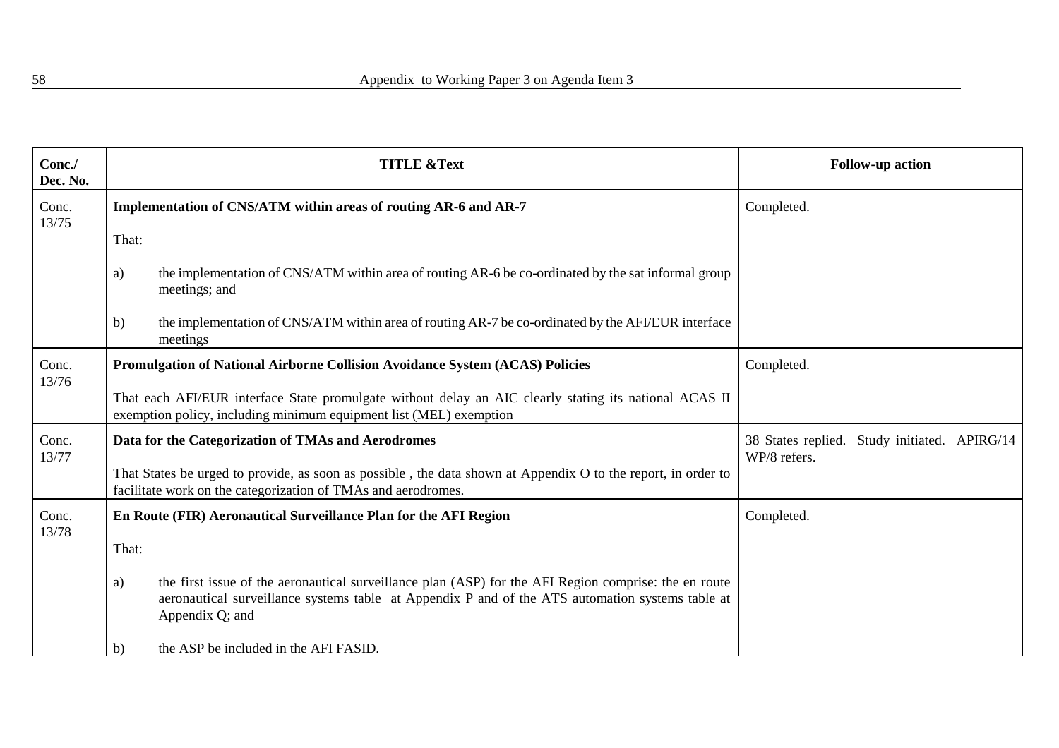| Conc./ Dec. No. | TITLE &Text | Follow-up action |
|---|---|---|
| Conc. 13/75 | **Implementation of CNS/ATM within areas of routing AR-6 and AR-7**<br><br>That:<br><br>a) the implementation of CNS/ATM within area of routing AR-6 be co-ordinated by the sat informal group meetings; and<br><br>b) the implementation of CNS/ATM within area of routing AR-7 be co-ordinated by the AFI/EUR interface meetings | Completed. |
| Conc. 13/76 | **Promulgation of National Airborne Collision Avoidance System (ACAS) Policies**<br><br>That each AFI/EUR interface State promulgate without delay an AIC clearly stating its national ACAS II exemption policy, including minimum equipment list (MEL) exemption | Completed. |
| Conc. 13/77 | **Data for the Categorization of TMAs and Aerodromes**<br><br>That States be urged to provide, as soon as possible , the data shown at Appendix O to the report, in order to facilitate work on the categorization of TMAs and aerodromes. | 38 States replied. Study initiated. APIRG/14 WP/8 refers. |
| Conc. 13/78 | **En Route (FIR) Aeronautical Surveillance Plan for the AFI Region**<br><br>That:<br><br>a) the first issue of the aeronautical surveillance plan (ASP) for the AFI Region comprise: the en route aeronautical surveillance systems table at Appendix P and of the ATS automation systems table at Appendix Q; and<br><br>b) the ASP be included in the AFI FASID. | Completed. |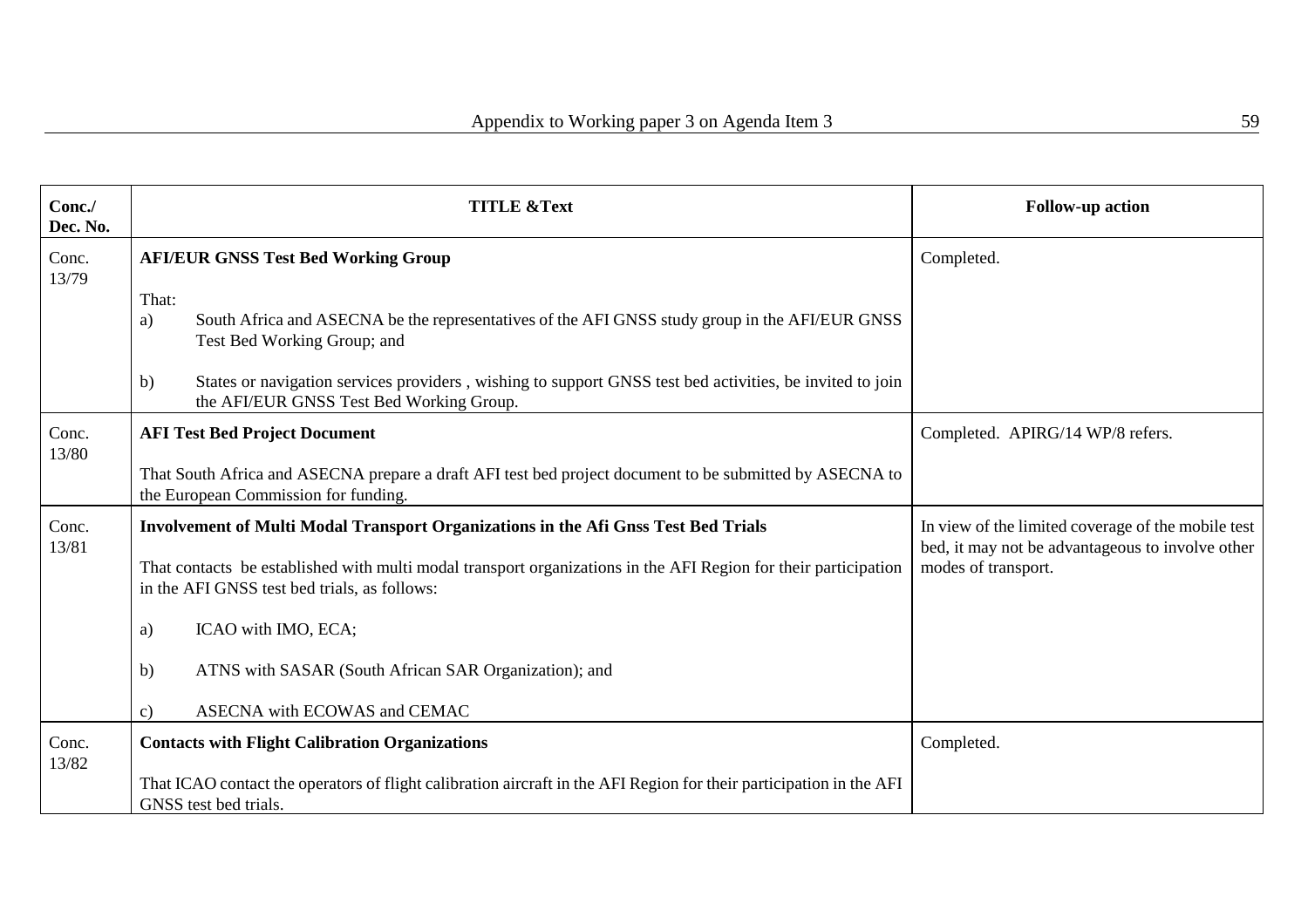| Conc./ Dec. No. | TITLE &Text | Follow-up action |
|---|---|---|
| Conc. 13/79 | **AFI/EUR GNSS Test Bed Working Group**<br><br>That:<br>a) South Africa and ASECNA be the representatives of the AFI GNSS study group in the AFI/EUR GNSS Test Bed Working Group; and<br><br>b) States or navigation services providers , wishing to support GNSS test bed activities, be invited to join the AFI/EUR GNSS Test Bed Working Group. | Completed. |
| Conc. 13/80 | **AFI Test Bed Project Document**<br><br>That South Africa and ASECNA prepare a draft AFI test bed project document to be submitted by ASECNA to the European Commission for funding. | Completed. APIRG/14 WP/8 refers. |
| Conc. 13/81 | **Involvement of Multi Modal Transport Organizations in the Afi Gnss Test Bed Trials**<br><br>That contacts be established with multi modal transport organizations in the AFI Region for their participation in the AFI GNSS test bed trials, as follows:<br><br>a) ICAO with IMO, ECA;<br><br>b) ATNS with SASAR (South African SAR Organization); and<br><br>c) ASECNA with ECOWAS and CEMAC | In view of the limited coverage of the mobile test bed, it may not be advantageous to involve other modes of transport. |
| Conc. 13/82 | **Contacts with Flight Calibration Organizations**<br><br>That ICAO contact the operators of flight calibration aircraft in the AFI Region for their participation in the AFI GNSS test bed trials. | Completed. |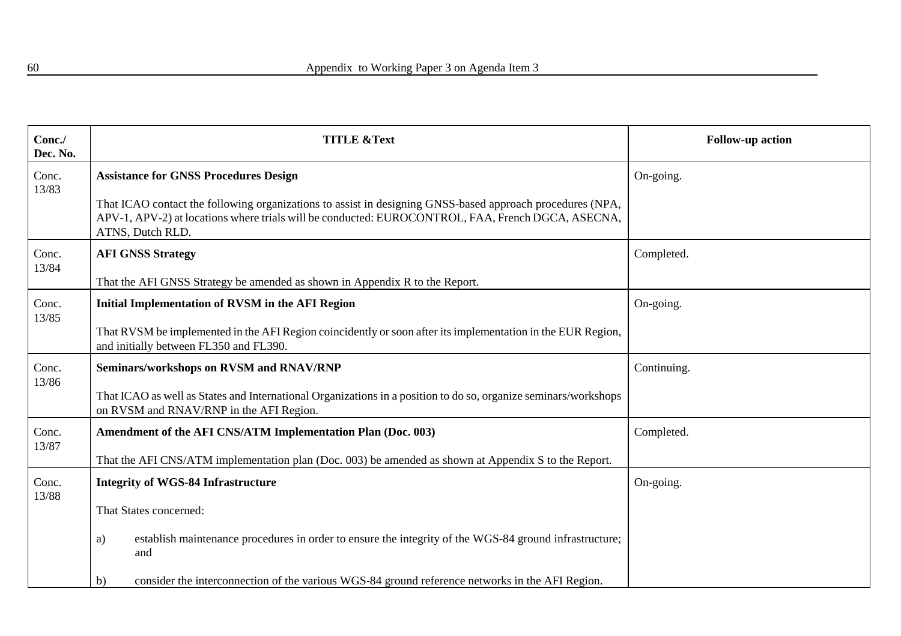| Conc./ Dec. No. | TITLE &Text | Follow-up action |
|---|---|---|
| Conc. 13/83 | **Assistance for GNSS Procedures Design**<br><br>That ICAO contact the following organizations to assist in designing GNSS-based approach procedures (NPA, APV-1, APV-2) at locations where trials will be conducted: EUROCONTROL, FAA, French DGCA, ASECNA, ATNS, Dutch RLD. | On-going. |
| Conc. 13/84 | **AFI GNSS Strategy**<br><br>That the AFI GNSS Strategy be amended as shown in Appendix R to the Report. | Completed. |
| Conc. 13/85 | **Initial Implementation of RVSM in the AFI Region**<br><br>That RVSM be implemented in the AFI Region coincidently or soon after its implementation in the EUR Region, and initially between FL350 and FL390. | On-going. |
| Conc. 13/86 | **Seminars/workshops on RVSM and RNAV/RNP**<br><br>That ICAO as well as States and International Organizations in a position to do so, organize seminars/workshops on RVSM and RNAV/RNP in the AFI Region. | Continuing. |
| Conc. 13/87 | **Amendment of the AFI CNS/ATM Implementation Plan (Doc. 003)**<br><br>That the AFI CNS/ATM implementation plan (Doc. 003) be amended as shown at Appendix S to the Report. | Completed. |
| Conc. 13/88 | **Integrity of WGS-84 Infrastructure**<br><br>That States concerned:<br><br>a) establish maintenance procedures in order to ensure the integrity of the WGS-84 ground infrastructure; and<br><br>b) consider the interconnection of the various WGS-84 ground reference networks in the AFI Region. | On-going. |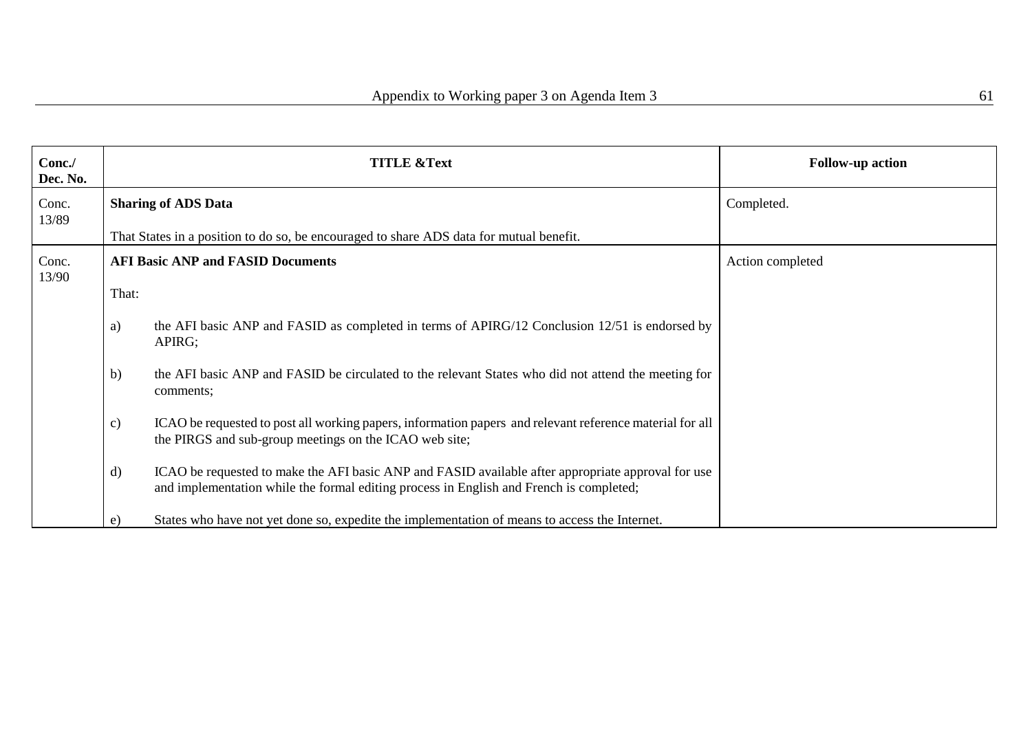| Conc./ Dec. No. | TITLE &Text | Follow-up action |
|---|---|---|
| Conc. 13/89 | **Sharing of ADS Data**<br><br>That States in a position to do so, be encouraged to share ADS data for mutual benefit. | Completed. |
| Conc. 13/90 | **AFI Basic ANP and FASID Documents**<br><br>That:<br><br>a) the AFI basic ANP and FASID as completed in terms of APIRG/12 Conclusion 12/51 is endorsed by APIRG;<br><br>b) the AFI basic ANP and FASID be circulated to the relevant States who did not attend the meeting for comments;<br><br>c) ICAO be requested to post all working papers, information papers and relevant reference material for all the PIRGS and sub-group meetings on the ICAO web site;<br><br>d) ICAO be requested to make the AFI basic ANP and FASID available after appropriate approval for use and implementation while the formal editing process in English and French is completed;<br><br>e) States who have not yet done so, expedite the implementation of means to access the Internet. | Action completed |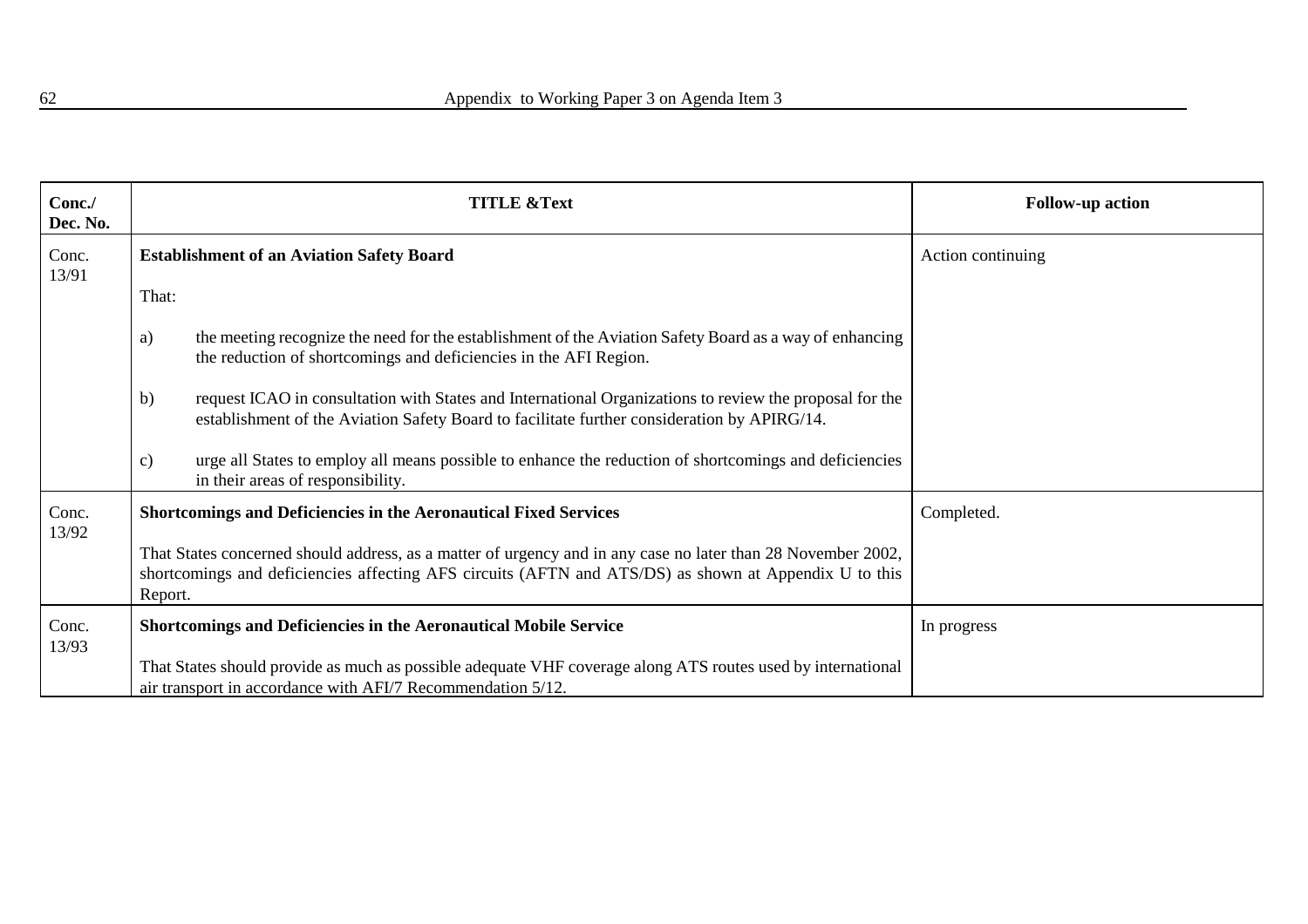| Conc./ Dec. No. | TITLE &Text | Follow-up action |
|---|---|---|
| Conc. 13/91 | **Establishment of an Aviation Safety Board**<br><br>That:<br><br>a) the meeting recognize the need for the establishment of the Aviation Safety Board as a way of enhancing the reduction of shortcomings and deficiencies in the AFI Region.<br><br>b) request ICAO in consultation with States and International Organizations to review the proposal for the establishment of the Aviation Safety Board to facilitate further consideration by APIRG/14.<br><br>c) urge all States to employ all means possible to enhance the reduction of shortcomings and deficiencies in their areas of responsibility. | Action continuing |
| Conc. 13/92 | **Shortcomings and Deficiencies in the Aeronautical Fixed Services**<br><br>That States concerned should address, as a matter of urgency and in any case no later than 28 November 2002, shortcomings and deficiencies affecting AFS circuits (AFTN and ATS/DS) as shown at Appendix U to this Report. | Completed. |
| Conc. 13/93 | **Shortcomings and Deficiencies in the Aeronautical Mobile Service**<br><br>That States should provide as much as possible adequate VHF coverage along ATS routes used by international air transport in accordance with AFI/7 Recommendation 5/12. | In progress |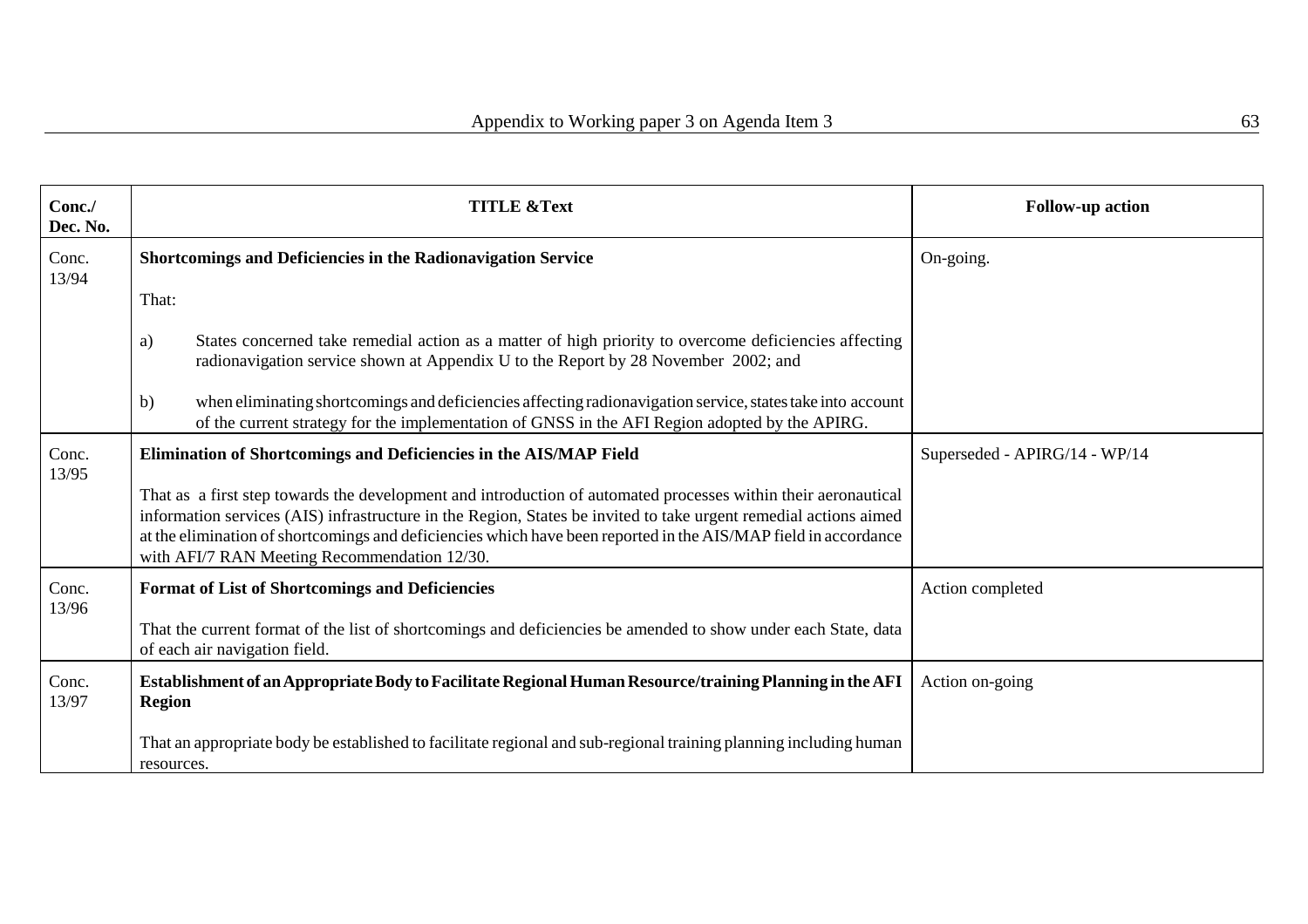| Conc./ Dec. No. | TITLE &Text | Follow-up action |
|---|---|---|
| Conc. 13/94 | **Shortcomings and Deficiencies in the Radionavigation Service**<br><br>That:<br><br>a) States concerned take remedial action as a matter of high priority to overcome deficiencies affecting radionavigation service shown at Appendix U to the Report by 28 November 2002; and<br><br>b) when eliminating shortcomings and deficiencies affecting radionavigation service, states take into account of the current strategy for the implementation of GNSS in the AFI Region adopted by the APIRG. | On-going. |
| Conc. 13/95 | **Elimination of Shortcomings and Deficiencies in the AIS/MAP Field**<br><br>That as a first step towards the development and introduction of automated processes within their aeronautical information services (AIS) infrastructure in the Region, States be invited to take urgent remedial actions aimed at the elimination of shortcomings and deficiencies which have been reported in the AIS/MAP field in accordance with AFI/7 RAN Meeting Recommendation 12/30. | Superseded - APIRG/14 - WP/14 |
| Conc. 13/96 | **Format of List of Shortcomings and Deficiencies**<br><br>That the current format of the list of shortcomings and deficiencies be amended to show under each State, data of each air navigation field. | Action completed |
| Conc. 13/97 | **Establishment of an Appropriate Body to Facilitate Regional Human Resource/training Planning in the AFI Region**<br><br>That an appropriate body be established to facilitate regional and sub-regional training planning including human resources. | Action on-going |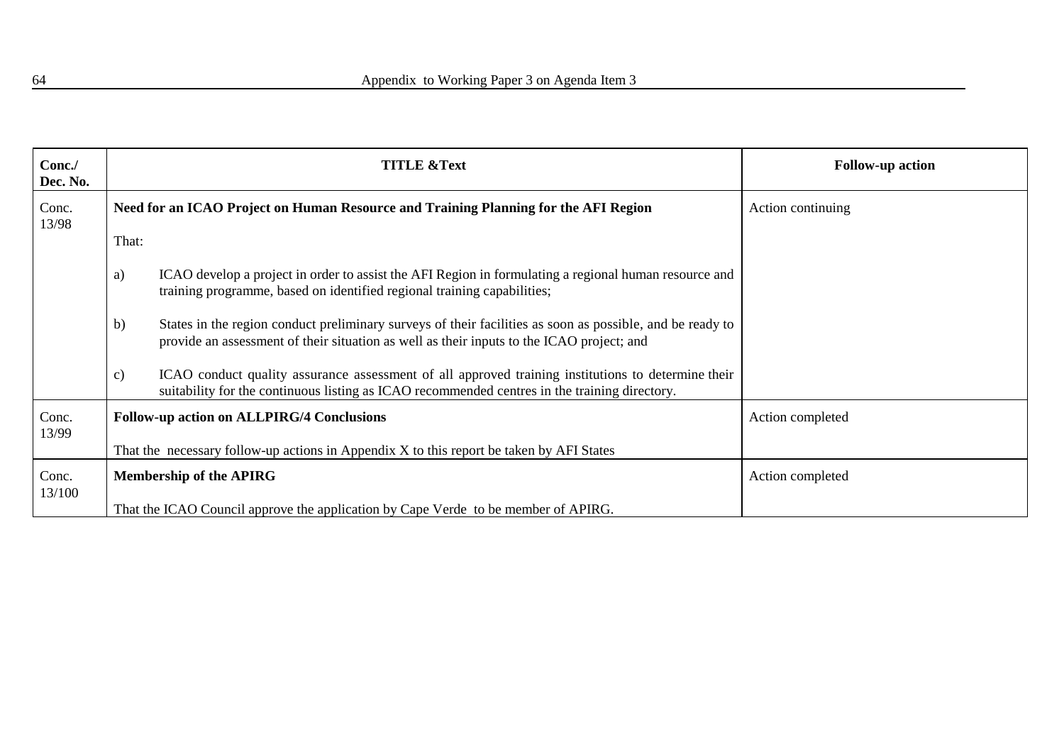| Conc./ Dec. No. | TITLE &Text | Follow-up action |
|---|---|---|
| Conc. 13/98 | **Need for an ICAO Project on Human Resource and Training Planning for the AFI Region**<br><br>That:<br><br>a) ICAO develop a project in order to assist the AFI Region in formulating a regional human resource and training programme, based on identified regional training capabilities;<br><br>b) States in the region conduct preliminary surveys of their facilities as soon as possible, and be ready to provide an assessment of their situation as well as their inputs to the ICAO project; and<br><br>c) ICAO conduct quality assurance assessment of all approved training institutions to determine their suitability for the continuous listing as ICAO recommended centres in the training directory. | Action continuing |
| Conc. 13/99 | **Follow-up action on ALLPIRG/4 Conclusions**<br><br>That the necessary follow-up actions in Appendix X to this report be taken by AFI States | Action completed |
| Conc. 13/100 | **Membership of the APIRG**<br><br>That the ICAO Council approve the application by Cape Verde to be member of APIRG. | Action completed |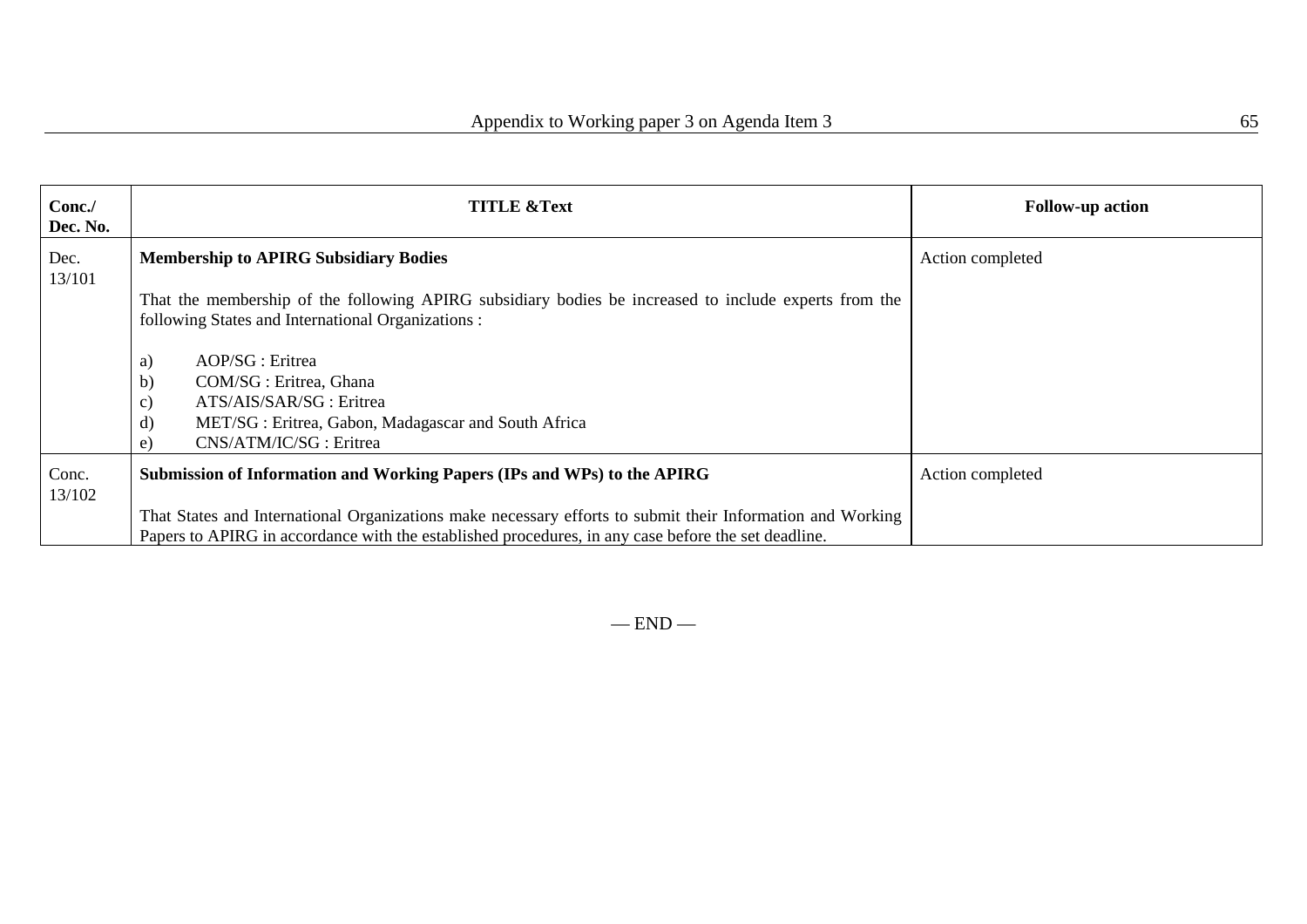| Conc./ Dec. No. | TITLE &Text | Follow-up action |
|---|---|---|
| Dec. 13/101 | **Membership to APIRG Subsidiary Bodies**<br><br>That the membership of the following APIRG subsidiary bodies be increased to include experts from the following States and International Organizations :<br><br>a) AOP/SG : Eritrea<br>b) COM/SG : Eritrea, Ghana<br>c) ATS/AIS/SAR/SG : Eritrea<br>d) MET/SG : Eritrea, Gabon, Madagascar and South Africa<br>e) CNS/ATM/IC/SG : Eritrea | Action completed |
| Conc. 13/102 | **Submission of Information and Working Papers (IPs and WPs) to the APIRG**<br><br>That States and International Organizations make necessary efforts to submit their Information and Working Papers to APIRG in accordance with the established procedures, in any case before the set deadline. | Action completed |

— END —